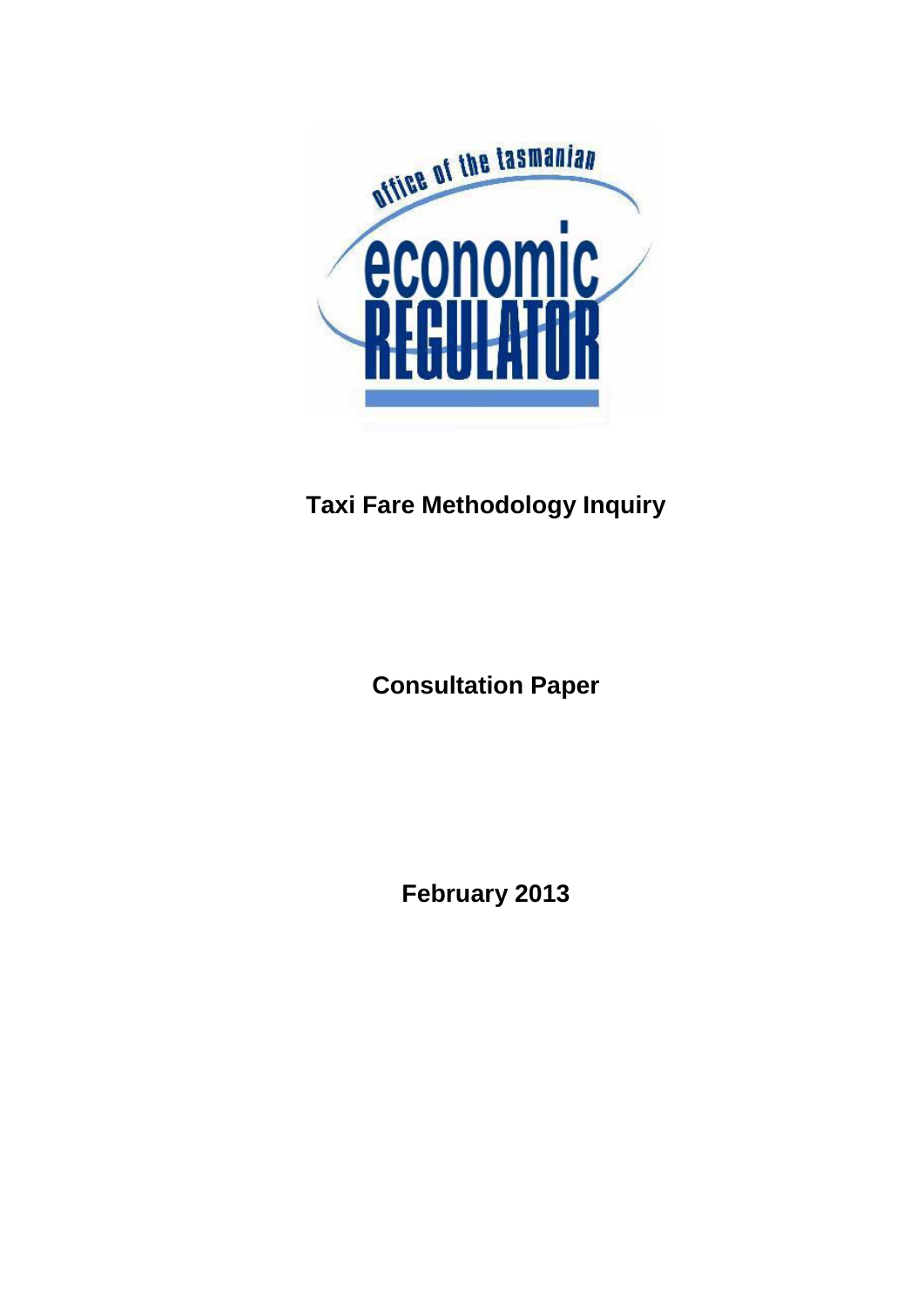office of the tasmanian

economic

REGULATOR

# Taxi Fare Methodology Inquiry

## Consultation Paper

**February 2013**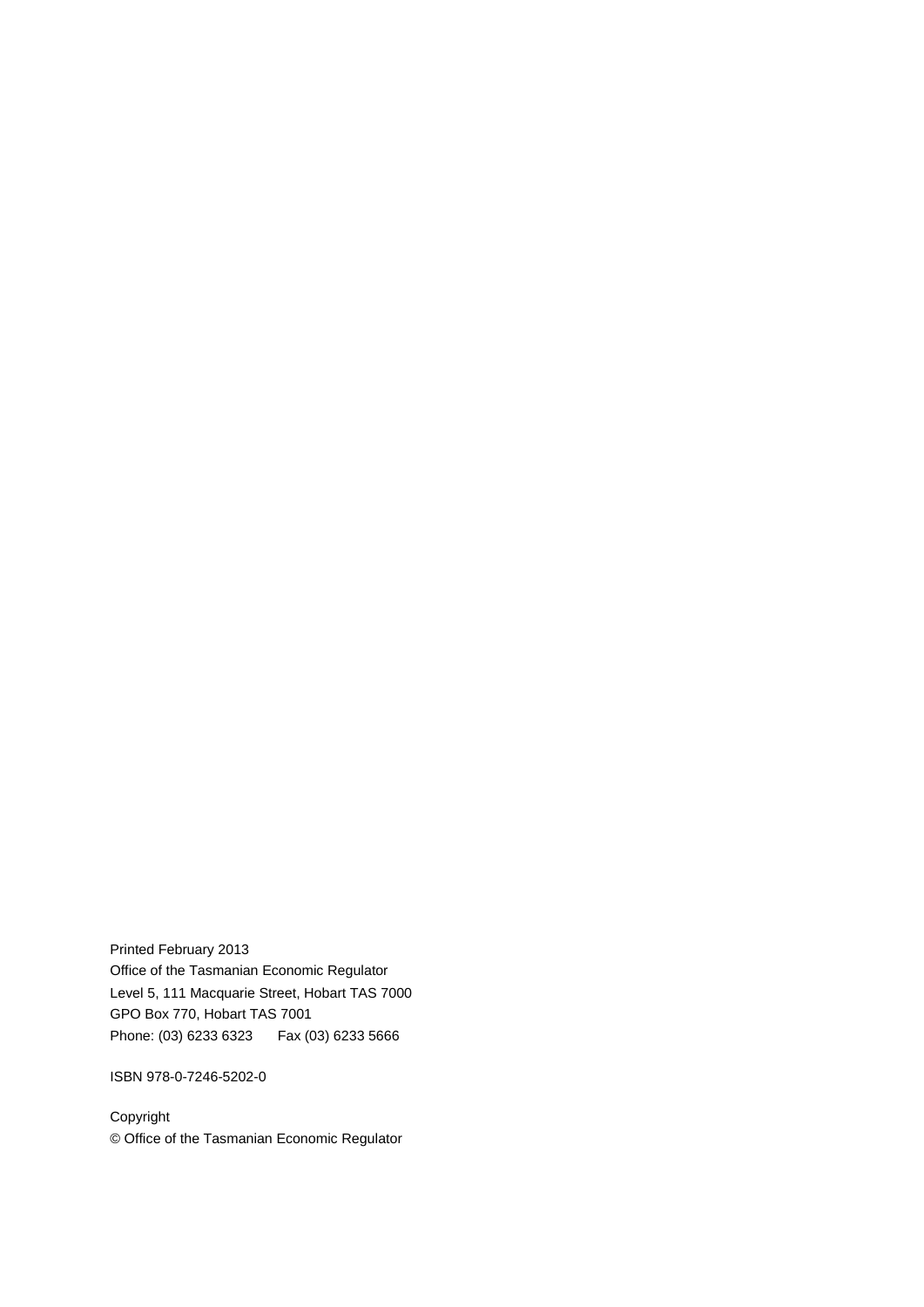Printed February 2013

Office of the Tasmanian Economic Regulator

Level 5, 111 Macquarie Street, Hobart TAS 7000

GPO Box 770, Hobart TAS 7001

Phone: (03) 6233 6323 Fax (03) 6233 5666

ISBN 978-0-7246-5202-0

Copyright

© Office of the Tasmanian Economic Regulator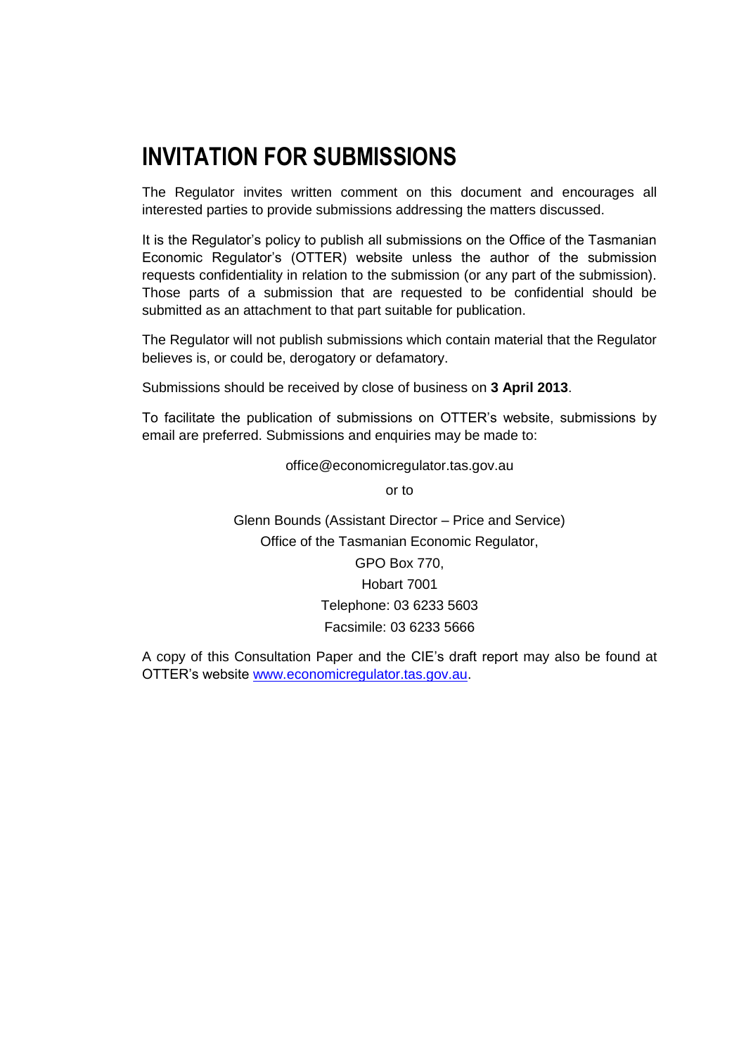# INVITATION FOR SUBMISSIONS

The Regulator invites written comment on this document and encourages all interested parties to provide submissions addressing the matters discussed.

It is the Regulator's policy to publish all submissions on the Office of the Tasmanian Economic Regulator's (OTTER) website unless the author of the submission requests confidentiality in relation to the submission (or any part of the submission). Those parts of a submission that are requested to be confidential should be submitted as an attachment to that part suitable for publication.

The Regulator will not publish submissions which contain material that the Regulator believes is, or could be, derogatory or defamatory.

Submissions should be received by close of business on **3 April 2013**.

To facilitate the publication of submissions on OTTER's website, submissions by email are preferred. Submissions and enquiries may be made to:

office@economicregulator.tas.gov.au

or to

Glenn Bounds (Assistant Director – Price and Service)
Office of the Tasmanian Economic Regulator,
GPO Box 770,
Hobart 7001
Telephone: 03 6233 5603
Facsimile: 03 6233 5666

A copy of this Consultation Paper and the CIE's draft report may also be found at OTTER's website [www.economicregulator.tas.gov.au](http://www.economicregulator.tas.gov.au).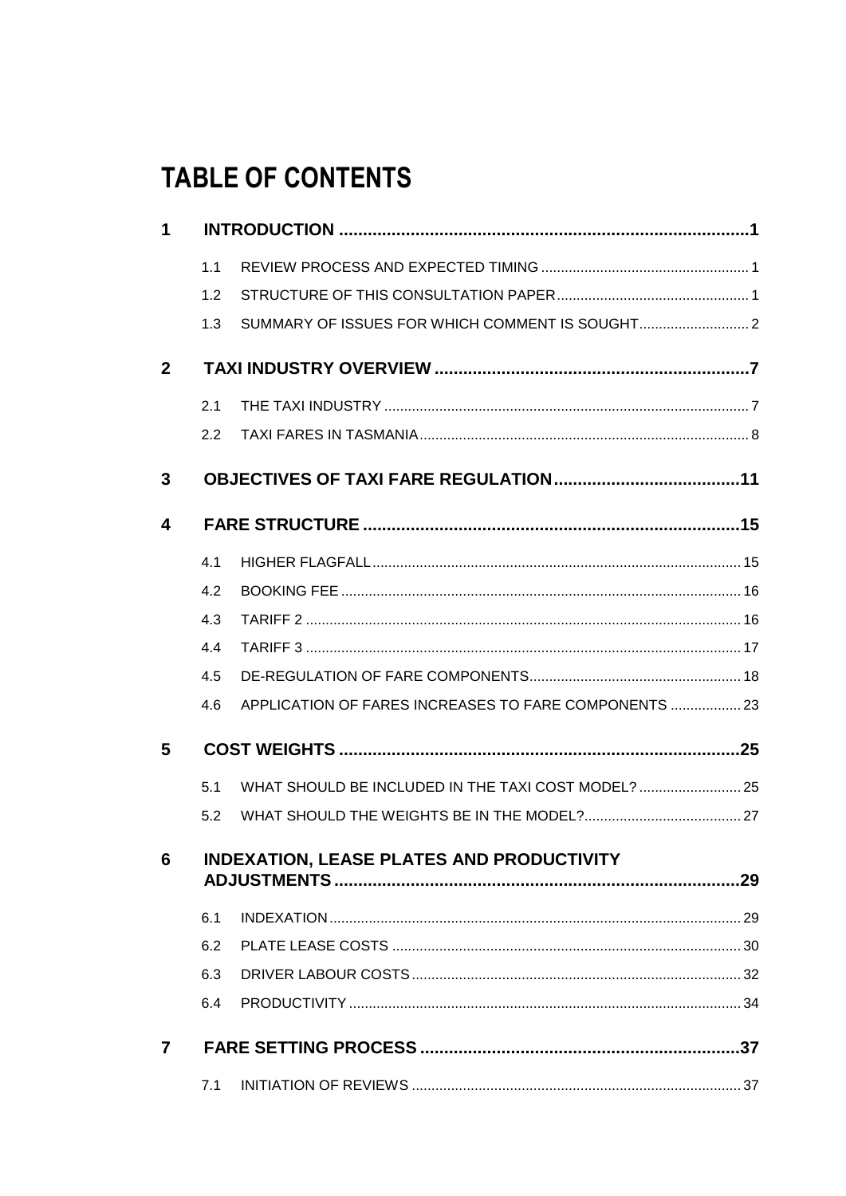# TABLE OF CONTENTS

**1 INTRODUCTION ....................................................................................1**

- 1.1 REVIEW PROCESS AND EXPECTED TIMING ..................................................... 1
- 1.2 STRUCTURE OF THIS CONSULTATION PAPER ................................................. 1
- 1.3 SUMMARY OF ISSUES FOR WHICH COMMENT IS SOUGHT ............................ 2

**2 TAXI INDUSTRY OVERVIEW ..................................................................7**

- 2.1 THE TAXI INDUSTRY ............................................................................................ 7
- 2.2 TAXI FARES IN TASMANIA .................................................................................... 8

**3 OBJECTIVES OF TAXI FARE REGULATION .......................................11**

**4 FARE STRUCTURE ...............................................................................15**

- 4.1 HIGHER FLAGFALL ............................................................................................. 15
- 4.2 BOOKING FEE ..................................................................................................... 16
- 4.3 TARIFF 2 .............................................................................................................. 16
- 4.4 TARIFF 3 .............................................................................................................. 17
- 4.5 DE-REGULATION OF FARE COMPONENTS ...................................................... 18
- 4.6 APPLICATION OF FARES INCREASES TO FARE COMPONENTS .................. 23

**5 COST WEIGHTS ....................................................................................25**

- 5.1 WHAT SHOULD BE INCLUDED IN THE TAXI COST MODEL? .......................... 25
- 5.2 WHAT SHOULD THE WEIGHTS BE IN THE MODEL? ........................................ 27

**6 INDEXATION, LEASE PLATES AND PRODUCTIVITY ADJUSTMENTS .....................................................................................29**

- 6.1 INDEXATION ........................................................................................................ 29
- 6.2 PLATE LEASE COSTS ......................................................................................... 30
- 6.3 DRIVER LABOUR COSTS .................................................................................... 32
- 6.4 PRODUCTIVITY ................................................................................................... 34

**7 FARE SETTING PROCESS ...................................................................37**

- 7.1 INITIATION OF REVIEWS .................................................................................... 37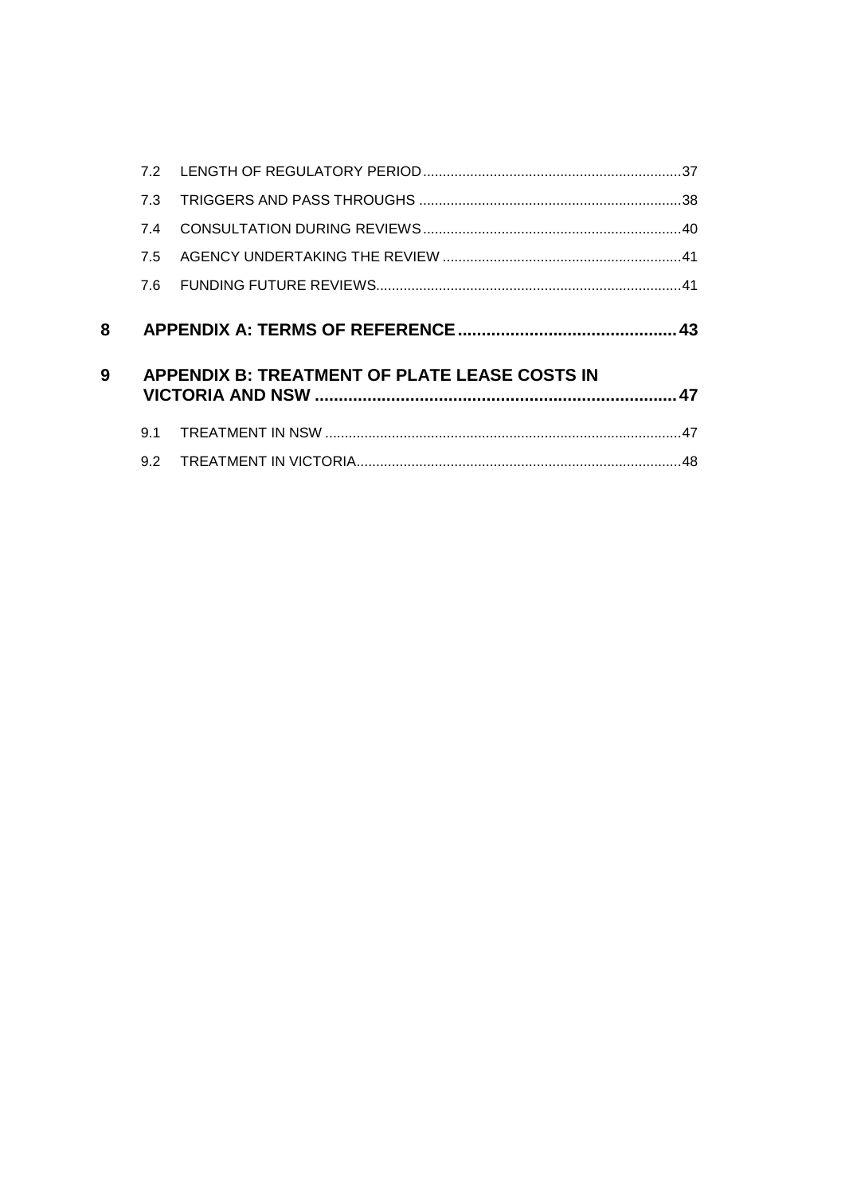| | | |
|---|---|---|
| 7.2 | LENGTH OF REGULATORY PERIOD | 37 |
| 7.3 | TRIGGERS AND PASS THROUGHS | 38 |
| 7.4 | CONSULTATION DURING REVIEWS | 40 |
| 7.5 | AGENCY UNDERTAKING THE REVIEW | 41 |
| 7.6 | FUNDING FUTURE REVIEWS | 41 |
| **8** | **APPENDIX A: TERMS OF REFERENCE** | **43** |
| **9** | **APPENDIX B: TREATMENT OF PLATE LEASE COSTS IN VICTORIA AND NSW** | **47** |
| 9.1 | TREATMENT IN NSW | 47 |
| 9.2 | TREATMENT IN VICTORIA | 48 |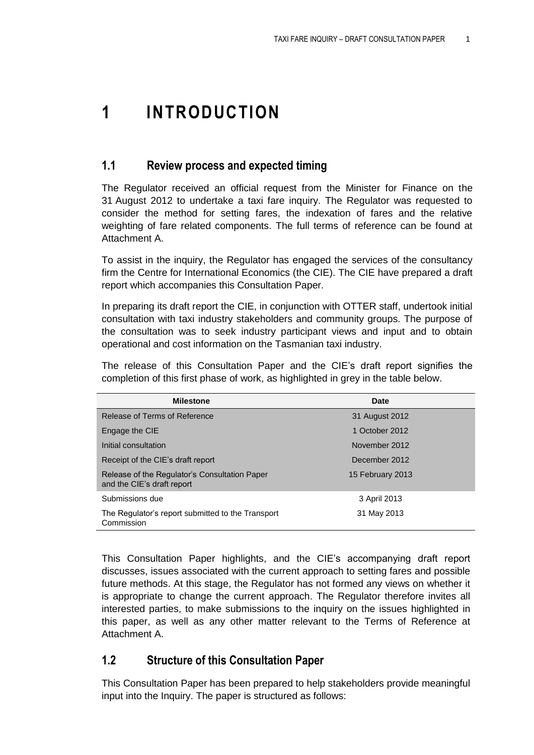# 1 INTRODUCTION

## 1.1 Review process and expected timing

The Regulator received an official request from the Minister for Finance on the 31 August 2012 to undertake a taxi fare inquiry. The Regulator was requested to consider the method for setting fares, the indexation of fares and the relative weighting of fare related components. The full terms of reference can be found at Attachment A.

To assist in the inquiry, the Regulator has engaged the services of the consultancy firm the Centre for International Economics (the CIE). The CIE have prepared a draft report which accompanies this Consultation Paper.

In preparing its draft report the CIE, in conjunction with OTTER staff, undertook initial consultation with taxi industry stakeholders and community groups. The purpose of the consultation was to seek industry participant views and input and to obtain operational and cost information on the Tasmanian taxi industry.

The release of this Consultation Paper and the CIE's draft report signifies the completion of this first phase of work, as highlighted in grey in the table below.

| Milestone | Date |
|---|---|
| Release of Terms of Reference | 31 August 2012 |
| Engage the CIE | 1 October 2012 |
| Initial consultation | November 2012 |
| Receipt of the CIE's draft report | December 2012 |
| Release of the Regulator's Consultation Paper and the CIE's draft report | 15 February 2013 |
| Submissions due | 3 April 2013 |
| The Regulator's report submitted to the Transport Commission | 31 May 2013 |

This Consultation Paper highlights, and the CIE's accompanying draft report discusses, issues associated with the current approach to setting fares and possible future methods. At this stage, the Regulator has not formed any views on whether it is appropriate to change the current approach. The Regulator therefore invites all interested parties, to make submissions to the inquiry on the issues highlighted in this paper, as well as any other matter relevant to the Terms of Reference at Attachment A.

## 1.2 Structure of this Consultation Paper

This Consultation Paper has been prepared to help stakeholders provide meaningful input into the Inquiry. The paper is structured as follows: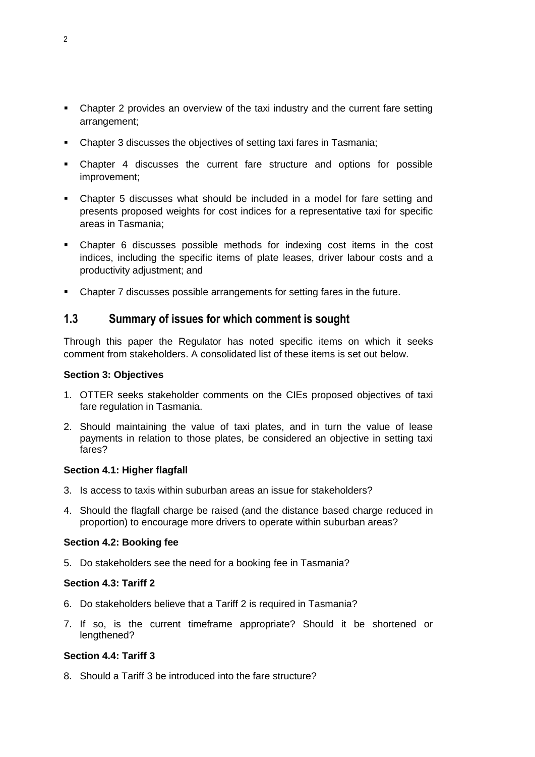- Chapter 2 provides an overview of the taxi industry and the current fare setting arrangement;
- Chapter 3 discusses the objectives of setting taxi fares in Tasmania;
- Chapter 4 discusses the current fare structure and options for possible improvement;
- Chapter 5 discusses what should be included in a model for fare setting and presents proposed weights for cost indices for a representative taxi for specific areas in Tasmania;
- Chapter 6 discusses possible methods for indexing cost items in the cost indices, including the specific items of plate leases, driver labour costs and a productivity adjustment; and
- Chapter 7 discusses possible arrangements for setting fares in the future.

## 1.3 Summary of issues for which comment is sought

Through this paper the Regulator has noted specific items on which it seeks comment from stakeholders. A consolidated list of these items is set out below.

**Section 3: Objectives**

1. OTTER seeks stakeholder comments on the CIEs proposed objectives of taxi fare regulation in Tasmania.
2. Should maintaining the value of taxi plates, and in turn the value of lease payments in relation to those plates, be considered an objective in setting taxi fares?

**Section 4.1: Higher flagfall**

3. Is access to taxis within suburban areas an issue for stakeholders?
4. Should the flagfall charge be raised (and the distance based charge reduced in proportion) to encourage more drivers to operate within suburban areas?

**Section 4.2: Booking fee**

5. Do stakeholders see the need for a booking fee in Tasmania?

**Section 4.3: Tariff 2**

6. Do stakeholders believe that a Tariff 2 is required in Tasmania?
7. If so, is the current timeframe appropriate? Should it be shortened or lengthened?

**Section 4.4: Tariff 3**

8. Should a Tariff 3 be introduced into the fare structure?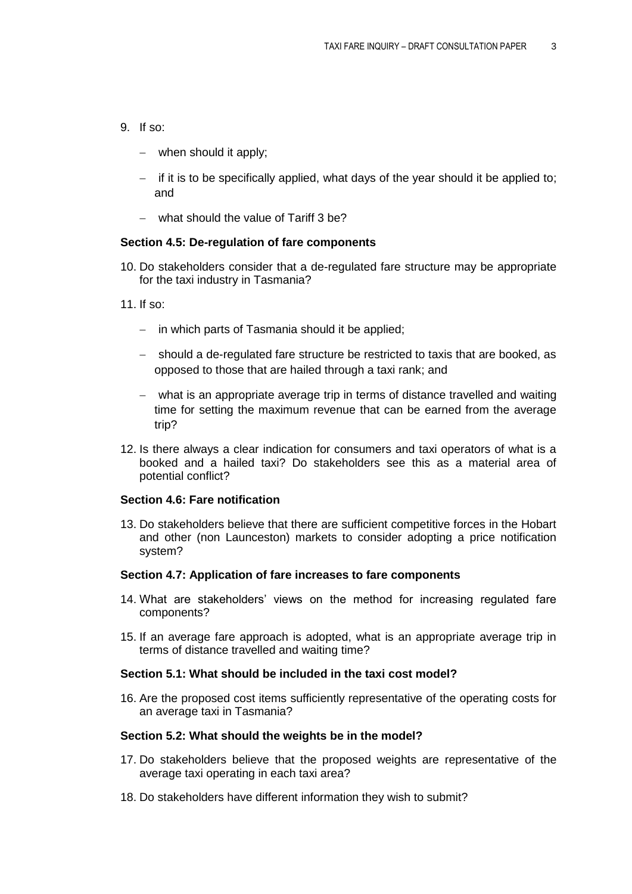9. If so:

   - when should it apply;
   - if it is to be specifically applied, what days of the year should it be applied to; and
   - what should the value of Tariff 3 be?

**Section 4.5: De-regulation of fare components**

10. Do stakeholders consider that a de-regulated fare structure may be appropriate for the taxi industry in Tasmania?

11. If so:

    - in which parts of Tasmania should it be applied;
    - should a de-regulated fare structure be restricted to taxis that are booked, as opposed to those that are hailed through a taxi rank; and
    - what is an appropriate average trip in terms of distance travelled and waiting time for setting the maximum revenue that can be earned from the average trip?

12. Is there always a clear indication for consumers and taxi operators of what is a booked and a hailed taxi? Do stakeholders see this as a material area of potential conflict?

**Section 4.6: Fare notification**

13. Do stakeholders believe that there are sufficient competitive forces in the Hobart and other (non Launceston) markets to consider adopting a price notification system?

**Section 4.7: Application of fare increases to fare components**

14. What are stakeholders' views on the method for increasing regulated fare components?

15. If an average fare approach is adopted, what is an appropriate average trip in terms of distance travelled and waiting time?

**Section 5.1: What should be included in the taxi cost model?**

16. Are the proposed cost items sufficiently representative of the operating costs for an average taxi in Tasmania?

**Section 5.2: What should the weights be in the model?**

17. Do stakeholders believe that the proposed weights are representative of the average taxi operating in each taxi area?

18. Do stakeholders have different information they wish to submit?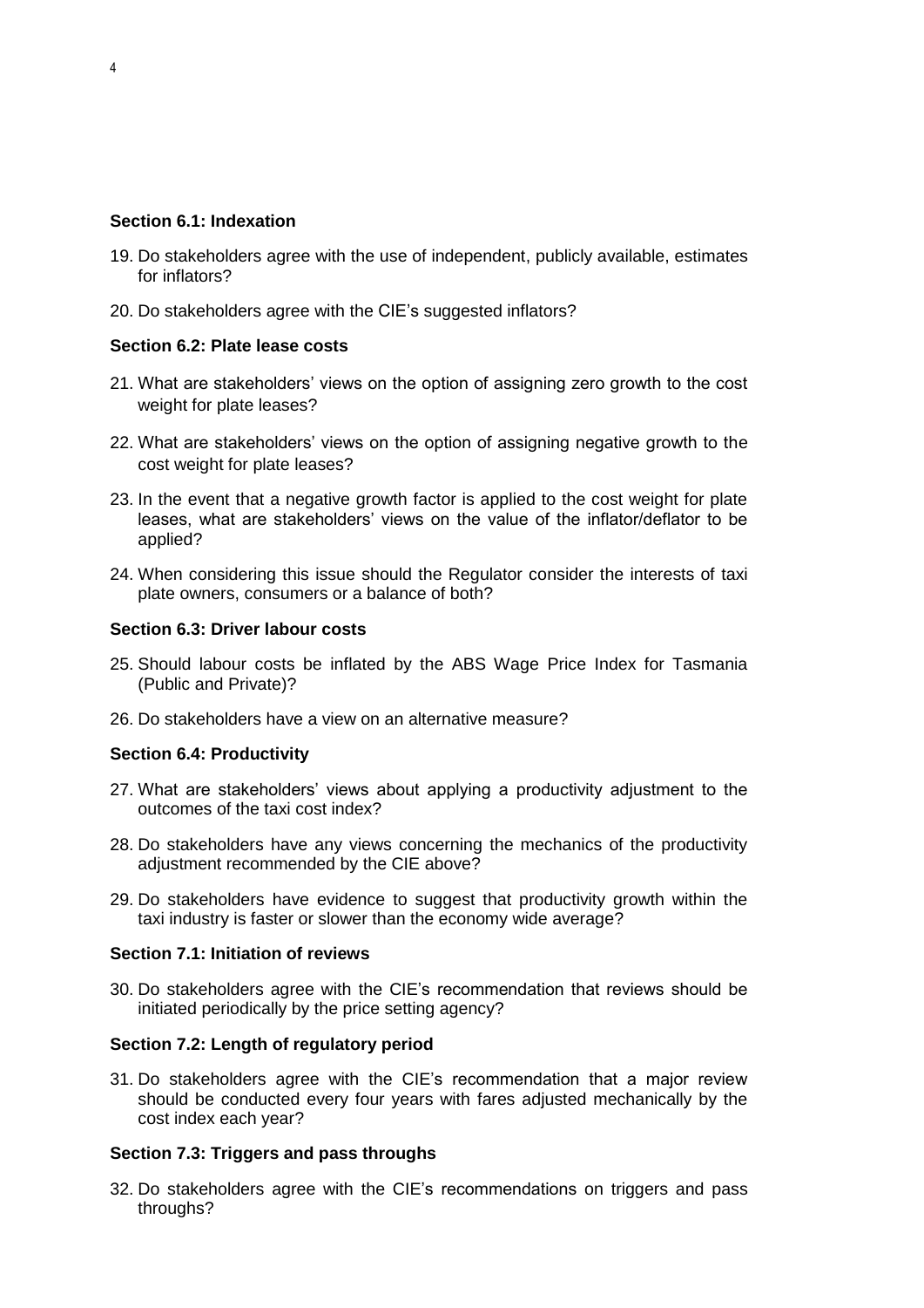**Section 6.1: Indexation**

19. Do stakeholders agree with the use of independent, publicly available, estimates for inflators?
20. Do stakeholders agree with the CIE's suggested inflators?

**Section 6.2: Plate lease costs**

21. What are stakeholders' views on the option of assigning zero growth to the cost weight for plate leases?
22. What are stakeholders' views on the option of assigning negative growth to the cost weight for plate leases?
23. In the event that a negative growth factor is applied to the cost weight for plate leases, what are stakeholders' views on the value of the inflator/deflator to be applied?
24. When considering this issue should the Regulator consider the interests of taxi plate owners, consumers or a balance of both?

**Section 6.3: Driver labour costs**

25. Should labour costs be inflated by the ABS Wage Price Index for Tasmania (Public and Private)?
26. Do stakeholders have a view on an alternative measure?

**Section 6.4: Productivity**

27. What are stakeholders' views about applying a productivity adjustment to the outcomes of the taxi cost index?
28. Do stakeholders have any views concerning the mechanics of the productivity adjustment recommended by the CIE above?
29. Do stakeholders have evidence to suggest that productivity growth within the taxi industry is faster or slower than the economy wide average?

**Section 7.1: Initiation of reviews**

30. Do stakeholders agree with the CIE's recommendation that reviews should be initiated periodically by the price setting agency?

**Section 7.2: Length of regulatory period**

31. Do stakeholders agree with the CIE's recommendation that a major review should be conducted every four years with fares adjusted mechanically by the cost index each year?

**Section 7.3: Triggers and pass throughs**

32. Do stakeholders agree with the CIE's recommendations on triggers and pass throughs?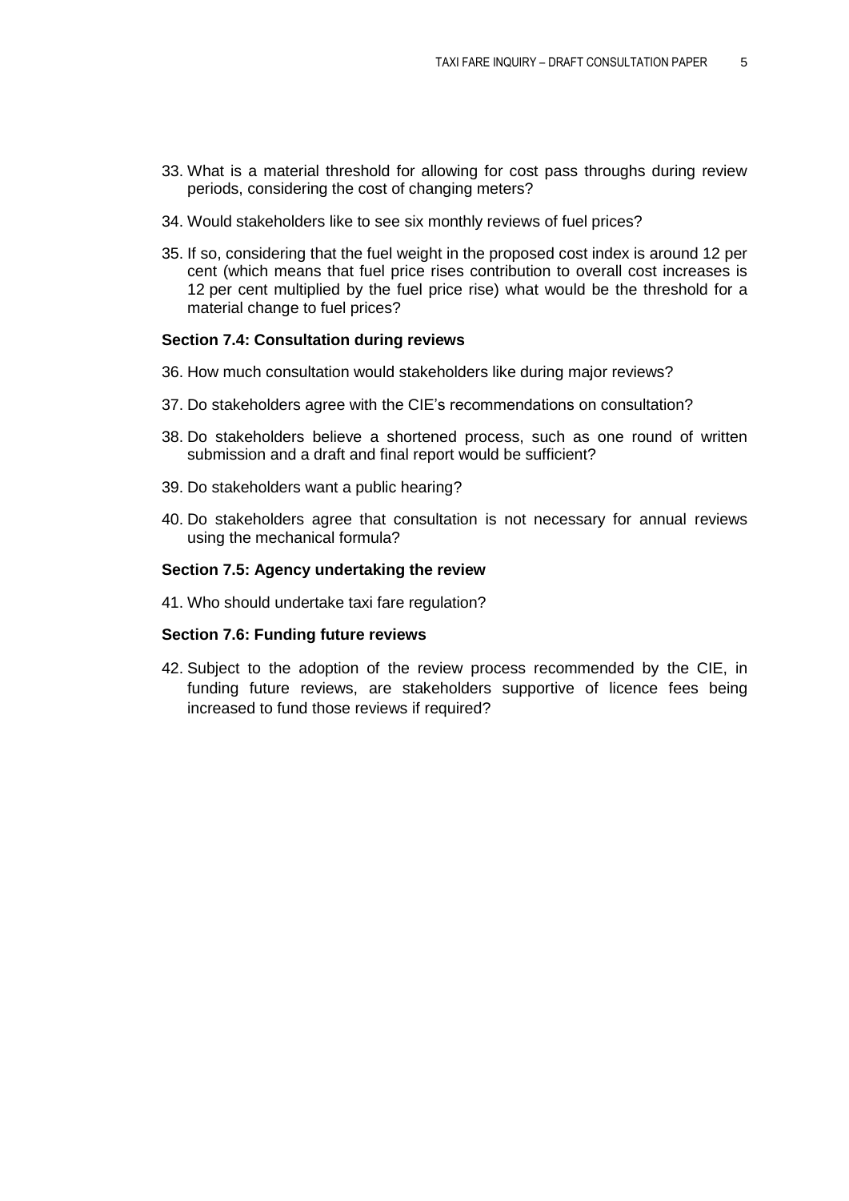33. What is a material threshold for allowing for cost pass throughs during review periods, considering the cost of changing meters?

34. Would stakeholders like to see six monthly reviews of fuel prices?

35. If so, considering that the fuel weight in the proposed cost index is around 12 per cent (which means that fuel price rises contribution to overall cost increases is 12 per cent multiplied by the fuel price rise) what would be the threshold for a material change to fuel prices?

**Section 7.4: Consultation during reviews**

36. How much consultation would stakeholders like during major reviews?

37. Do stakeholders agree with the CIE's recommendations on consultation?

38. Do stakeholders believe a shortened process, such as one round of written submission and a draft and final report would be sufficient?

39. Do stakeholders want a public hearing?

40. Do stakeholders agree that consultation is not necessary for annual reviews using the mechanical formula?

**Section 7.5: Agency undertaking the review**

41. Who should undertake taxi fare regulation?

**Section 7.6: Funding future reviews**

42. Subject to the adoption of the review process recommended by the CIE, in funding future reviews, are stakeholders supportive of licence fees being increased to fund those reviews if required?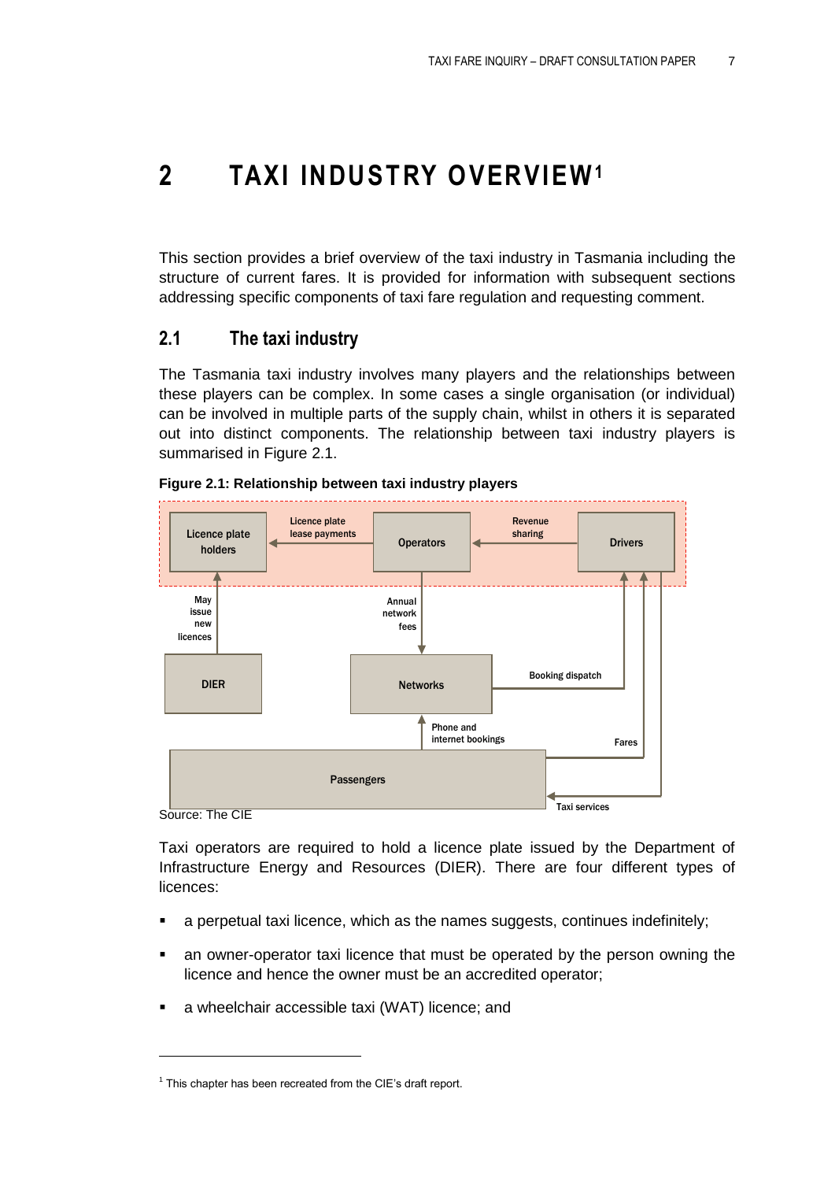# 2 TAXI INDUSTRY OVERVIEW[1]

This section provides a brief overview of the taxi industry in Tasmania including the structure of current fares. It is provided for information with subsequent sections addressing specific components of taxi fare regulation and requesting comment.

## 2.1 The taxi industry

The Tasmania taxi industry involves many players and the relationships between these players can be complex. In some cases a single organisation (or individual) can be involved in multiple parts of the supply chain, whilst in others it is separated out into distinct components. The relationship between taxi industry players is summarised in Figure 2.1.

**Figure 2.1: Relationship between taxi industry players**

Licence plate holders | Licence plate lease payments | Operators | Revenue sharing | Drivers | May issue new licences | DIER | Annual network fees | Networks | Booking dispatch | Phone and internet bookings | Fares | Passengers | Taxi services

Source: The CIE

Taxi operators are required to hold a licence plate issued by the Department of Infrastructure Energy and Resources (DIER). There are four different types of licences:

- a perpetual taxi licence, which as the names suggests, continues indefinitely;
- an owner-operator taxi licence that must be operated by the person owning the licence and hence the owner must be an accredited operator;
- a wheelchair accessible taxi (WAT) licence; and

---

[1] This chapter has been recreated from the CIE's draft report.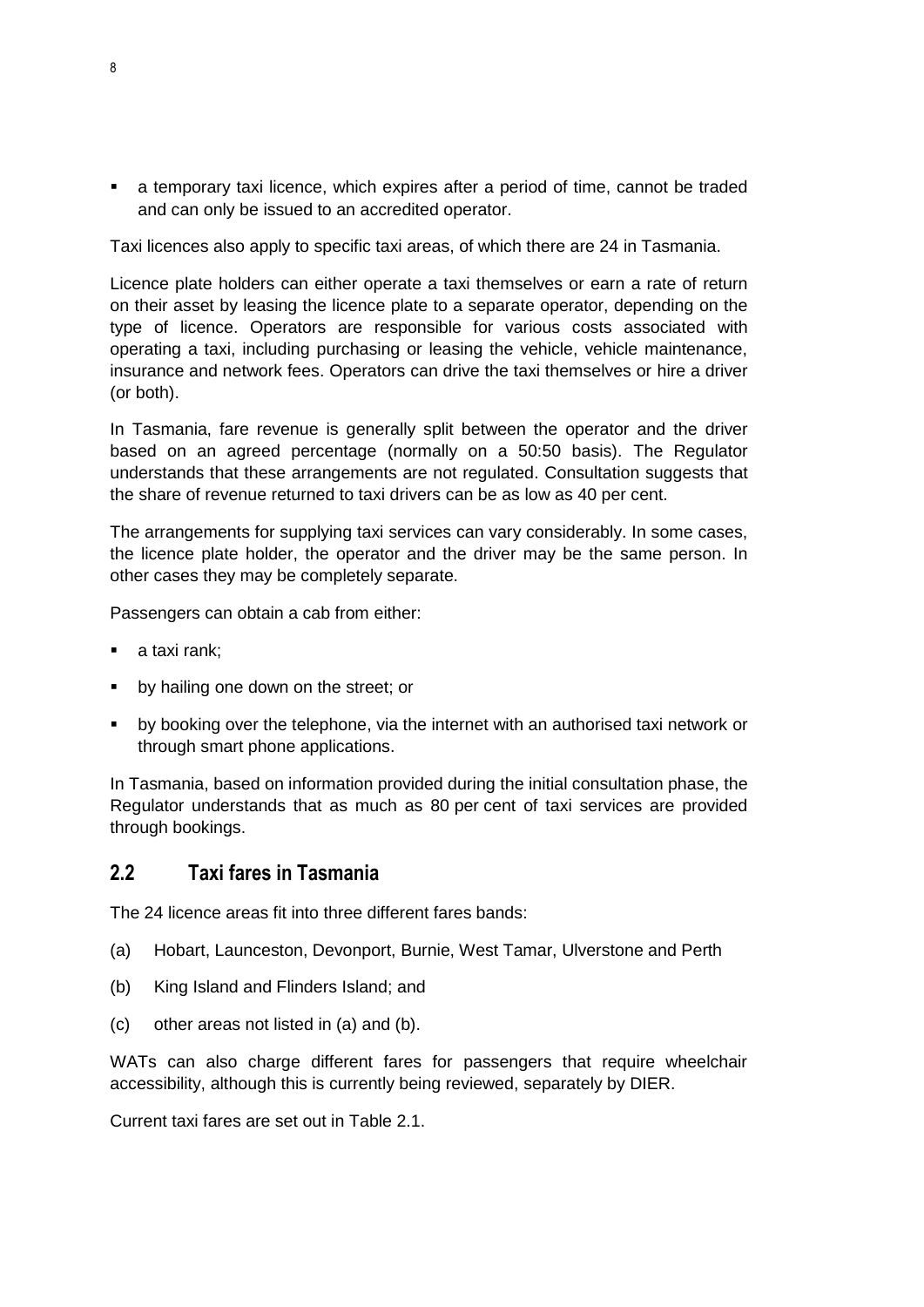- a temporary taxi licence, which expires after a period of time, cannot be traded and can only be issued to an accredited operator.

Taxi licences also apply to specific taxi areas, of which there are 24 in Tasmania.

Licence plate holders can either operate a taxi themselves or earn a rate of return on their asset by leasing the licence plate to a separate operator, depending on the type of licence. Operators are responsible for various costs associated with operating a taxi, including purchasing or leasing the vehicle, vehicle maintenance, insurance and network fees. Operators can drive the taxi themselves or hire a driver (or both).

In Tasmania, fare revenue is generally split between the operator and the driver based on an agreed percentage (normally on a 50:50 basis). The Regulator understands that these arrangements are not regulated. Consultation suggests that the share of revenue returned to taxi drivers can be as low as 40 per cent.

The arrangements for supplying taxi services can vary considerably. In some cases, the licence plate holder, the operator and the driver may be the same person. In other cases they may be completely separate.

Passengers can obtain a cab from either:

- a taxi rank;
- by hailing one down on the street; or
- by booking over the telephone, via the internet with an authorised taxi network or through smart phone applications.

In Tasmania, based on information provided during the initial consultation phase, the Regulator understands that as much as 80 per cent of taxi services are provided through bookings.

## 2.2 Taxi fares in Tasmania

The 24 licence areas fit into three different fares bands:

(a) Hobart, Launceston, Devonport, Burnie, West Tamar, Ulverstone and Perth

(b) King Island and Flinders Island; and

(c) other areas not listed in (a) and (b).

WATs can also charge different fares for passengers that require wheelchair accessibility, although this is currently being reviewed, separately by DIER.

Current taxi fares are set out in Table 2.1.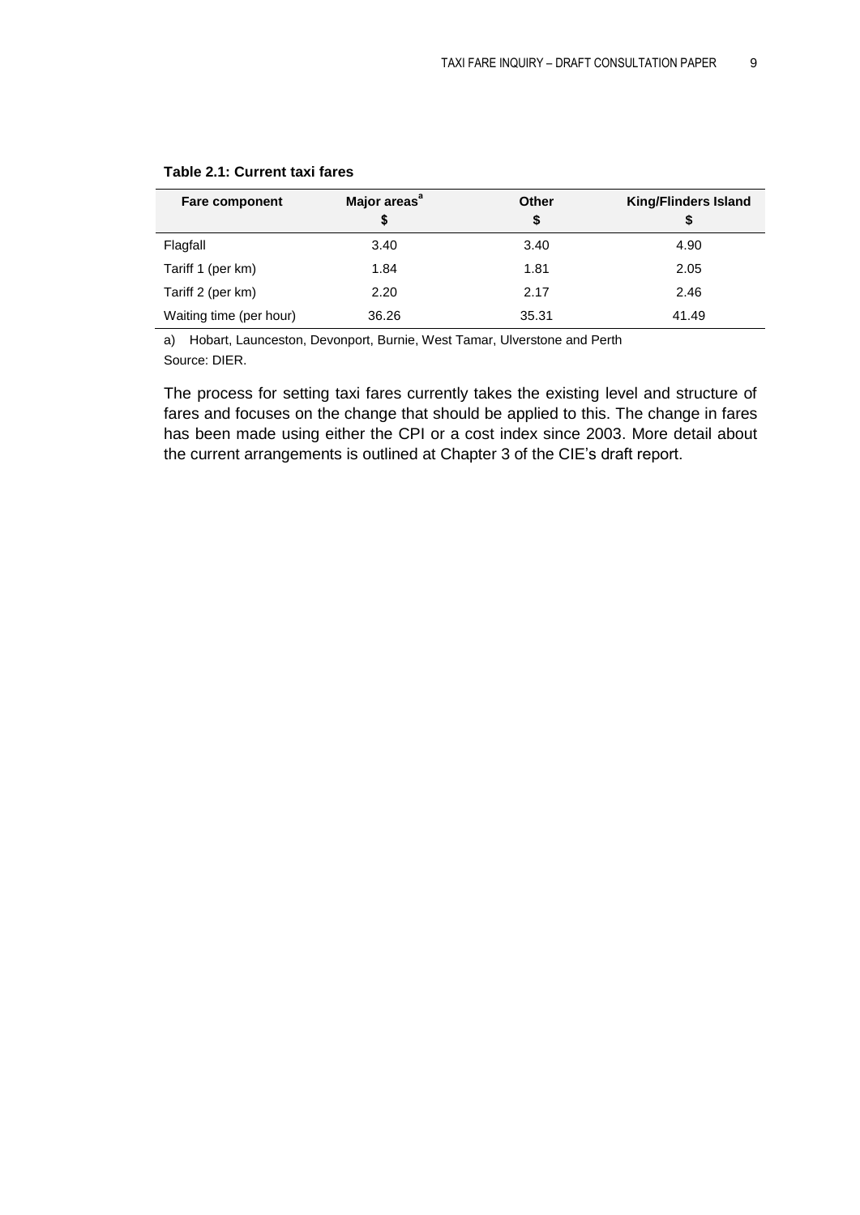**Table 2.1: Current taxi fares**

| Fare component | Major areas[a] $ | Other $ | King/Flinders Island $ |
|---|---|---|---|
| Flagfall | 3.40 | 3.40 | 4.90 |
| Tariff 1 (per km) | 1.84 | 1.81 | 2.05 |
| Tariff 2 (per km) | 2.20 | 2.17 | 2.46 |
| Waiting time (per hour) | 36.26 | 35.31 | 41.49 |

a) Hobart, Launceston, Devonport, Burnie, West Tamar, Ulverstone and Perth

Source: DIER.

The process for setting taxi fares currently takes the existing level and structure of fares and focuses on the change that should be applied to this. The change in fares has been made using either the CPI or a cost index since 2003. More detail about the current arrangements is outlined at Chapter 3 of the CIE's draft report.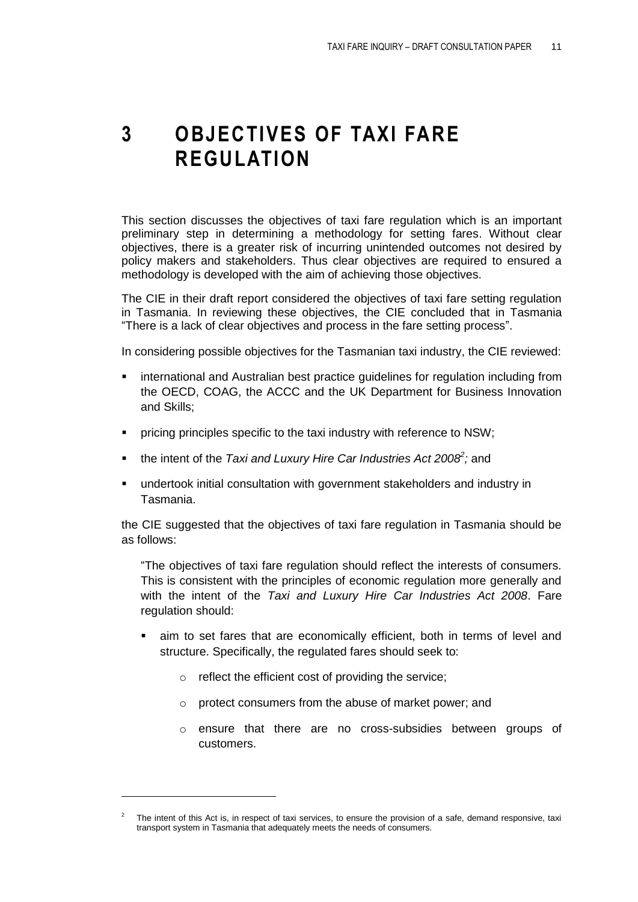# 3 OBJECTIVES OF TAXI FARE REGULATION

This section discusses the objectives of taxi fare regulation which is an important preliminary step in determining a methodology for setting fares. Without clear objectives, there is a greater risk of incurring unintended outcomes not desired by policy makers and stakeholders. Thus clear objectives are required to ensured a methodology is developed with the aim of achieving those objectives.

The CIE in their draft report considered the objectives of taxi fare setting regulation in Tasmania. In reviewing these objectives, the CIE concluded that in Tasmania "There is a lack of clear objectives and process in the fare setting process".

In considering possible objectives for the Tasmanian taxi industry, the CIE reviewed:

- international and Australian best practice guidelines for regulation including from the OECD, COAG, the ACCC and the UK Department for Business Innovation and Skills;
- pricing principles specific to the taxi industry with reference to NSW;
- the intent of the *Taxi and Luxury Hire Car Industries Act 2008*[2]*;* and
- undertook initial consultation with government stakeholders and industry in Tasmania.

the CIE suggested that the objectives of taxi fare regulation in Tasmania should be as follows:

> "The objectives of taxi fare regulation should reflect the interests of consumers. This is consistent with the principles of economic regulation more generally and with the intent of the *Taxi and Luxury Hire Car Industries Act 2008*. Fare regulation should:
>
> - aim to set fares that are economically efficient, both in terms of level and structure. Specifically, the regulated fares should seek to:
>   - reflect the efficient cost of providing the service;
>   - protect consumers from the abuse of market power; and
>   - ensure that there are no cross-subsidies between groups of customers.

[2] The intent of this Act is, in respect of taxi services, to ensure the provision of a safe, demand responsive, taxi transport system in Tasmania that adequately meets the needs of consumers.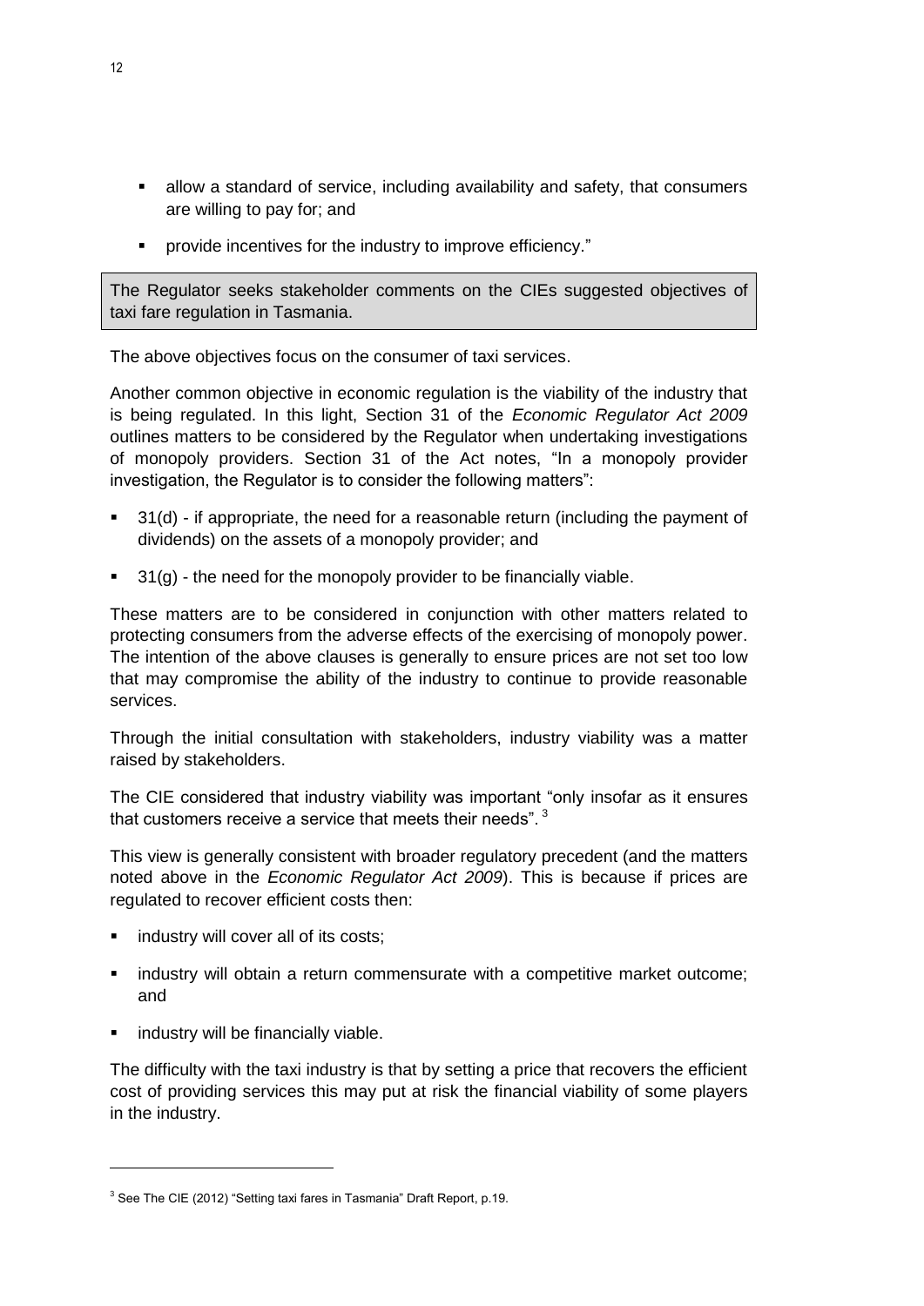- allow a standard of service, including availability and safety, that consumers are willing to pay for; and
- provide incentives for the industry to improve efficiency."

> The Regulator seeks stakeholder comments on the CIEs suggested objectives of taxi fare regulation in Tasmania.

The above objectives focus on the consumer of taxi services.

Another common objective in economic regulation is the viability of the industry that is being regulated. In this light, Section 31 of the *Economic Regulator Act 2009* outlines matters to be considered by the Regulator when undertaking investigations of monopoly providers. Section 31 of the Act notes, "In a monopoly provider investigation, the Regulator is to consider the following matters":

- 31(d) - if appropriate, the need for a reasonable return (including the payment of dividends) on the assets of a monopoly provider; and
- 31(g) - the need for the monopoly provider to be financially viable.

These matters are to be considered in conjunction with other matters related to protecting consumers from the adverse effects of the exercising of monopoly power. The intention of the above clauses is generally to ensure prices are not set too low that may compromise the ability of the industry to continue to provide reasonable services.

Through the initial consultation with stakeholders, industry viability was a matter raised by stakeholders.

The CIE considered that industry viability was important "only insofar as it ensures that customers receive a service that meets their needs". [3]

This view is generally consistent with broader regulatory precedent (and the matters noted above in the *Economic Regulator Act 2009*). This is because if prices are regulated to recover efficient costs then:

- industry will cover all of its costs;
- industry will obtain a return commensurate with a competitive market outcome; and
- industry will be financially viable.

The difficulty with the taxi industry is that by setting a price that recovers the efficient cost of providing services this may put at risk the financial viability of some players in the industry.

[3] See The CIE (2012) "Setting taxi fares in Tasmania" Draft Report, p.19.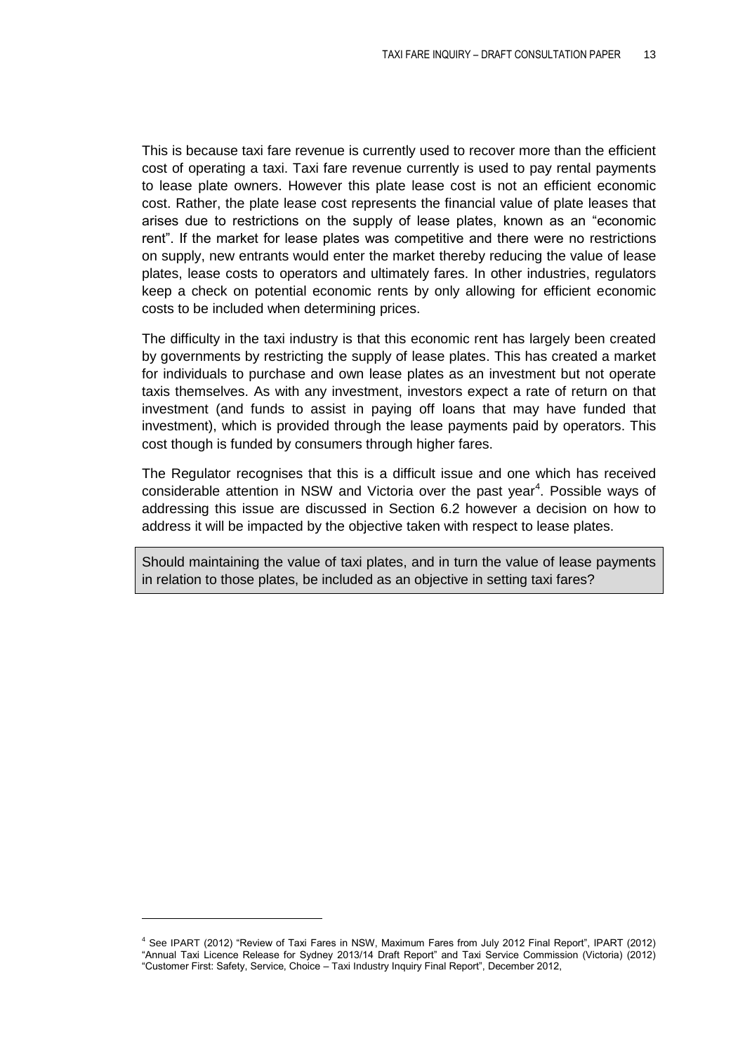This is because taxi fare revenue is currently used to recover more than the efficient cost of operating a taxi. Taxi fare revenue currently is used to pay rental payments to lease plate owners. However this plate lease cost is not an efficient economic cost. Rather, the plate lease cost represents the financial value of plate leases that arises due to restrictions on the supply of lease plates, known as an "economic rent". If the market for lease plates was competitive and there were no restrictions on supply, new entrants would enter the market thereby reducing the value of lease plates, lease costs to operators and ultimately fares. In other industries, regulators keep a check on potential economic rents by only allowing for efficient economic costs to be included when determining prices.

The difficulty in the taxi industry is that this economic rent has largely been created by governments by restricting the supply of lease plates. This has created a market for individuals to purchase and own lease plates as an investment but not operate taxis themselves. As with any investment, investors expect a rate of return on that investment (and funds to assist in paying off loans that may have funded that investment), which is provided through the lease payments paid by operators. This cost though is funded by consumers through higher fares.

The Regulator recognises that this is a difficult issue and one which has received considerable attention in NSW and Victoria over the past year[4]. Possible ways of addressing this issue are discussed in Section 6.2 however a decision on how to address it will be impacted by the objective taken with respect to lease plates.

> Should maintaining the value of taxi plates, and in turn the value of lease payments in relation to those plates, be included as an objective in setting taxi fares?

[4] See IPART (2012) "Review of Taxi Fares in NSW, Maximum Fares from July 2012 Final Report", IPART (2012) "Annual Taxi Licence Release for Sydney 2013/14 Draft Report" and Taxi Service Commission (Victoria) (2012) "Customer First: Safety, Service, Choice – Taxi Industry Inquiry Final Report", December 2012,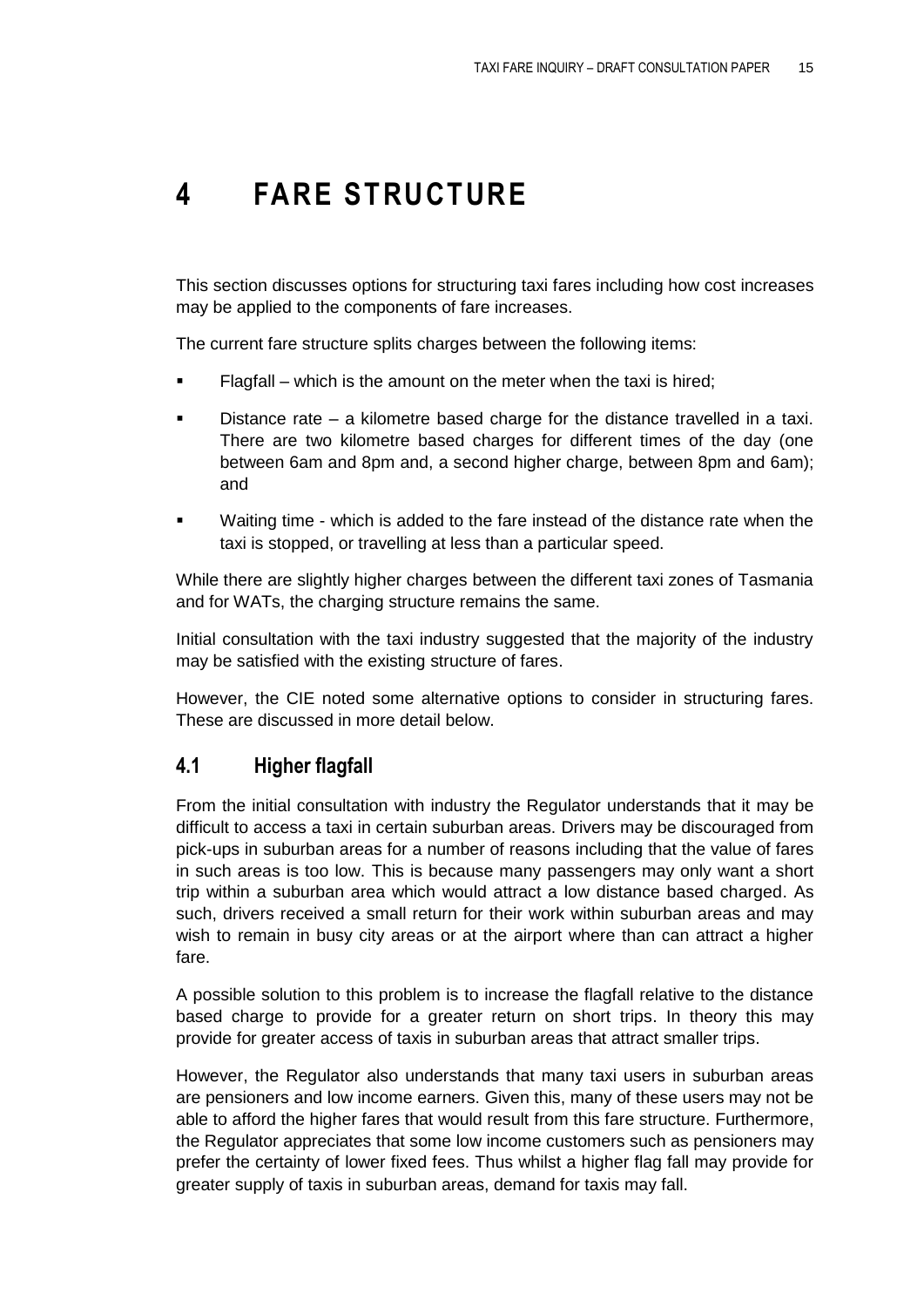# 4 FARE STRUCTURE

This section discusses options for structuring taxi fares including how cost increases may be applied to the components of fare increases.

The current fare structure splits charges between the following items:

- Flagfall – which is the amount on the meter when the taxi is hired;
- Distance rate – a kilometre based charge for the distance travelled in a taxi. There are two kilometre based charges for different times of the day (one between 6am and 8pm and, a second higher charge, between 8pm and 6am); and
- Waiting time - which is added to the fare instead of the distance rate when the taxi is stopped, or travelling at less than a particular speed.

While there are slightly higher charges between the different taxi zones of Tasmania and for WATs, the charging structure remains the same.

Initial consultation with the taxi industry suggested that the majority of the industry may be satisfied with the existing structure of fares.

However, the CIE noted some alternative options to consider in structuring fares. These are discussed in more detail below.

## 4.1 Higher flagfall

From the initial consultation with industry the Regulator understands that it may be difficult to access a taxi in certain suburban areas. Drivers may be discouraged from pick-ups in suburban areas for a number of reasons including that the value of fares in such areas is too low. This is because many passengers may only want a short trip within a suburban area which would attract a low distance based charged. As such, drivers received a small return for their work within suburban areas and may wish to remain in busy city areas or at the airport where than can attract a higher fare.

A possible solution to this problem is to increase the flagfall relative to the distance based charge to provide for a greater return on short trips. In theory this may provide for greater access of taxis in suburban areas that attract smaller trips.

However, the Regulator also understands that many taxi users in suburban areas are pensioners and low income earners. Given this, many of these users may not be able to afford the higher fares that would result from this fare structure. Furthermore, the Regulator appreciates that some low income customers such as pensioners may prefer the certainty of lower fixed fees. Thus whilst a higher flag fall may provide for greater supply of taxis in suburban areas, demand for taxis may fall.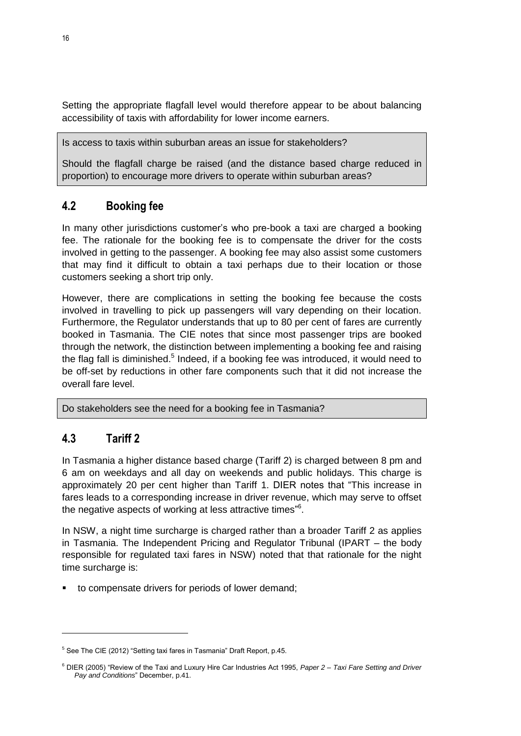Setting the appropriate flagfall level would therefore appear to be about balancing accessibility of taxis with affordability for lower income earners.

> Is access to taxis within suburban areas an issue for stakeholders?
>
> Should the flagfall charge be raised (and the distance based charge reduced in proportion) to encourage more drivers to operate within suburban areas?

## 4.2 Booking fee

In many other jurisdictions customer's who pre-book a taxi are charged a booking fee. The rationale for the booking fee is to compensate the driver for the costs involved in getting to the passenger. A booking fee may also assist some customers that may find it difficult to obtain a taxi perhaps due to their location or those customers seeking a short trip only.

However, there are complications in setting the booking fee because the costs involved in travelling to pick up passengers will vary depending on their location. Furthermore, the Regulator understands that up to 80 per cent of fares are currently booked in Tasmania. The CIE notes that since most passenger trips are booked through the network, the distinction between implementing a booking fee and raising the flag fall is diminished.[5] Indeed, if a booking fee was introduced, it would need to be off-set by reductions in other fare components such that it did not increase the overall fare level.

> Do stakeholders see the need for a booking fee in Tasmania?

## 4.3 Tariff 2

In Tasmania a higher distance based charge (Tariff 2) is charged between 8 pm and 6 am on weekdays and all day on weekends and public holidays. This charge is approximately 20 per cent higher than Tariff 1. DIER notes that "This increase in fares leads to a corresponding increase in driver revenue, which may serve to offset the negative aspects of working at less attractive times"[6].

In NSW, a night time surcharge is charged rather than a broader Tariff 2 as applies in Tasmania. The Independent Pricing and Regulator Tribunal (IPART – the body responsible for regulated taxi fares in NSW) noted that that rationale for the night time surcharge is:

- to compensate drivers for periods of lower demand;

[5] See The CIE (2012) "Setting taxi fares in Tasmania" Draft Report, p.45.

[6] DIER (2005) "Review of the Taxi and Luxury Hire Car Industries Act 1995, *Paper 2 – Taxi Fare Setting and Driver Pay and Conditions*" December, p.41.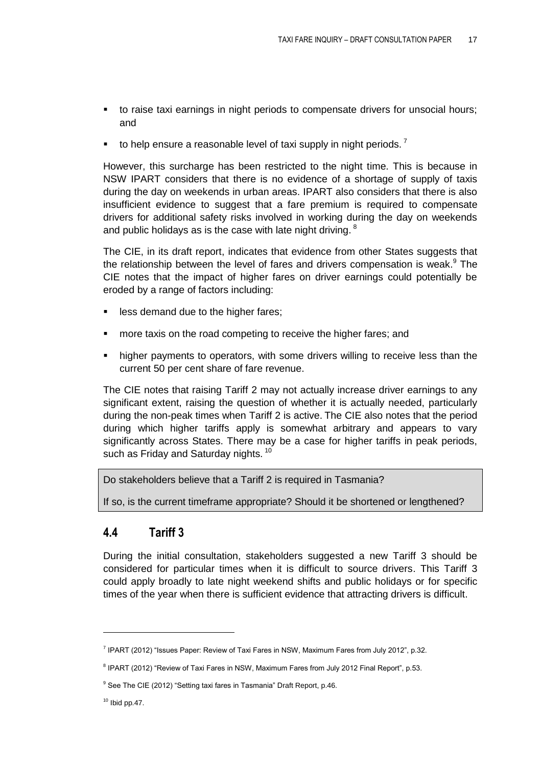- to raise taxi earnings in night periods to compensate drivers for unsocial hours; and
- to help ensure a reasonable level of taxi supply in night periods. [7]

However, this surcharge has been restricted to the night time. This is because in NSW IPART considers that there is no evidence of a shortage of supply of taxis during the day on weekends in urban areas. IPART also considers that there is also insufficient evidence to suggest that a fare premium is required to compensate drivers for additional safety risks involved in working during the day on weekends and public holidays as is the case with late night driving. [8]

The CIE, in its draft report, indicates that evidence from other States suggests that the relationship between the level of fares and drivers compensation is weak.[9] The CIE notes that the impact of higher fares on driver earnings could potentially be eroded by a range of factors including:

- less demand due to the higher fares;
- more taxis on the road competing to receive the higher fares; and
- higher payments to operators, with some drivers willing to receive less than the current 50 per cent share of fare revenue.

The CIE notes that raising Tariff 2 may not actually increase driver earnings to any significant extent, raising the question of whether it is actually needed, particularly during the non-peak times when Tariff 2 is active. The CIE also notes that the period during which higher tariffs apply is somewhat arbitrary and appears to vary significantly across States. There may be a case for higher tariffs in peak periods, such as Friday and Saturday nights. [10]

> Do stakeholders believe that a Tariff 2 is required in Tasmania?
>
> If so, is the current timeframe appropriate? Should it be shortened or lengthened?

## 4.4 Tariff 3

During the initial consultation, stakeholders suggested a new Tariff 3 should be considered for particular times when it is difficult to source drivers. This Tariff 3 could apply broadly to late night weekend shifts and public holidays or for specific times of the year when there is sufficient evidence that attracting drivers is difficult.

---

[7] IPART (2012) "Issues Paper: Review of Taxi Fares in NSW, Maximum Fares from July 2012", p.32.

[8] IPART (2012) "Review of Taxi Fares in NSW, Maximum Fares from July 2012 Final Report", p.53.

[9] See The CIE (2012) "Setting taxi fares in Tasmania" Draft Report, p.46.

[10] Ibid pp.47.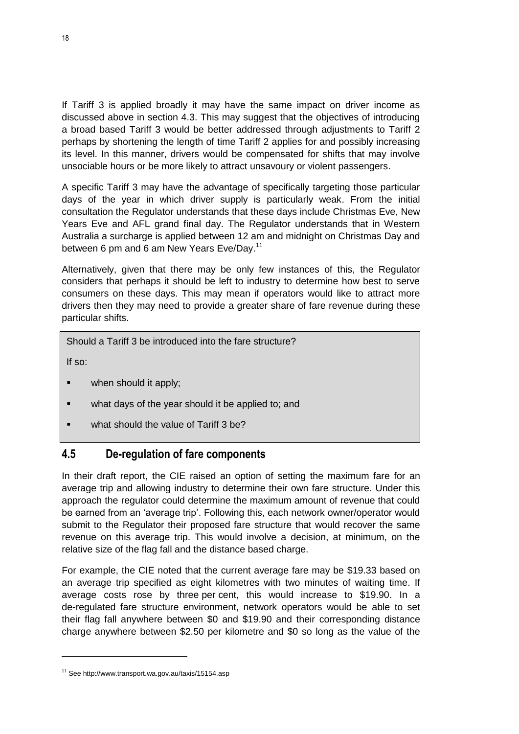If Tariff 3 is applied broadly it may have the same impact on driver income as discussed above in section 4.3. This may suggest that the objectives of introducing a broad based Tariff 3 would be better addressed through adjustments to Tariff 2 perhaps by shortening the length of time Tariff 2 applies for and possibly increasing its level. In this manner, drivers would be compensated for shifts that may involve unsociable hours or be more likely to attract unsavoury or violent passengers.

A specific Tariff 3 may have the advantage of specifically targeting those particular days of the year in which driver supply is particularly weak. From the initial consultation the Regulator understands that these days include Christmas Eve, New Years Eve and AFL grand final day. The Regulator understands that in Western Australia a surcharge is applied between 12 am and midnight on Christmas Day and between 6 pm and 6 am New Years Eve/Day.[11]

Alternatively, given that there may be only few instances of this, the Regulator considers that perhaps it should be left to industry to determine how best to serve consumers on these days. This may mean if operators would like to attract more drivers then they may need to provide a greater share of fare revenue during these particular shifts.

> Should a Tariff 3 be introduced into the fare structure?
>
> If so:
>
> - when should it apply;
> - what days of the year should it be applied to; and
> - what should the value of Tariff 3 be?

## 4.5 De-regulation of fare components

In their draft report, the CIE raised an option of setting the maximum fare for an average trip and allowing industry to determine their own fare structure. Under this approach the regulator could determine the maximum amount of revenue that could be earned from an 'average trip'. Following this, each network owner/operator would submit to the Regulator their proposed fare structure that would recover the same revenue on this average trip. This would involve a decision, at minimum, on the relative size of the flag fall and the distance based charge.

For example, the CIE noted that the current average fare may be $19.33 based on an average trip specified as eight kilometres with two minutes of waiting time. If average costs rose by three per cent, this would increase to $19.90. In a de-regulated fare structure environment, network operators would be able to set their flag fall anywhere between $0 and $19.90 and their corresponding distance charge anywhere between $2.50 per kilometre and $0 so long as the value of the

[11] See http://www.transport.wa.gov.au/taxis/15154.asp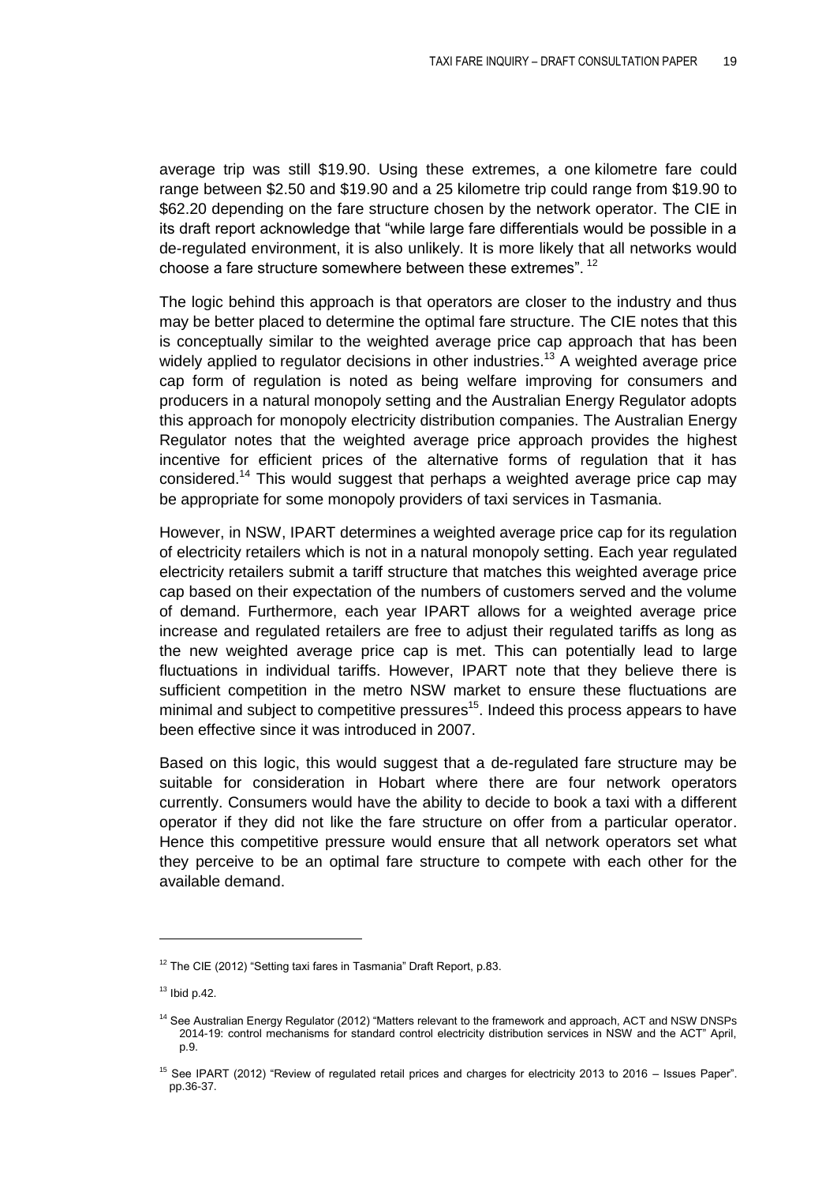average trip was still $19.90. Using these extremes, a one kilometre fare could range between $2.50 and $19.90 and a 25 kilometre trip could range from $19.90 to $62.20 depending on the fare structure chosen by the network operator. The CIE in its draft report acknowledge that "while large fare differentials would be possible in a de-regulated environment, it is also unlikely. It is more likely that all networks would choose a fare structure somewhere between these extremes". [12]

The logic behind this approach is that operators are closer to the industry and thus may be better placed to determine the optimal fare structure. The CIE notes that this is conceptually similar to the weighted average price cap approach that has been widely applied to regulator decisions in other industries.[13] A weighted average price cap form of regulation is noted as being welfare improving for consumers and producers in a natural monopoly setting and the Australian Energy Regulator adopts this approach for monopoly electricity distribution companies. The Australian Energy Regulator notes that the weighted average price approach provides the highest incentive for efficient prices of the alternative forms of regulation that it has considered.[14] This would suggest that perhaps a weighted average price cap may be appropriate for some monopoly providers of taxi services in Tasmania.

However, in NSW, IPART determines a weighted average price cap for its regulation of electricity retailers which is not in a natural monopoly setting. Each year regulated electricity retailers submit a tariff structure that matches this weighted average price cap based on their expectation of the numbers of customers served and the volume of demand. Furthermore, each year IPART allows for a weighted average price increase and regulated retailers are free to adjust their regulated tariffs as long as the new weighted average price cap is met. This can potentially lead to large fluctuations in individual tariffs. However, IPART note that they believe there is sufficient competition in the metro NSW market to ensure these fluctuations are minimal and subject to competitive pressures[15]. Indeed this process appears to have been effective since it was introduced in 2007.

Based on this logic, this would suggest that a de-regulated fare structure may be suitable for consideration in Hobart where there are four network operators currently. Consumers would have the ability to decide to book a taxi with a different operator if they did not like the fare structure on offer from a particular operator. Hence this competitive pressure would ensure that all network operators set what they perceive to be an optimal fare structure to compete with each other for the available demand.

---

[12] The CIE (2012) "Setting taxi fares in Tasmania" Draft Report, p.83.

[13] Ibid p.42.

[14] See Australian Energy Regulator (2012) "Matters relevant to the framework and approach, ACT and NSW DNSPs 2014-19: control mechanisms for standard control electricity distribution services in NSW and the ACT" April, p.9.

[15] See IPART (2012) "Review of regulated retail prices and charges for electricity 2013 to 2016 – Issues Paper". pp.36-37.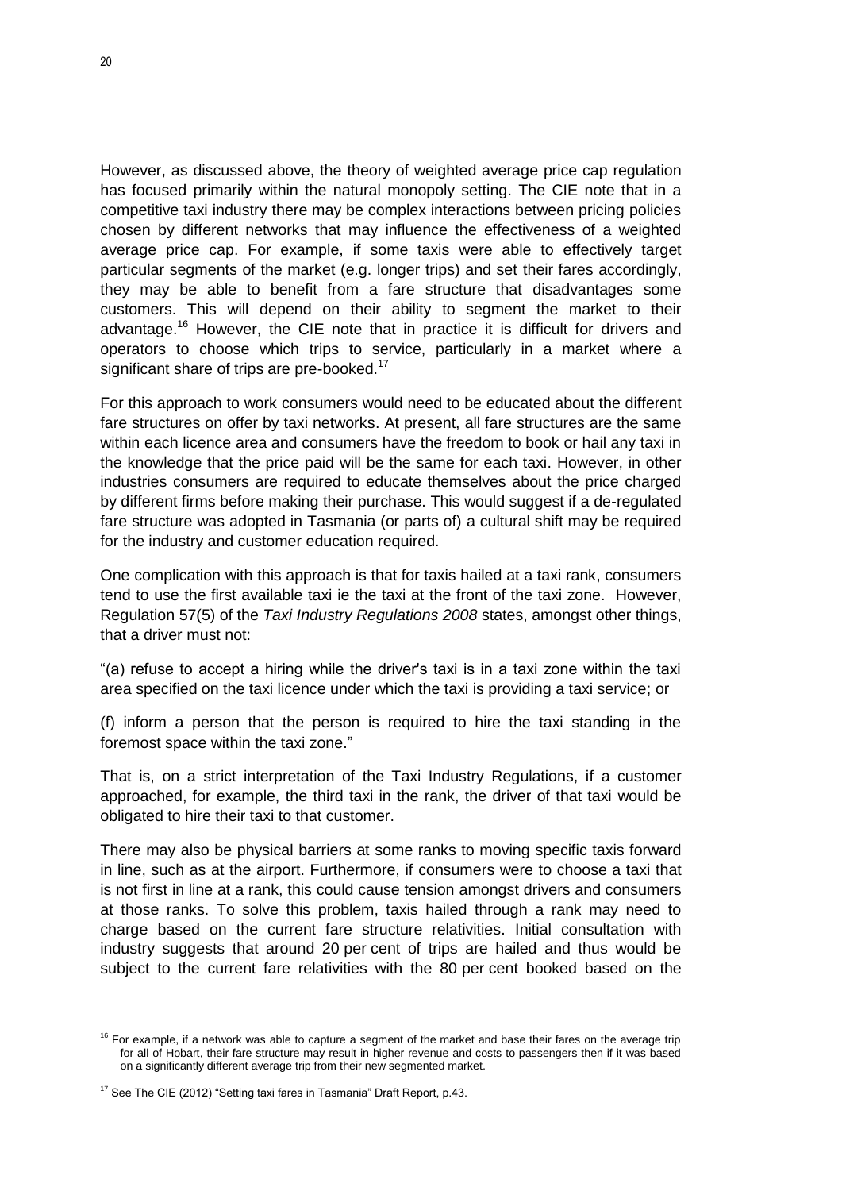However, as discussed above, the theory of weighted average price cap regulation has focused primarily within the natural monopoly setting. The CIE note that in a competitive taxi industry there may be complex interactions between pricing policies chosen by different networks that may influence the effectiveness of a weighted average price cap. For example, if some taxis were able to effectively target particular segments of the market (e.g. longer trips) and set their fares accordingly, they may be able to benefit from a fare structure that disadvantages some customers. This will depend on their ability to segment the market to their advantage.[16] However, the CIE note that in practice it is difficult for drivers and operators to choose which trips to service, particularly in a market where a significant share of trips are pre-booked.[17]

For this approach to work consumers would need to be educated about the different fare structures on offer by taxi networks. At present, all fare structures are the same within each licence area and consumers have the freedom to book or hail any taxi in the knowledge that the price paid will be the same for each taxi. However, in other industries consumers are required to educate themselves about the price charged by different firms before making their purchase. This would suggest if a de-regulated fare structure was adopted in Tasmania (or parts of) a cultural shift may be required for the industry and customer education required.

One complication with this approach is that for taxis hailed at a taxi rank, consumers tend to use the first available taxi ie the taxi at the front of the taxi zone. However, Regulation 57(5) of the *Taxi Industry Regulations 2008* states, amongst other things, that a driver must not:

"(a) refuse to accept a hiring while the driver's taxi is in a taxi zone within the taxi area specified on the taxi licence under which the taxi is providing a taxi service; or

(f) inform a person that the person is required to hire the taxi standing in the foremost space within the taxi zone."

That is, on a strict interpretation of the Taxi Industry Regulations, if a customer approached, for example, the third taxi in the rank, the driver of that taxi would be obligated to hire their taxi to that customer.

There may also be physical barriers at some ranks to moving specific taxis forward in line, such as at the airport. Furthermore, if consumers were to choose a taxi that is not first in line at a rank, this could cause tension amongst drivers and consumers at those ranks. To solve this problem, taxis hailed through a rank may need to charge based on the current fare structure relativities. Initial consultation with industry suggests that around 20 per cent of trips are hailed and thus would be subject to the current fare relativities with the 80 per cent booked based on the

---

[16] For example, if a network was able to capture a segment of the market and base their fares on the average trip for all of Hobart, their fare structure may result in higher revenue and costs to passengers then if it was based on a significantly different average trip from their new segmented market.

[17] See The CIE (2012) "Setting taxi fares in Tasmania" Draft Report, p.43.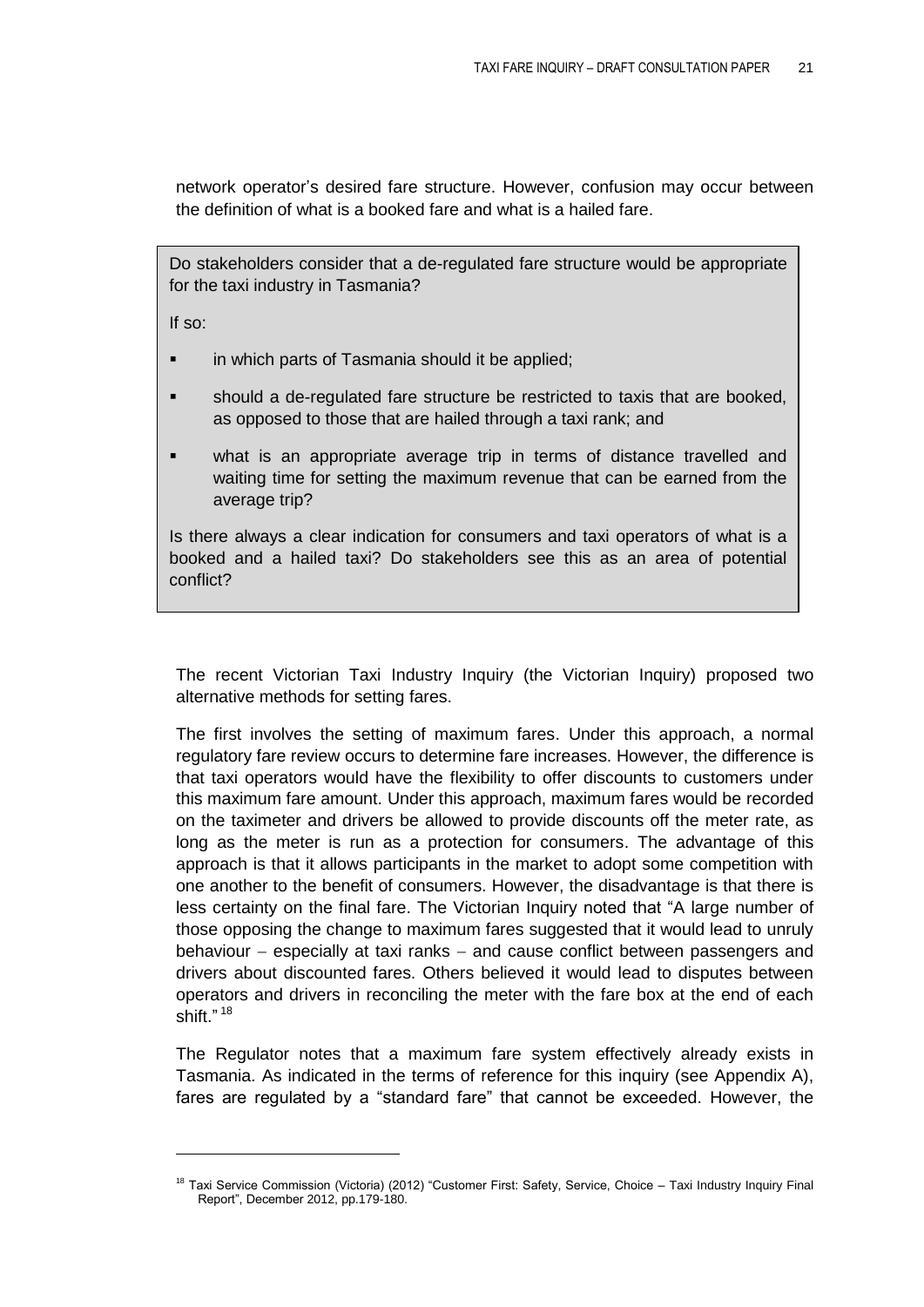network operator's desired fare structure. However, confusion may occur between the definition of what is a booked fare and what is a hailed fare.

> Do stakeholders consider that a de-regulated fare structure would be appropriate for the taxi industry in Tasmania?
>
> If so:
>
> - in which parts of Tasmania should it be applied;
> - should a de-regulated fare structure be restricted to taxis that are booked, as opposed to those that are hailed through a taxi rank; and
> - what is an appropriate average trip in terms of distance travelled and waiting time for setting the maximum revenue that can be earned from the average trip?
>
> Is there always a clear indication for consumers and taxi operators of what is a booked and a hailed taxi? Do stakeholders see this as an area of potential conflict?

The recent Victorian Taxi Industry Inquiry (the Victorian Inquiry) proposed two alternative methods for setting fares.

The first involves the setting of maximum fares. Under this approach, a normal regulatory fare review occurs to determine fare increases. However, the difference is that taxi operators would have the flexibility to offer discounts to customers under this maximum fare amount. Under this approach, maximum fares would be recorded on the taximeter and drivers be allowed to provide discounts off the meter rate, as long as the meter is run as a protection for consumers. The advantage of this approach is that it allows participants in the market to adopt some competition with one another to the benefit of consumers. However, the disadvantage is that there is less certainty on the final fare. The Victorian Inquiry noted that "A large number of those opposing the change to maximum fares suggested that it would lead to unruly behaviour – especially at taxi ranks – and cause conflict between passengers and drivers about discounted fares. Others believed it would lead to disputes between operators and drivers in reconciling the meter with the fare box at the end of each shift." [18]

The Regulator notes that a maximum fare system effectively already exists in Tasmania. As indicated in the terms of reference for this inquiry (see Appendix A), fares are regulated by a "standard fare" that cannot be exceeded. However, the

[18] Taxi Service Commission (Victoria) (2012) "Customer First: Safety, Service, Choice – Taxi Industry Inquiry Final Report", December 2012, pp.179-180.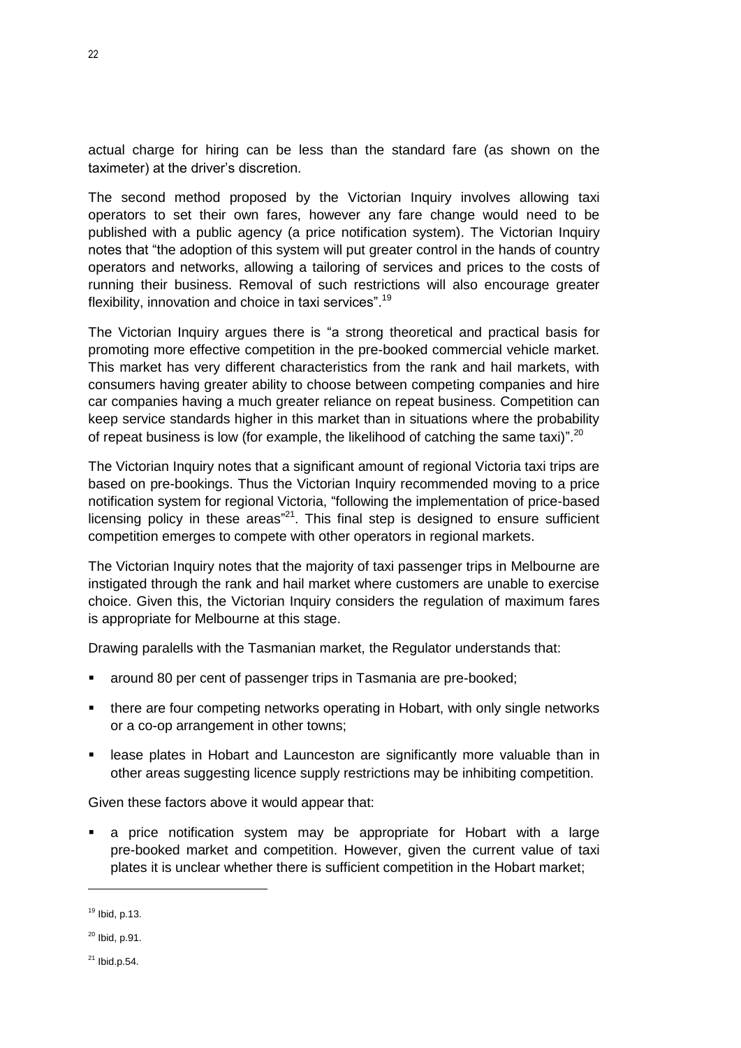actual charge for hiring can be less than the standard fare (as shown on the taximeter) at the driver's discretion.

The second method proposed by the Victorian Inquiry involves allowing taxi operators to set their own fares, however any fare change would need to be published with a public agency (a price notification system). The Victorian Inquiry notes that "the adoption of this system will put greater control in the hands of country operators and networks, allowing a tailoring of services and prices to the costs of running their business. Removal of such restrictions will also encourage greater flexibility, innovation and choice in taxi services".[19]

The Victorian Inquiry argues there is "a strong theoretical and practical basis for promoting more effective competition in the pre-booked commercial vehicle market. This market has very different characteristics from the rank and hail markets, with consumers having greater ability to choose between competing companies and hire car companies having a much greater reliance on repeat business. Competition can keep service standards higher in this market than in situations where the probability of repeat business is low (for example, the likelihood of catching the same taxi)".[20]

The Victorian Inquiry notes that a significant amount of regional Victoria taxi trips are based on pre-bookings. Thus the Victorian Inquiry recommended moving to a price notification system for regional Victoria, "following the implementation of price-based licensing policy in these areas"[21]. This final step is designed to ensure sufficient competition emerges to compete with other operators in regional markets.

The Victorian Inquiry notes that the majority of taxi passenger trips in Melbourne are instigated through the rank and hail market where customers are unable to exercise choice. Given this, the Victorian Inquiry considers the regulation of maximum fares is appropriate for Melbourne at this stage.

Drawing paralells with the Tasmanian market, the Regulator understands that:

- around 80 per cent of passenger trips in Tasmania are pre-booked;
- there are four competing networks operating in Hobart, with only single networks or a co-op arrangement in other towns;
- lease plates in Hobart and Launceston are significantly more valuable than in other areas suggesting licence supply restrictions may be inhibiting competition.

Given these factors above it would appear that:

- a price notification system may be appropriate for Hobart with a large pre-booked market and competition. However, given the current value of taxi plates it is unclear whether there is sufficient competition in the Hobart market;

---

[19] Ibid, p.13.

[20] Ibid, p.91.

[21] Ibid.p.54.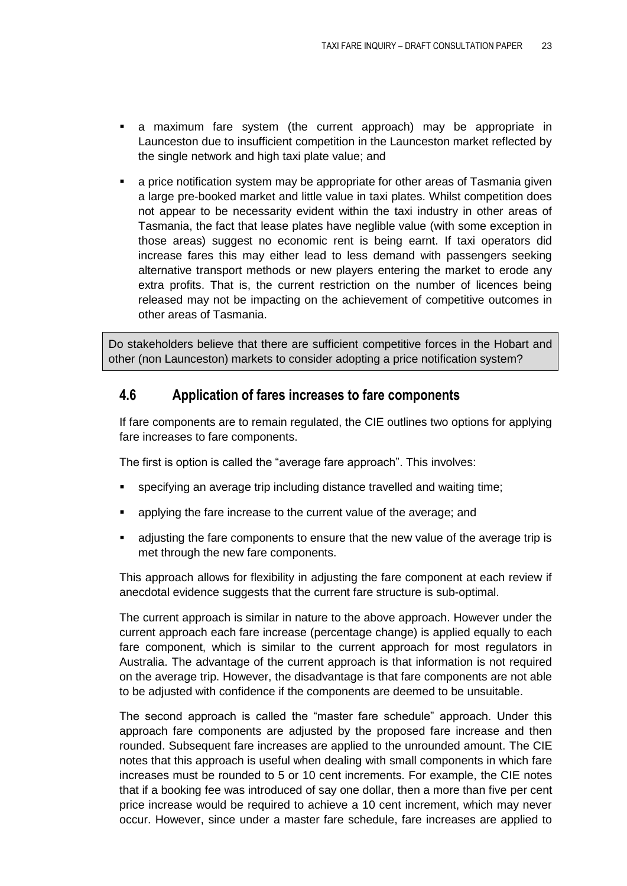- a maximum fare system (the current approach) may be appropriate in Launceston due to insufficient competition in the Launceston market reflected by the single network and high taxi plate value; and
- a price notification system may be appropriate for other areas of Tasmania given a large pre-booked market and little value in taxi plates. Whilst competition does not appear to be necessarily evident within the taxi industry in other areas of Tasmania, the fact that lease plates have neglible value (with some exception in those areas) suggest no economic rent is being earnt. If taxi operators did increase fares this may either lead to less demand with passengers seeking alternative transport methods or new players entering the market to erode any extra profits. That is, the current restriction on the number of licences being released may not be impacting on the achievement of competitive outcomes in other areas of Tasmania.

> Do stakeholders believe that there are sufficient competitive forces in the Hobart and other (non Launceston) markets to consider adopting a price notification system?

## 4.6 Application of fares increases to fare components

If fare components are to remain regulated, the CIE outlines two options for applying fare increases to fare components.

The first is option is called the "average fare approach". This involves:

- specifying an average trip including distance travelled and waiting time;
- applying the fare increase to the current value of the average; and
- adjusting the fare components to ensure that the new value of the average trip is met through the new fare components.

This approach allows for flexibility in adjusting the fare component at each review if anecdotal evidence suggests that the current fare structure is sub-optimal.

The current approach is similar in nature to the above approach. However under the current approach each fare increase (percentage change) is applied equally to each fare component, which is similar to the current approach for most regulators in Australia. The advantage of the current approach is that information is not required on the average trip. However, the disadvantage is that fare components are not able to be adjusted with confidence if the components are deemed to be unsuitable.

The second approach is called the "master fare schedule" approach. Under this approach fare components are adjusted by the proposed fare increase and then rounded. Subsequent fare increases are applied to the unrounded amount. The CIE notes that this approach is useful when dealing with small components in which fare increases must be rounded to 5 or 10 cent increments. For example, the CIE notes that if a booking fee was introduced of say one dollar, then a more than five per cent price increase would be required to achieve a 10 cent increment, which may never occur. However, since under a master fare schedule, fare increases are applied to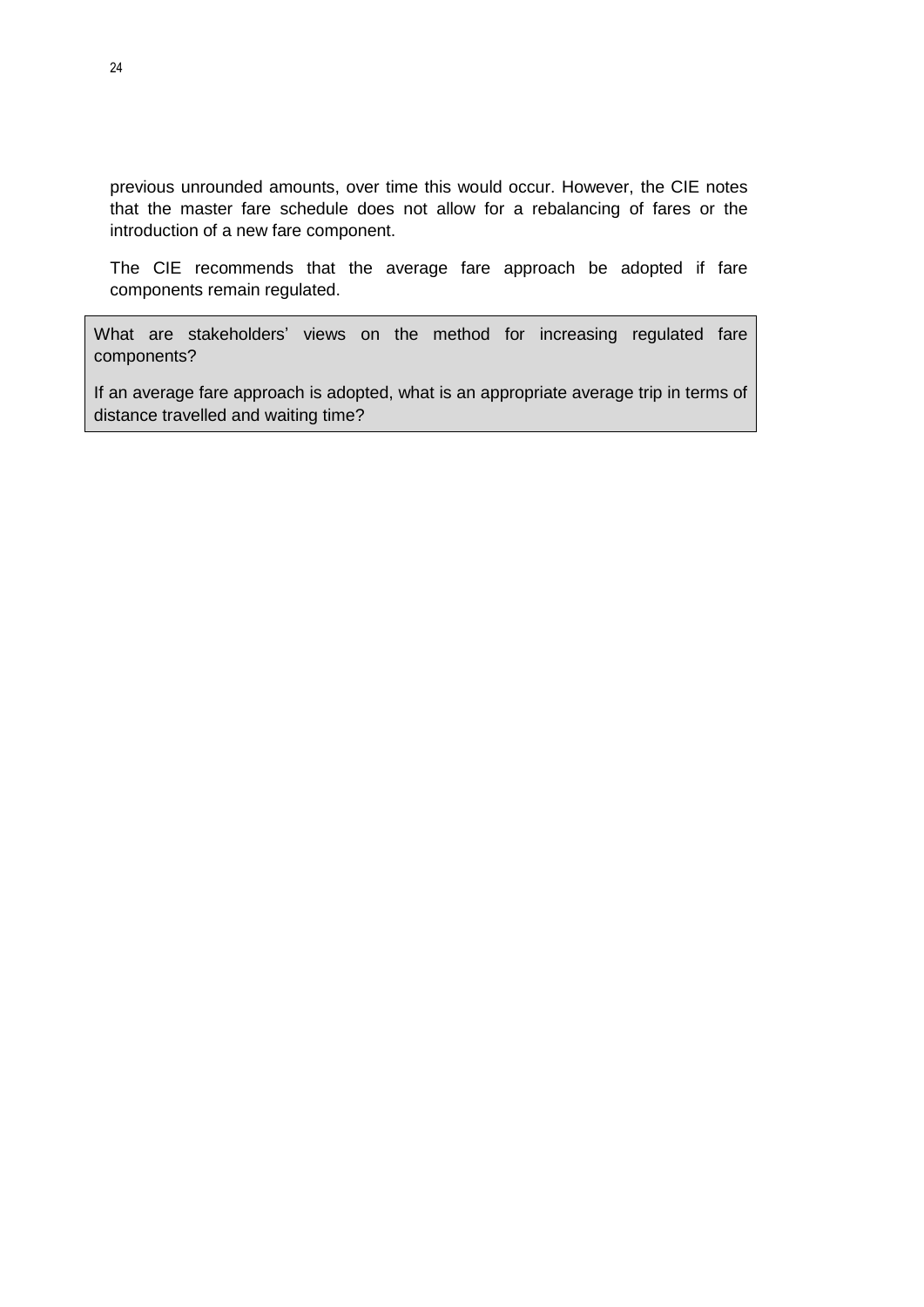previous unrounded amounts, over time this would occur. However, the CIE notes that the master fare schedule does not allow for a rebalancing of fares or the introduction of a new fare component.

The CIE recommends that the average fare approach be adopted if fare components remain regulated.

> What are stakeholders' views on the method for increasing regulated fare components?
>
> If an average fare approach is adopted, what is an appropriate average trip in terms of distance travelled and waiting time?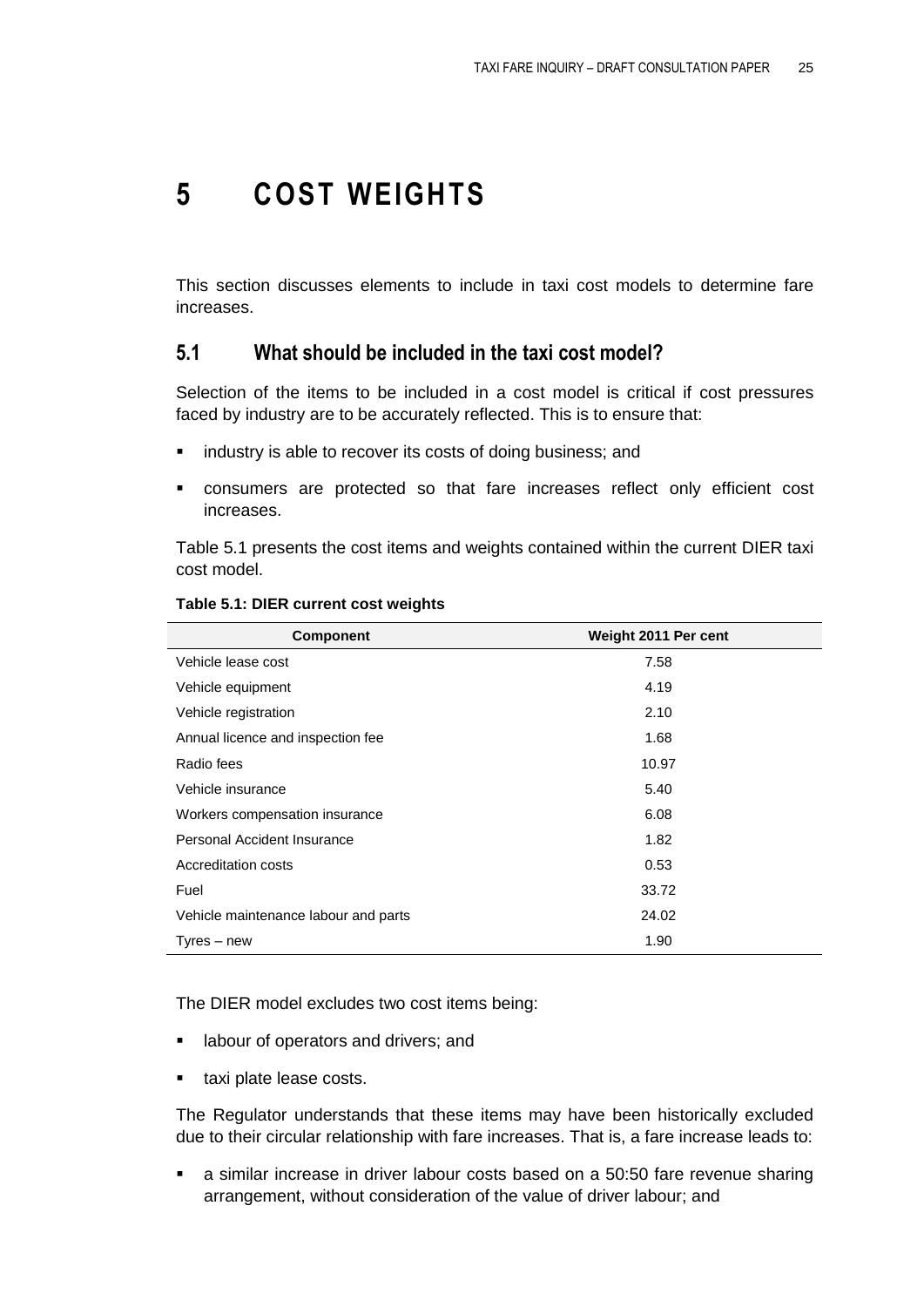# 5 COST WEIGHTS

This section discusses elements to include in taxi cost models to determine fare increases.

## 5.1 What should be included in the taxi cost model?

Selection of the items to be included in a cost model is critical if cost pressures faced by industry are to be accurately reflected. This is to ensure that:

- industry is able to recover its costs of doing business; and
- consumers are protected so that fare increases reflect only efficient cost increases.

Table 5.1 presents the cost items and weights contained within the current DIER taxi cost model.

**Table 5.1: DIER current cost weights**

| Component | Weight 2011 Per cent |
|---|---|
| Vehicle lease cost | 7.58 |
| Vehicle equipment | 4.19 |
| Vehicle registration | 2.10 |
| Annual licence and inspection fee | 1.68 |
| Radio fees | 10.97 |
| Vehicle insurance | 5.40 |
| Workers compensation insurance | 6.08 |
| Personal Accident Insurance | 1.82 |
| Accreditation costs | 0.53 |
| Fuel | 33.72 |
| Vehicle maintenance labour and parts | 24.02 |
| Tyres – new | 1.90 |

The DIER model excludes two cost items being:

- labour of operators and drivers; and
- taxi plate lease costs.

The Regulator understands that these items may have been historically excluded due to their circular relationship with fare increases. That is, a fare increase leads to:

- a similar increase in driver labour costs based on a 50:50 fare revenue sharing arrangement, without consideration of the value of driver labour; and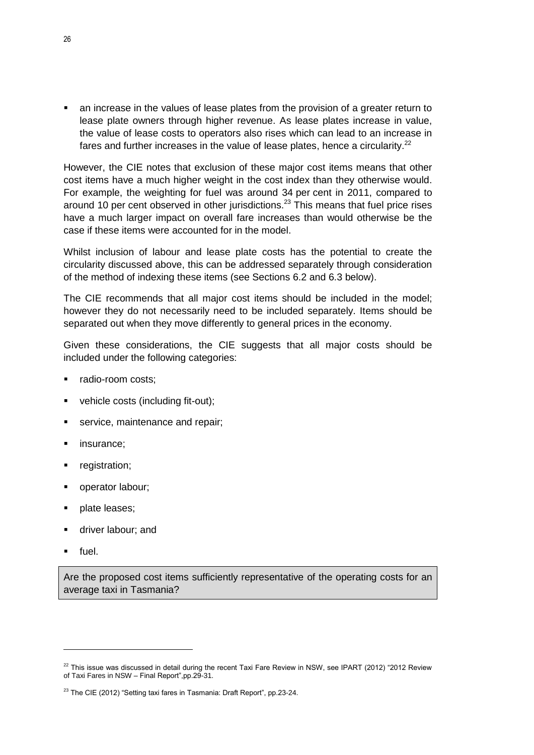- an increase in the values of lease plates from the provision of a greater return to lease plate owners through higher revenue. As lease plates increase in value, the value of lease costs to operators also rises which can lead to an increase in fares and further increases in the value of lease plates, hence a circularity.[22]

However, the CIE notes that exclusion of these major cost items means that other cost items have a much higher weight in the cost index than they otherwise would. For example, the weighting for fuel was around 34 per cent in 2011, compared to around 10 per cent observed in other jurisdictions.[23] This means that fuel price rises have a much larger impact on overall fare increases than would otherwise be the case if these items were accounted for in the model.

Whilst inclusion of labour and lease plate costs has the potential to create the circularity discussed above, this can be addressed separately through consideration of the method of indexing these items (see Sections 6.2 and 6.3 below).

The CIE recommends that all major cost items should be included in the model; however they do not necessarily need to be included separately. Items should be separated out when they move differently to general prices in the economy.

Given these considerations, the CIE suggests that all major costs should be included under the following categories:

- radio-room costs;
- vehicle costs (including fit-out);
- service, maintenance and repair;
- insurance;
- registration;
- operator labour;
- plate leases;
- driver labour; and
- fuel.

> Are the proposed cost items sufficiently representative of the operating costs for an average taxi in Tasmania?

---

[22] This issue was discussed in detail during the recent Taxi Fare Review in NSW, see IPART (2012) "2012 Review of Taxi Fares in NSW – Final Report",pp.29-31.

[23] The CIE (2012) "Setting taxi fares in Tasmania: Draft Report", pp.23-24.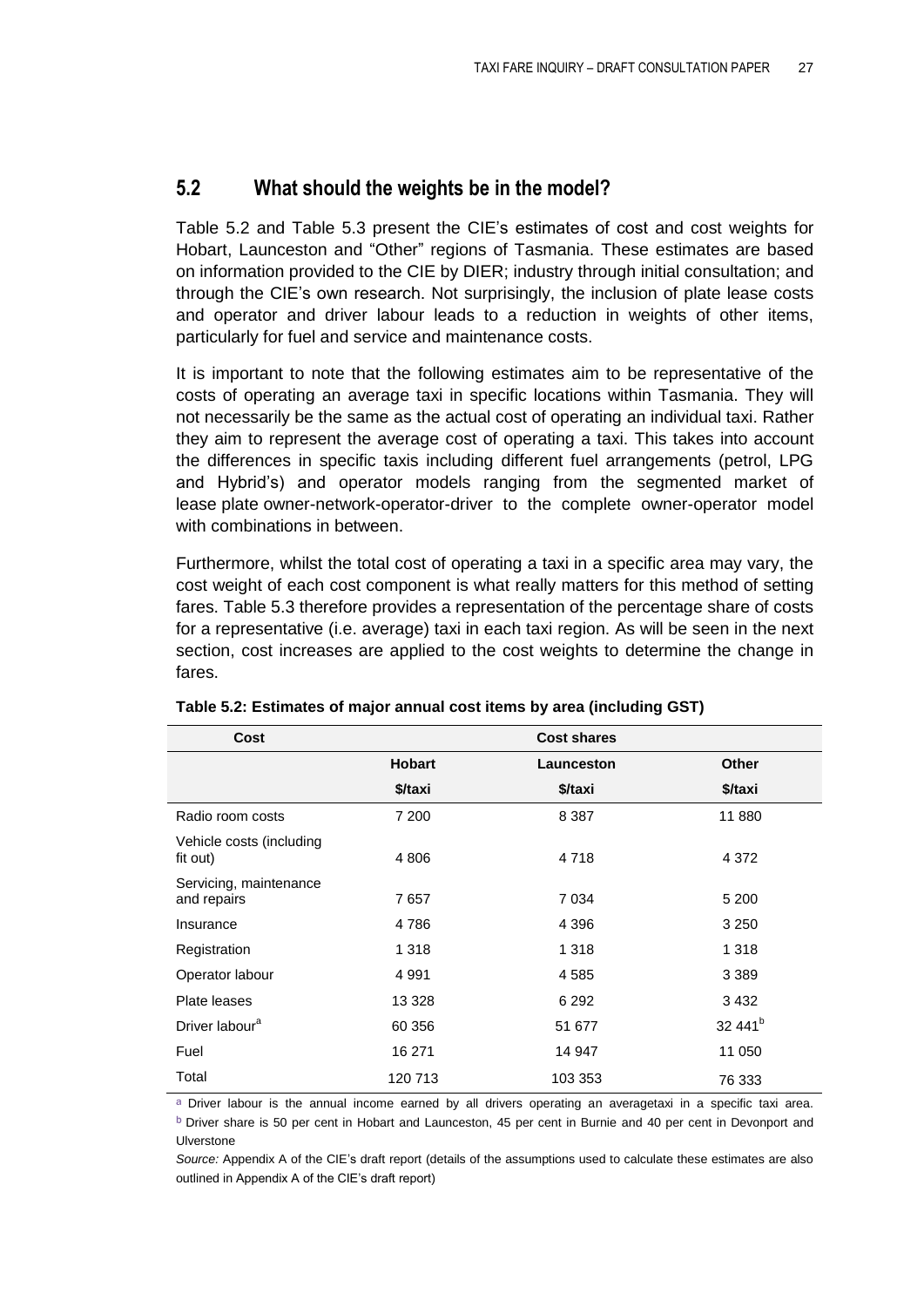## 5.2 What should the weights be in the model?

Table 5.2 and Table 5.3 present the CIE's estimates of cost and cost weights for Hobart, Launceston and "Other" regions of Tasmania. These estimates are based on information provided to the CIE by DIER; industry through initial consultation; and through the CIE's own research. Not surprisingly, the inclusion of plate lease costs and operator and driver labour leads to a reduction in weights of other items, particularly for fuel and service and maintenance costs.

It is important to note that the following estimates aim to be representative of the costs of operating an average taxi in specific locations within Tasmania. They will not necessarily be the same as the actual cost of operating an individual taxi. Rather they aim to represent the average cost of operating a taxi. This takes into account the differences in specific taxis including different fuel arrangements (petrol, LPG and Hybrid's) and operator models ranging from the segmented market of lease plate owner-network-operator-driver to the complete owner-operator model with combinations in between.

Furthermore, whilst the total cost of operating a taxi in a specific area may vary, the cost weight of each cost component is what really matters for this method of setting fares. Table 5.3 therefore provides a representation of the percentage share of costs for a representative (i.e. average) taxi in each taxi region. As will be seen in the next section, cost increases are applied to the cost weights to determine the change in fares.

**Table 5.2: Estimates of major annual cost items by area (including GST)**

| Cost | Cost shares | | |
|---|---|---|---|
| | Hobart | Launceston | Other |
| | $/taxi | $/taxi | $/taxi |
| Radio room costs | 7 200 | 8 387 | 11 880 |
| Vehicle costs (including fit out) | 4 806 | 4 718 | 4 372 |
| Servicing, maintenance and repairs | 7 657 | 7 034 | 5 200 |
| Insurance | 4 786 | 4 396 | 3 250 |
| Registration | 1 318 | 1 318 | 1 318 |
| Operator labour | 4 991 | 4 585 | 3 389 |
| Plate leases | 13 328 | 6 292 | 3 432 |
| Driver labour[a] | 60 356 | 51 677 | 32 441[b] |
| Fuel | 16 271 | 14 947 | 11 050 |
| Total | 120 713 | 103 353 | 76 333 |

[a] Driver labour is the annual income earned by all drivers operating an averagetaxi in a specific taxi area.
[b] Driver share is 50 per cent in Hobart and Launceston, 45 per cent in Burnie and 40 per cent in Devonport and Ulverstone

*Source:* Appendix A of the CIE's draft report (details of the assumptions used to calculate these estimates are also outlined in Appendix A of the CIE's draft report)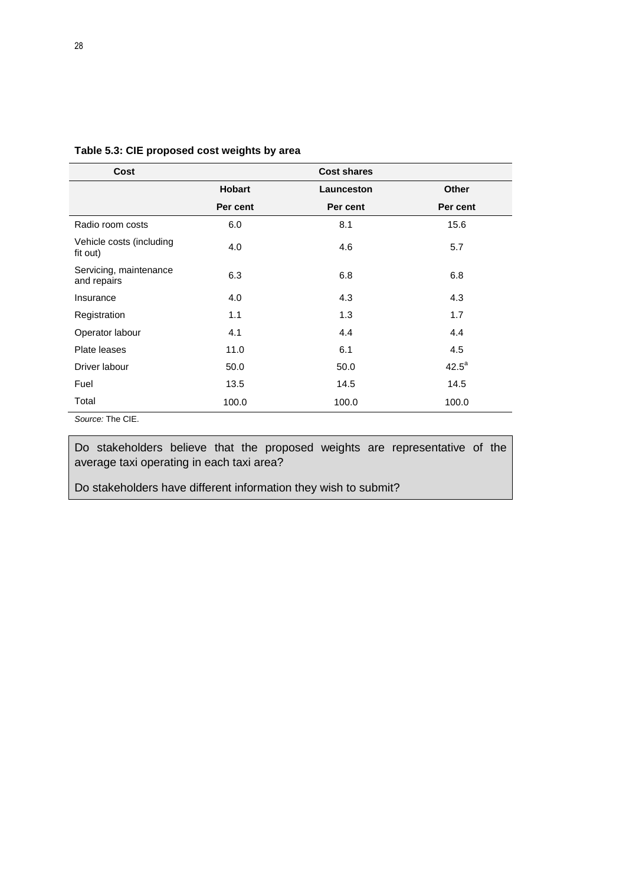**Table 5.3: CIE proposed cost weights by area**

| Cost | Cost shares | | |
|---|---|---|---|
| | Hobart | Launceston | Other |
| | Per cent | Per cent | Per cent |
| Radio room costs | 6.0 | 8.1 | 15.6 |
| Vehicle costs (including fit out) | 4.0 | 4.6 | 5.7 |
| Servicing, maintenance and repairs | 6.3 | 6.8 | 6.8 |
| Insurance | 4.0 | 4.3 | 4.3 |
| Registration | 1.1 | 1.3 | 1.7 |
| Operator labour | 4.1 | 4.4 | 4.4 |
| Plate leases | 11.0 | 6.1 | 4.5 |
| Driver labour | 50.0 | 50.0 | 42.5[a] |
| Fuel | 13.5 | 14.5 | 14.5 |
| Total | 100.0 | 100.0 | 100.0 |

*Source:* The CIE.

Do stakeholders believe that the proposed weights are representative of the average taxi operating in each taxi area?

Do stakeholders have different information they wish to submit?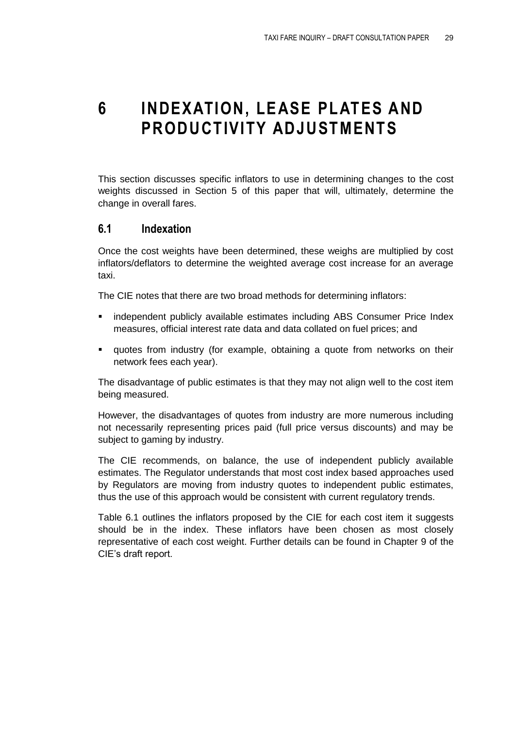# 6 INDEXATION, LEASE PLATES AND PRODUCTIVITY ADJUSTMENTS

This section discusses specific inflators to use in determining changes to the cost weights discussed in Section 5 of this paper that will, ultimately, determine the change in overall fares.

## 6.1 Indexation

Once the cost weights have been determined, these weighs are multiplied by cost inflators/deflators to determine the weighted average cost increase for an average taxi.

The CIE notes that there are two broad methods for determining inflators:

- independent publicly available estimates including ABS Consumer Price Index measures, official interest rate data and data collated on fuel prices; and
- quotes from industry (for example, obtaining a quote from networks on their network fees each year).

The disadvantage of public estimates is that they may not align well to the cost item being measured.

However, the disadvantages of quotes from industry are more numerous including not necessarily representing prices paid (full price versus discounts) and may be subject to gaming by industry.

The CIE recommends, on balance, the use of independent publicly available estimates. The Regulator understands that most cost index based approaches used by Regulators are moving from industry quotes to independent public estimates, thus the use of this approach would be consistent with current regulatory trends.

Table 6.1 outlines the inflators proposed by the CIE for each cost item it suggests should be in the index. These inflators have been chosen as most closely representative of each cost weight. Further details can be found in Chapter 9 of the CIE's draft report.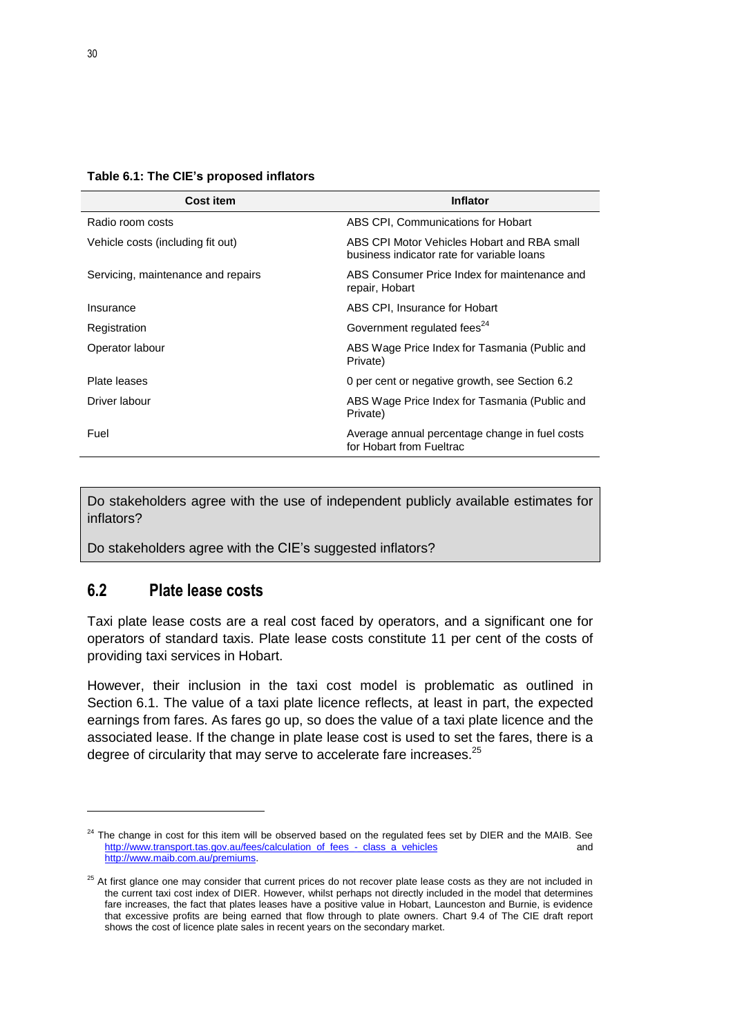**Table 6.1: The CIE's proposed inflators**

| Cost item | Inflator |
| --- | --- |
| Radio room costs | ABS CPI, Communications for Hobart |
| Vehicle costs (including fit out) | ABS CPI Motor Vehicles Hobart and RBA small business indicator rate for variable loans |
| Servicing, maintenance and repairs | ABS Consumer Price Index for maintenance and repair, Hobart |
| Insurance | ABS CPI, Insurance for Hobart |
| Registration | Government regulated fees[24] |
| Operator labour | ABS Wage Price Index for Tasmania (Public and Private) |
| Plate leases | 0 per cent or negative growth, see Section 6.2 |
| Driver labour | ABS Wage Price Index for Tasmania (Public and Private) |
| Fuel | Average annual percentage change in fuel costs for Hobart from Fueltrac |

Do stakeholders agree with the use of independent publicly available estimates for inflators?

Do stakeholders agree with the CIE's suggested inflators?

## 6.2 Plate lease costs

Taxi plate lease costs are a real cost faced by operators, and a significant one for operators of standard taxis. Plate lease costs constitute 11 per cent of the costs of providing taxi services in Hobart.

However, their inclusion in the taxi cost model is problematic as outlined in Section 6.1. The value of a taxi plate licence reflects, at least in part, the expected earnings from fares. As fares go up, so does the value of a taxi plate licence and the associated lease. If the change in plate lease cost is used to set the fares, there is a degree of circularity that may serve to accelerate fare increases.[25]

---

[24] The change in cost for this item will be observed based on the regulated fees set by DIER and the MAIB. See http://www.transport.tas.gov.au/fees/calculation_of_fees_-_class_a_vehicles and http://www.maib.com.au/premiums.

[25] At first glance one may consider that current prices do not recover plate lease costs as they are not included in the current taxi cost index of DIER. However, whilst perhaps not directly included in the model that determines fare increases, the fact that plates leases have a positive value in Hobart, Launceston and Burnie, is evidence that excessive profits are being earned that flow through to plate owners. Chart 9.4 of The CIE draft report shows the cost of licence plate sales in recent years on the secondary market.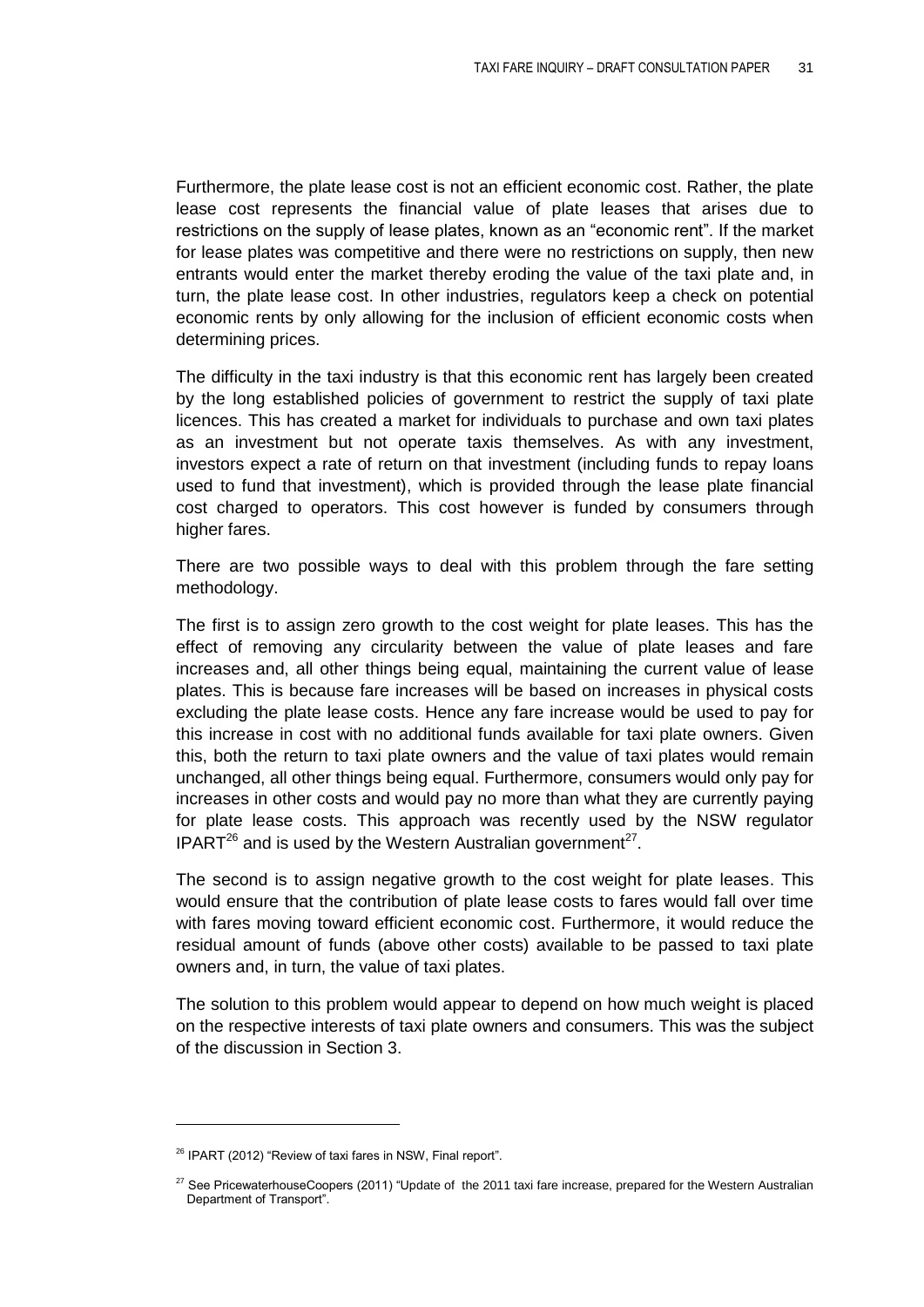Furthermore, the plate lease cost is not an efficient economic cost. Rather, the plate lease cost represents the financial value of plate leases that arises due to restrictions on the supply of lease plates, known as an "economic rent". If the market for lease plates was competitive and there were no restrictions on supply, then new entrants would enter the market thereby eroding the value of the taxi plate and, in turn, the plate lease cost. In other industries, regulators keep a check on potential economic rents by only allowing for the inclusion of efficient economic costs when determining prices.

The difficulty in the taxi industry is that this economic rent has largely been created by the long established policies of government to restrict the supply of taxi plate licences. This has created a market for individuals to purchase and own taxi plates as an investment but not operate taxis themselves. As with any investment, investors expect a rate of return on that investment (including funds to repay loans used to fund that investment), which is provided through the lease plate financial cost charged to operators. This cost however is funded by consumers through higher fares.

There are two possible ways to deal with this problem through the fare setting methodology.

The first is to assign zero growth to the cost weight for plate leases. This has the effect of removing any circularity between the value of plate leases and fare increases and, all other things being equal, maintaining the current value of lease plates. This is because fare increases will be based on increases in physical costs excluding the plate lease costs. Hence any fare increase would be used to pay for this increase in cost with no additional funds available for taxi plate owners. Given this, both the return to taxi plate owners and the value of taxi plates would remain unchanged, all other things being equal. Furthermore, consumers would only pay for increases in other costs and would pay no more than what they are currently paying for plate lease costs. This approach was recently used by the NSW regulator IPART[26] and is used by the Western Australian government[27].

The second is to assign negative growth to the cost weight for plate leases. This would ensure that the contribution of plate lease costs to fares would fall over time with fares moving toward efficient economic cost. Furthermore, it would reduce the residual amount of funds (above other costs) available to be passed to taxi plate owners and, in turn, the value of taxi plates.

The solution to this problem would appear to depend on how much weight is placed on the respective interests of taxi plate owners and consumers. This was the subject of the discussion in Section 3.

---

[26] IPART (2012) "Review of taxi fares in NSW, Final report".

[27] See PricewaterhouseCoopers (2011) "Update of the 2011 taxi fare increase, prepared for the Western Australian Department of Transport".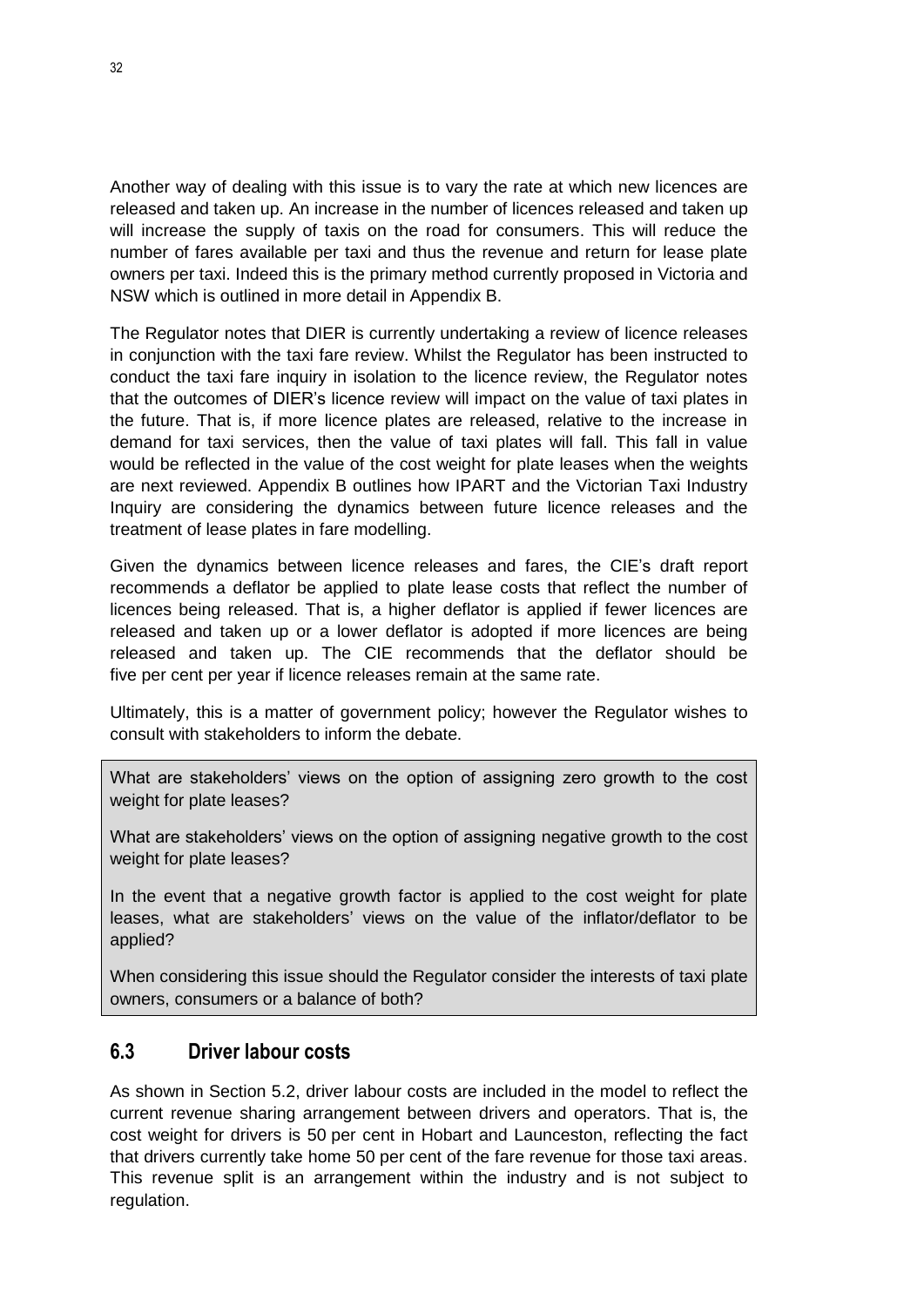Another way of dealing with this issue is to vary the rate at which new licences are released and taken up. An increase in the number of licences released and taken up will increase the supply of taxis on the road for consumers. This will reduce the number of fares available per taxi and thus the revenue and return for lease plate owners per taxi. Indeed this is the primary method currently proposed in Victoria and NSW which is outlined in more detail in Appendix B.

The Regulator notes that DIER is currently undertaking a review of licence releases in conjunction with the taxi fare review. Whilst the Regulator has been instructed to conduct the taxi fare inquiry in isolation to the licence review, the Regulator notes that the outcomes of DIER's licence review will impact on the value of taxi plates in the future. That is, if more licence plates are released, relative to the increase in demand for taxi services, then the value of taxi plates will fall. This fall in value would be reflected in the value of the cost weight for plate leases when the weights are next reviewed. Appendix B outlines how IPART and the Victorian Taxi Industry Inquiry are considering the dynamics between future licence releases and the treatment of lease plates in fare modelling.

Given the dynamics between licence releases and fares, the CIE's draft report recommends a deflator be applied to plate lease costs that reflect the number of licences being released. That is, a higher deflator is applied if fewer licences are released and taken up or a lower deflator is adopted if more licences are being released and taken up. The CIE recommends that the deflator should be five per cent per year if licence releases remain at the same rate.

Ultimately, this is a matter of government policy; however the Regulator wishes to consult with stakeholders to inform the debate.

> What are stakeholders' views on the option of assigning zero growth to the cost weight for plate leases?
>
> What are stakeholders' views on the option of assigning negative growth to the cost weight for plate leases?
>
> In the event that a negative growth factor is applied to the cost weight for plate leases, what are stakeholders' views on the value of the inflator/deflator to be applied?
>
> When considering this issue should the Regulator consider the interests of taxi plate owners, consumers or a balance of both?

## 6.3 Driver labour costs

As shown in Section 5.2, driver labour costs are included in the model to reflect the current revenue sharing arrangement between drivers and operators. That is, the cost weight for drivers is 50 per cent in Hobart and Launceston, reflecting the fact that drivers currently take home 50 per cent of the fare revenue for those taxi areas. This revenue split is an arrangement within the industry and is not subject to regulation.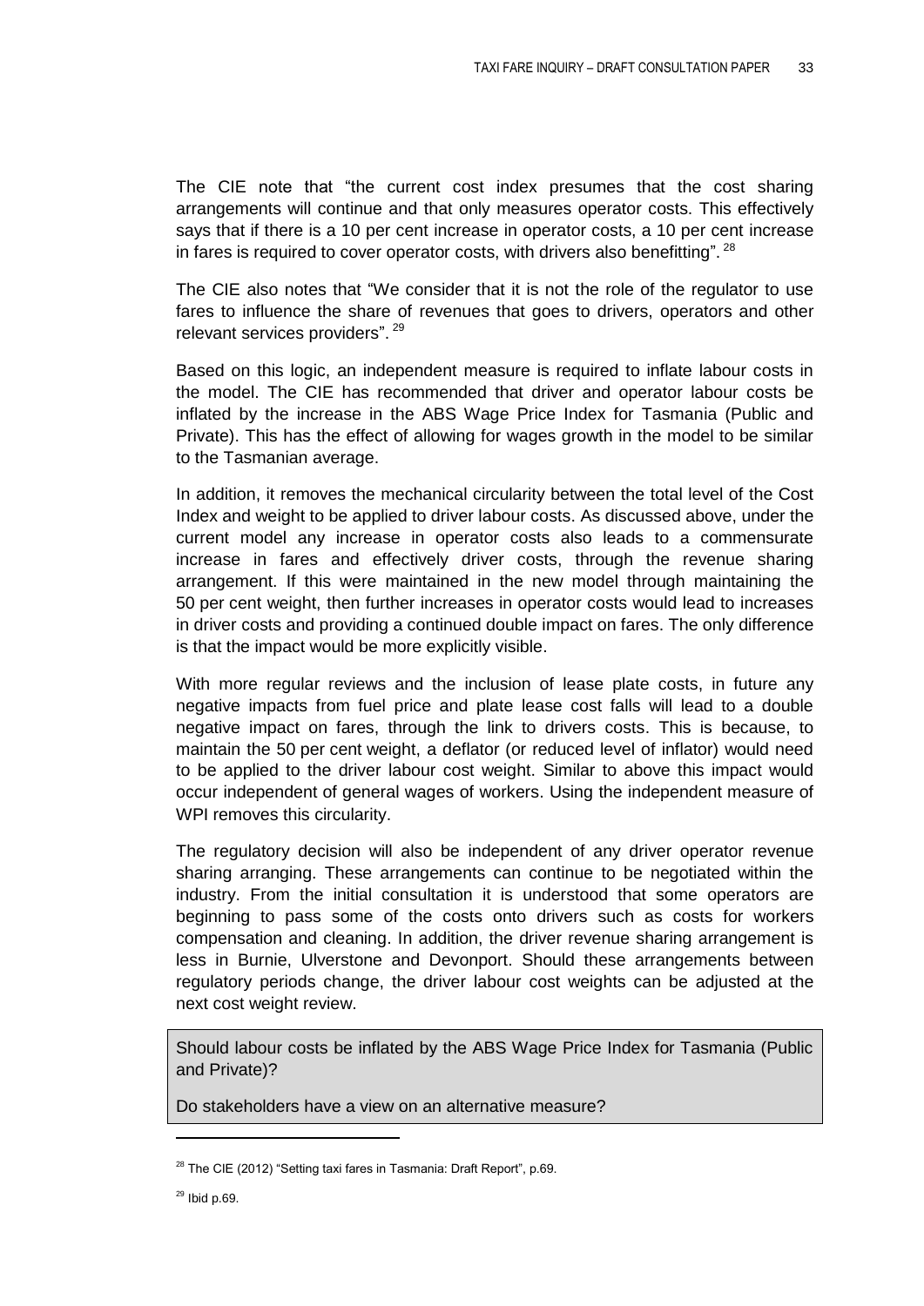The CIE note that “the current cost index presumes that the cost sharing arrangements will continue and that only measures operator costs. This effectively says that if there is a 10 per cent increase in operator costs, a 10 per cent increase in fares is required to cover operator costs, with drivers also benefitting”. [28]

The CIE also notes that “We consider that it is not the role of the regulator to use fares to influence the share of revenues that goes to drivers, operators and other relevant services providers”. [29]

Based on this logic, an independent measure is required to inflate labour costs in the model. The CIE has recommended that driver and operator labour costs be inflated by the increase in the ABS Wage Price Index for Tasmania (Public and Private). This has the effect of allowing for wages growth in the model to be similar to the Tasmanian average.

In addition, it removes the mechanical circularity between the total level of the Cost Index and weight to be applied to driver labour costs. As discussed above, under the current model any increase in operator costs also leads to a commensurate increase in fares and effectively driver costs, through the revenue sharing arrangement. If this were maintained in the new model through maintaining the 50 per cent weight, then further increases in operator costs would lead to increases in driver costs and providing a continued double impact on fares. The only difference is that the impact would be more explicitly visible.

With more regular reviews and the inclusion of lease plate costs, in future any negative impacts from fuel price and plate lease cost falls will lead to a double negative impact on fares, through the link to drivers costs. This is because, to maintain the 50 per cent weight, a deflator (or reduced level of inflator) would need to be applied to the driver labour cost weight. Similar to above this impact would occur independent of general wages of workers. Using the independent measure of WPI removes this circularity.

The regulatory decision will also be independent of any driver operator revenue sharing arranging. These arrangements can continue to be negotiated within the industry. From the initial consultation it is understood that some operators are beginning to pass some of the costs onto drivers such as costs for workers compensation and cleaning. In addition, the driver revenue sharing arrangement is less in Burnie, Ulverstone and Devonport. Should these arrangements between regulatory periods change, the driver labour cost weights can be adjusted at the next cost weight review.

> Should labour costs be inflated by the ABS Wage Price Index for Tasmania (Public and Private)?
>
> Do stakeholders have a view on an alternative measure?

---

[28] The CIE (2012) “Setting taxi fares in Tasmania: Draft Report”, p.69.

[29] Ibid p.69.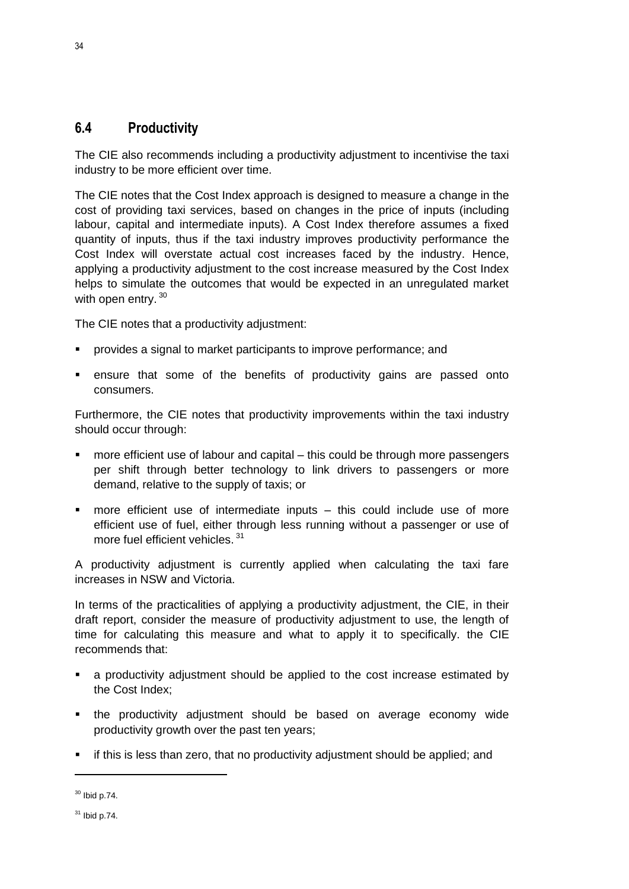## 6.4 Productivity

The CIE also recommends including a productivity adjustment to incentivise the taxi industry to be more efficient over time.

The CIE notes that the Cost Index approach is designed to measure a change in the cost of providing taxi services, based on changes in the price of inputs (including labour, capital and intermediate inputs). A Cost Index therefore assumes a fixed quantity of inputs, thus if the taxi industry improves productivity performance the Cost Index will overstate actual cost increases faced by the industry. Hence, applying a productivity adjustment to the cost increase measured by the Cost Index helps to simulate the outcomes that would be expected in an unregulated market with open entry.[30]

The CIE notes that a productivity adjustment:

- provides a signal to market participants to improve performance; and
- ensure that some of the benefits of productivity gains are passed onto consumers.

Furthermore, the CIE notes that productivity improvements within the taxi industry should occur through:

- more efficient use of labour and capital – this could be through more passengers per shift through better technology to link drivers to passengers or more demand, relative to the supply of taxis; or
- more efficient use of intermediate inputs – this could include use of more efficient use of fuel, either through less running without a passenger or use of more fuel efficient vehicles.[31]

A productivity adjustment is currently applied when calculating the taxi fare increases in NSW and Victoria.

In terms of the practicalities of applying a productivity adjustment, the CIE, in their draft report, consider the measure of productivity adjustment to use, the length of time for calculating this measure and what to apply it to specifically. the CIE recommends that:

- a productivity adjustment should be applied to the cost increase estimated by the Cost Index;
- the productivity adjustment should be based on average economy wide productivity growth over the past ten years;
- if this is less than zero, that no productivity adjustment should be applied; and

---

[30] Ibid p.74.

[31] Ibid p.74.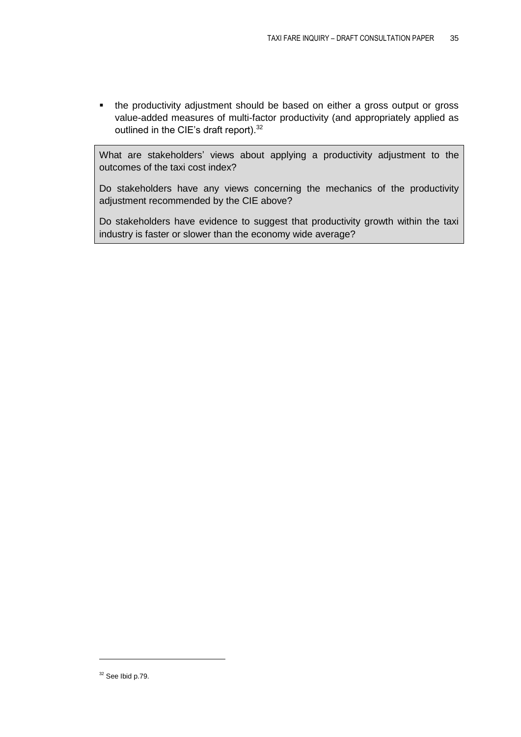- the productivity adjustment should be based on either a gross output or gross value-added measures of multi-factor productivity (and appropriately applied as outlined in the CIE's draft report).[32]

> What are stakeholders' views about applying a productivity adjustment to the outcomes of the taxi cost index?
>
> Do stakeholders have any views concerning the mechanics of the productivity adjustment recommended by the CIE above?
>
> Do stakeholders have evidence to suggest that productivity growth within the taxi industry is faster or slower than the economy wide average?

---

[32] See Ibid p.79.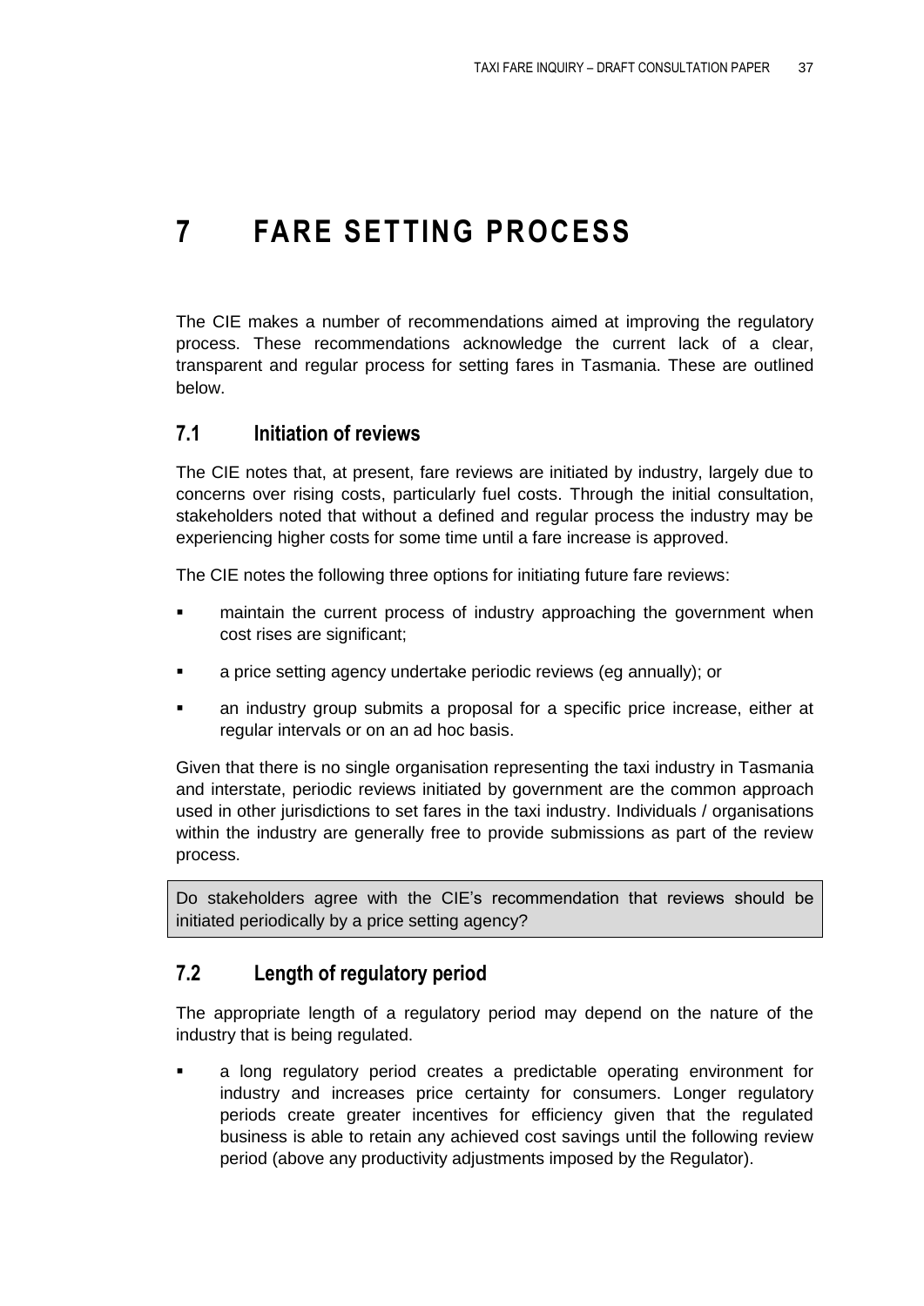# 7 FARE SETTING PROCESS

The CIE makes a number of recommendations aimed at improving the regulatory process. These recommendations acknowledge the current lack of a clear, transparent and regular process for setting fares in Tasmania. These are outlined below.

## 7.1 Initiation of reviews

The CIE notes that, at present, fare reviews are initiated by industry, largely due to concerns over rising costs, particularly fuel costs. Through the initial consultation, stakeholders noted that without a defined and regular process the industry may be experiencing higher costs for some time until a fare increase is approved.

The CIE notes the following three options for initiating future fare reviews:

- maintain the current process of industry approaching the government when cost rises are significant;
- a price setting agency undertake periodic reviews (eg annually); or
- an industry group submits a proposal for a specific price increase, either at regular intervals or on an ad hoc basis.

Given that there is no single organisation representing the taxi industry in Tasmania and interstate, periodic reviews initiated by government are the common approach used in other jurisdictions to set fares in the taxi industry. Individuals / organisations within the industry are generally free to provide submissions as part of the review process.

> Do stakeholders agree with the CIE's recommendation that reviews should be initiated periodically by a price setting agency?

## 7.2 Length of regulatory period

The appropriate length of a regulatory period may depend on the nature of the industry that is being regulated.

- a long regulatory period creates a predictable operating environment for industry and increases price certainty for consumers. Longer regulatory periods create greater incentives for efficiency given that the regulated business is able to retain any achieved cost savings until the following review period (above any productivity adjustments imposed by the Regulator).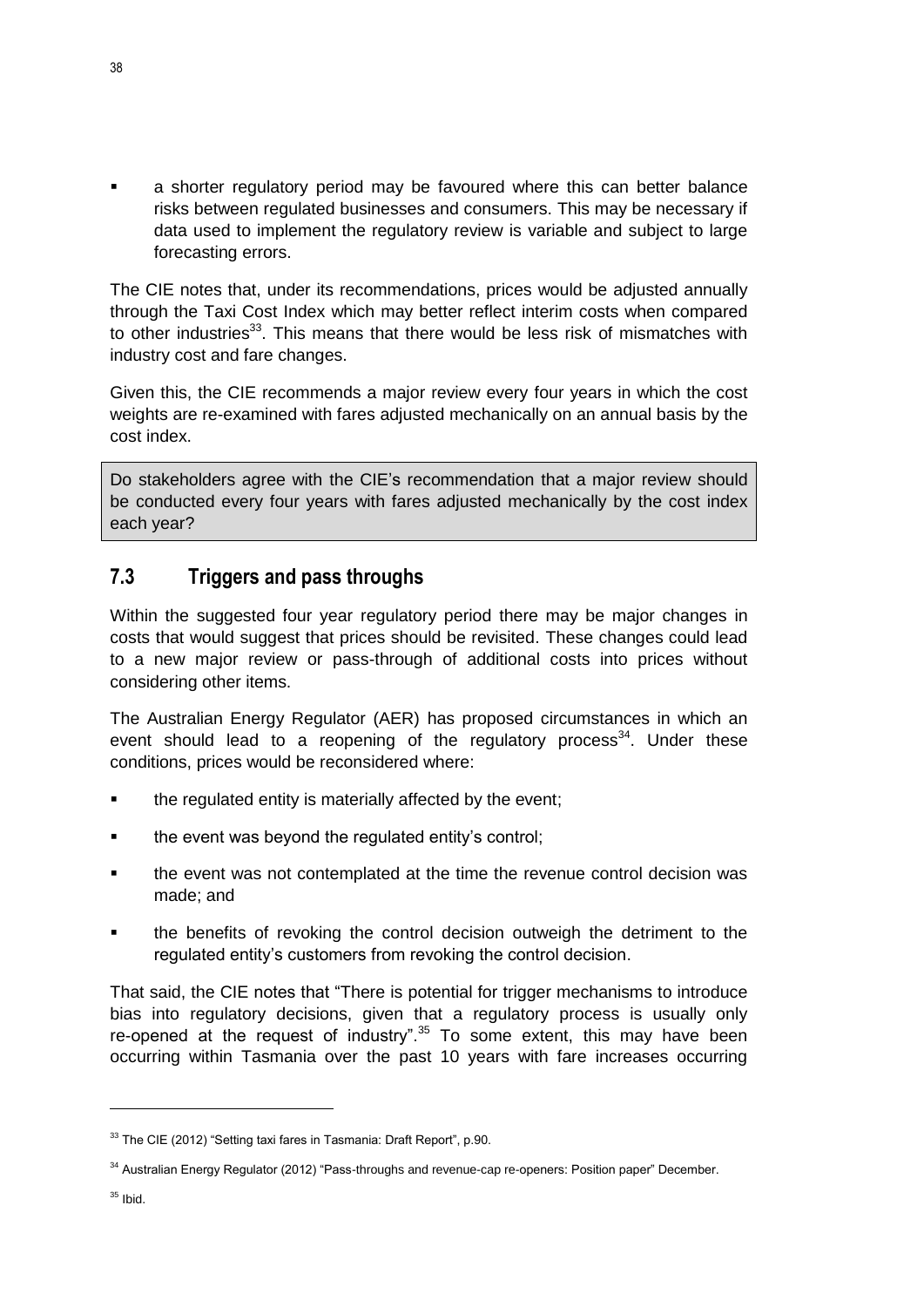- a shorter regulatory period may be favoured where this can better balance risks between regulated businesses and consumers. This may be necessary if data used to implement the regulatory review is variable and subject to large forecasting errors.

The CIE notes that, under its recommendations, prices would be adjusted annually through the Taxi Cost Index which may better reflect interim costs when compared to other industries[33]. This means that there would be less risk of mismatches with industry cost and fare changes.

Given this, the CIE recommends a major review every four years in which the cost weights are re-examined with fares adjusted mechanically on an annual basis by the cost index.

> Do stakeholders agree with the CIE's recommendation that a major review should be conducted every four years with fares adjusted mechanically by the cost index each year?

## 7.3 Triggers and pass throughs

Within the suggested four year regulatory period there may be major changes in costs that would suggest that prices should be revisited. These changes could lead to a new major review or pass-through of additional costs into prices without considering other items.

The Australian Energy Regulator (AER) has proposed circumstances in which an event should lead to a reopening of the regulatory process[34]. Under these conditions, prices would be reconsidered where:

- the regulated entity is materially affected by the event;
- the event was beyond the regulated entity's control;
- the event was not contemplated at the time the revenue control decision was made; and
- the benefits of revoking the control decision outweigh the detriment to the regulated entity's customers from revoking the control decision.

That said, the CIE notes that "There is potential for trigger mechanisms to introduce bias into regulatory decisions, given that a regulatory process is usually only re-opened at the request of industry".[35] To some extent, this may have been occurring within Tasmania over the past 10 years with fare increases occurring

---

[33] The CIE (2012) "Setting taxi fares in Tasmania: Draft Report", p.90.

[34] Australian Energy Regulator (2012) "Pass-throughs and revenue-cap re-openers: Position paper" December.

[35] Ibid.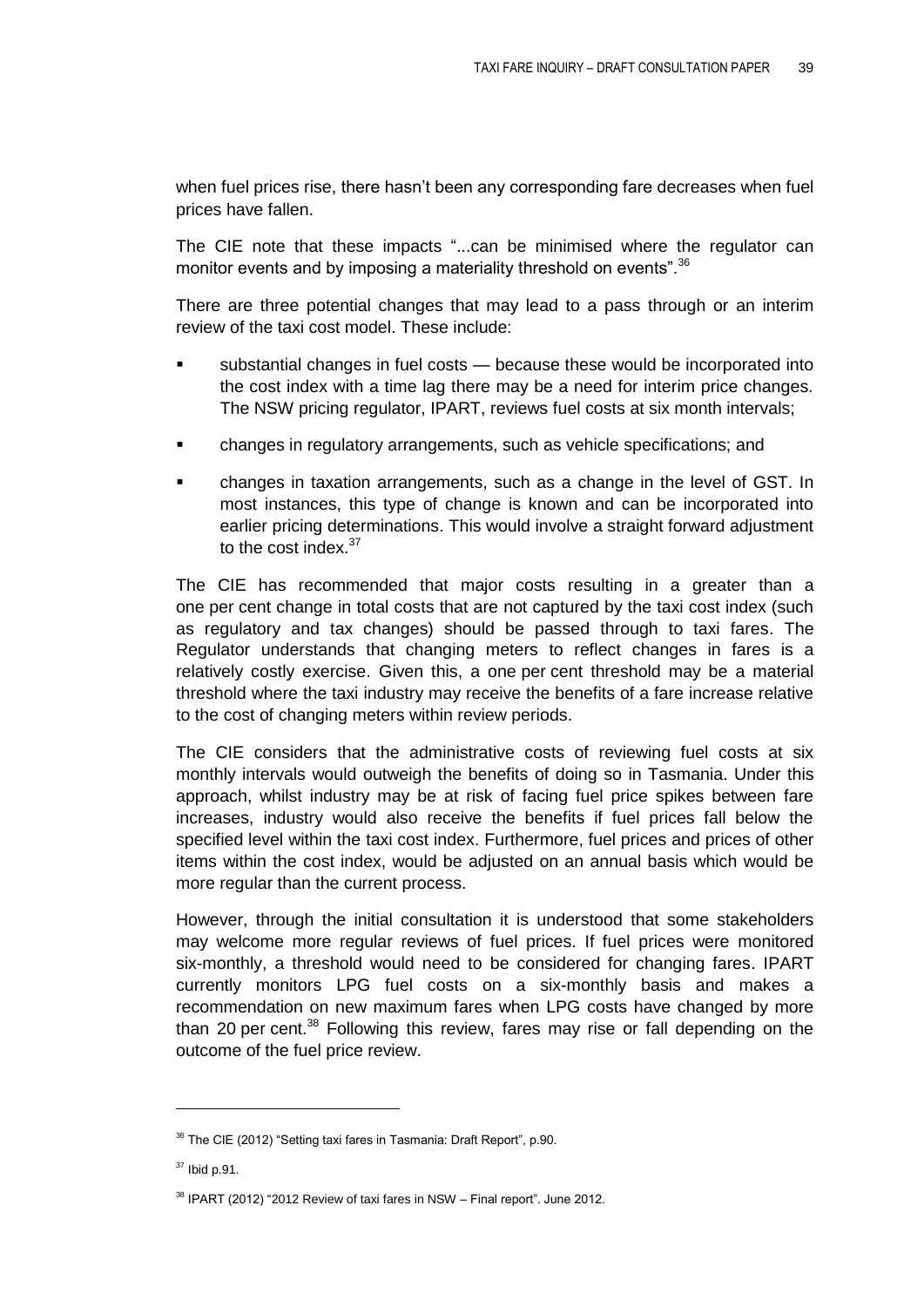when fuel prices rise, there hasn't been any corresponding fare decreases when fuel prices have fallen.

The CIE note that these impacts "...can be minimised where the regulator can monitor events and by imposing a materiality threshold on events".[36]

There are three potential changes that may lead to a pass through or an interim review of the taxi cost model. These include:

- substantial changes in fuel costs — because these would be incorporated into the cost index with a time lag there may be a need for interim price changes. The NSW pricing regulator, IPART, reviews fuel costs at six month intervals;
- changes in regulatory arrangements, such as vehicle specifications; and
- changes in taxation arrangements, such as a change in the level of GST. In most instances, this type of change is known and can be incorporated into earlier pricing determinations. This would involve a straight forward adjustment to the cost index.[37]

The CIE has recommended that major costs resulting in a greater than a one per cent change in total costs that are not captured by the taxi cost index (such as regulatory and tax changes) should be passed through to taxi fares. The Regulator understands that changing meters to reflect changes in fares is a relatively costly exercise. Given this, a one per cent threshold may be a material threshold where the taxi industry may receive the benefits of a fare increase relative to the cost of changing meters within review periods.

The CIE considers that the administrative costs of reviewing fuel costs at six monthly intervals would outweigh the benefits of doing so in Tasmania. Under this approach, whilst industry may be at risk of facing fuel price spikes between fare increases, industry would also receive the benefits if fuel prices fall below the specified level within the taxi cost index. Furthermore, fuel prices and prices of other items within the cost index, would be adjusted on an annual basis which would be more regular than the current process.

However, through the initial consultation it is understood that some stakeholders may welcome more regular reviews of fuel prices. If fuel prices were monitored six-monthly, a threshold would need to be considered for changing fares. IPART currently monitors LPG fuel costs on a six-monthly basis and makes a recommendation on new maximum fares when LPG costs have changed by more than 20 per cent.[38] Following this review, fares may rise or fall depending on the outcome of the fuel price review.

---

[36] The CIE (2012) "Setting taxi fares in Tasmania: Draft Report", p.90.

[37] Ibid p.91.

[38] IPART (2012) "2012 Review of taxi fares in NSW – Final report". June 2012.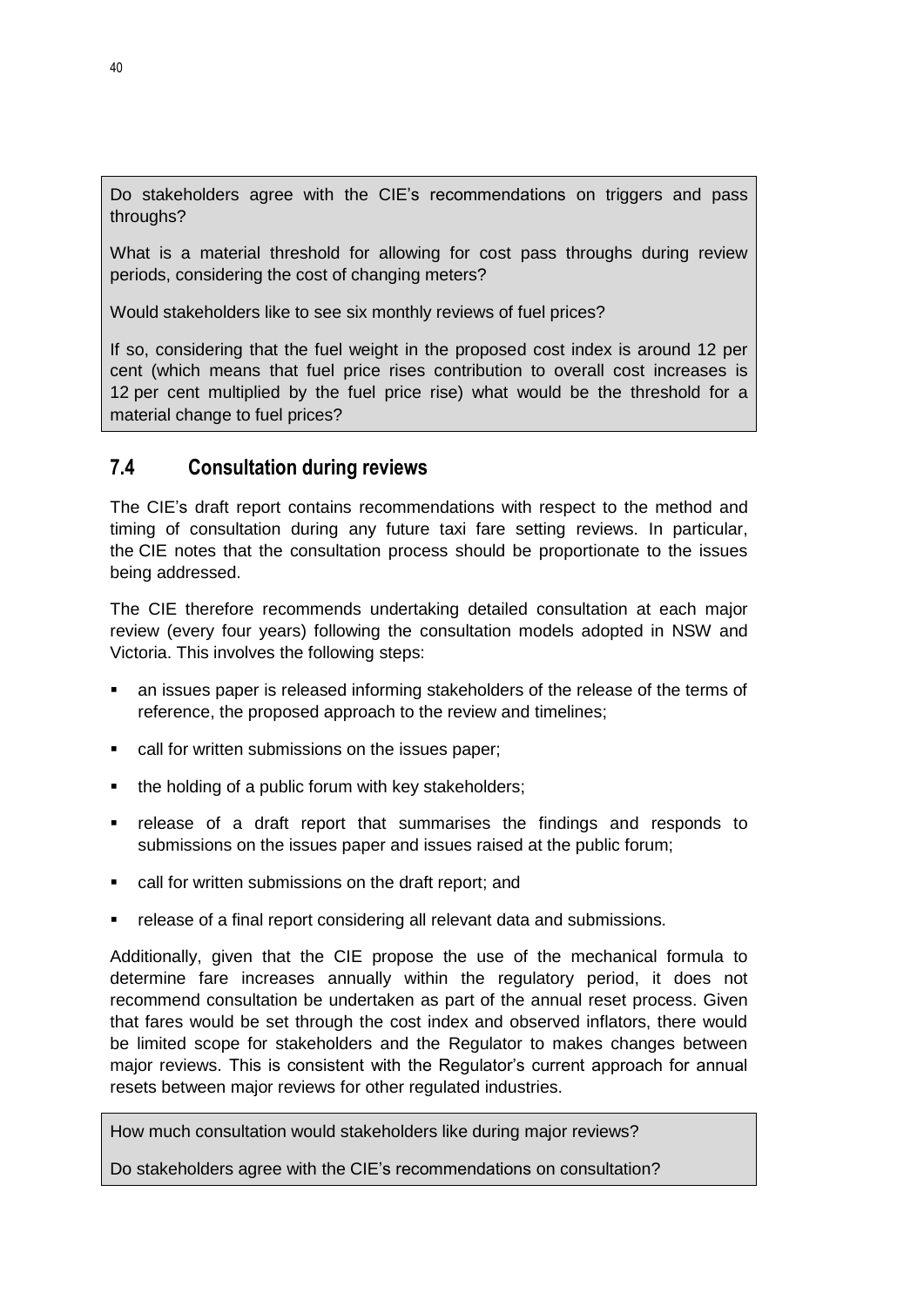Do stakeholders agree with the CIE's recommendations on triggers and pass throughs?

What is a material threshold for allowing for cost pass throughs during review periods, considering the cost of changing meters?

Would stakeholders like to see six monthly reviews of fuel prices?

If so, considering that the fuel weight in the proposed cost index is around 12 per cent (which means that fuel price rises contribution to overall cost increases is 12 per cent multiplied by the fuel price rise) what would be the threshold for a material change to fuel prices?

## 7.4 Consultation during reviews

The CIE's draft report contains recommendations with respect to the method and timing of consultation during any future taxi fare setting reviews. In particular, the CIE notes that the consultation process should be proportionate to the issues being addressed.

The CIE therefore recommends undertaking detailed consultation at each major review (every four years) following the consultation models adopted in NSW and Victoria. This involves the following steps:

- an issues paper is released informing stakeholders of the release of the terms of reference, the proposed approach to the review and timelines;
- call for written submissions on the issues paper;
- the holding of a public forum with key stakeholders;
- release of a draft report that summarises the findings and responds to submissions on the issues paper and issues raised at the public forum;
- call for written submissions on the draft report; and
- release of a final report considering all relevant data and submissions.

Additionally, given that the CIE propose the use of the mechanical formula to determine fare increases annually within the regulatory period, it does not recommend consultation be undertaken as part of the annual reset process. Given that fares would be set through the cost index and observed inflators, there would be limited scope for stakeholders and the Regulator to makes changes between major reviews. This is consistent with the Regulator's current approach for annual resets between major reviews for other regulated industries.

How much consultation would stakeholders like during major reviews?

Do stakeholders agree with the CIE's recommendations on consultation?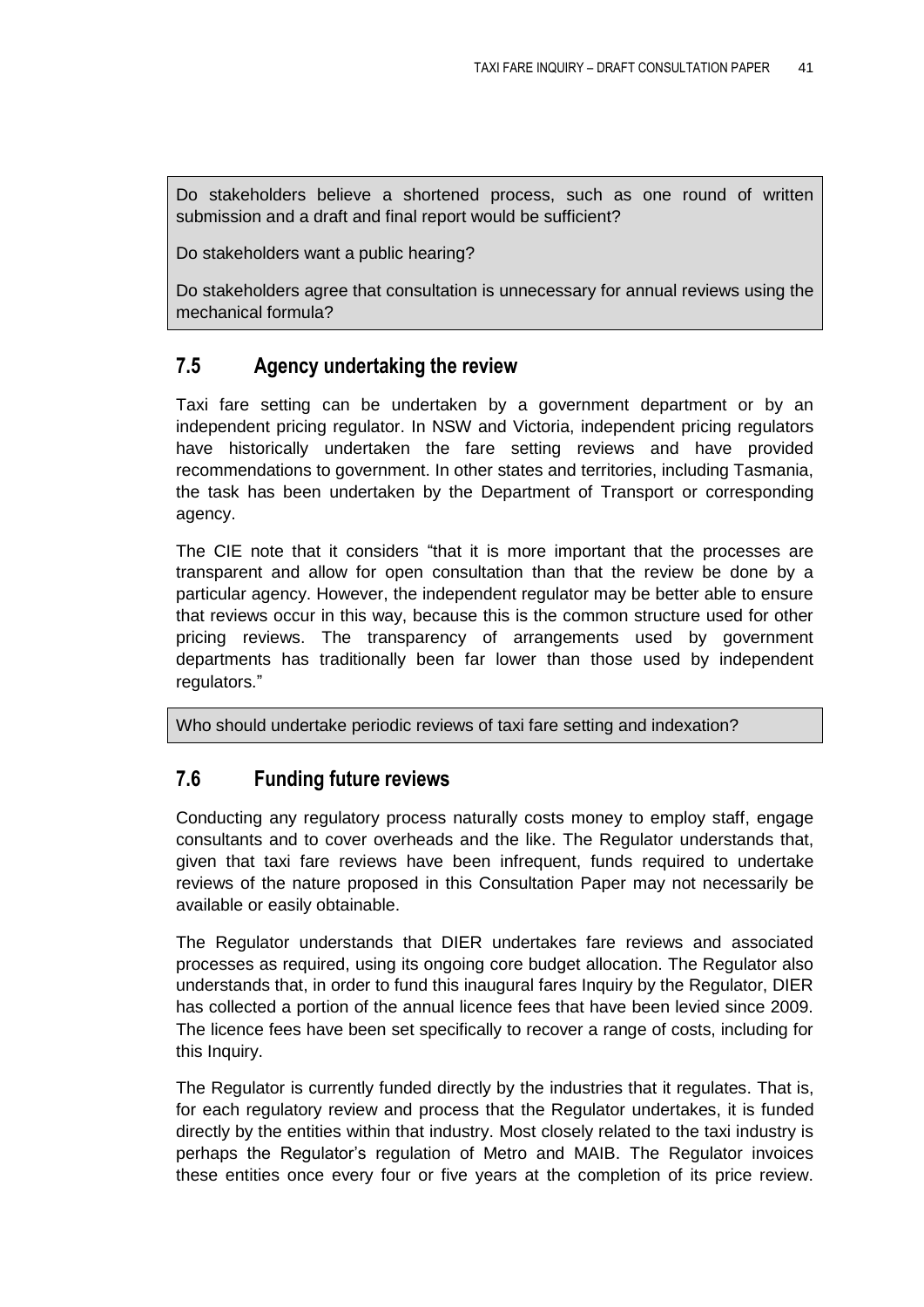> Do stakeholders believe a shortened process, such as one round of written submission and a draft and final report would be sufficient?
>
> Do stakeholders want a public hearing?
>
> Do stakeholders agree that consultation is unnecessary for annual reviews using the mechanical formula?

## 7.5 Agency undertaking the review

Taxi fare setting can be undertaken by a government department or by an independent pricing regulator. In NSW and Victoria, independent pricing regulators have historically undertaken the fare setting reviews and have provided recommendations to government. In other states and territories, including Tasmania, the task has been undertaken by the Department of Transport or corresponding agency.

The CIE note that it considers "that it is more important that the processes are transparent and allow for open consultation than that the review be done by a particular agency. However, the independent regulator may be better able to ensure that reviews occur in this way, because this is the common structure used for other pricing reviews. The transparency of arrangements used by government departments has traditionally been far lower than those used by independent regulators."

> Who should undertake periodic reviews of taxi fare setting and indexation?

## 7.6 Funding future reviews

Conducting any regulatory process naturally costs money to employ staff, engage consultants and to cover overheads and the like. The Regulator understands that, given that taxi fare reviews have been infrequent, funds required to undertake reviews of the nature proposed in this Consultation Paper may not necessarily be available or easily obtainable.

The Regulator understands that DIER undertakes fare reviews and associated processes as required, using its ongoing core budget allocation. The Regulator also understands that, in order to fund this inaugural fares Inquiry by the Regulator, DIER has collected a portion of the annual licence fees that have been levied since 2009. The licence fees have been set specifically to recover a range of costs, including for this Inquiry.

The Regulator is currently funded directly by the industries that it regulates. That is, for each regulatory review and process that the Regulator undertakes, it is funded directly by the entities within that industry. Most closely related to the taxi industry is perhaps the Regulator's regulation of Metro and MAIB. The Regulator invoices these entities once every four or five years at the completion of its price review.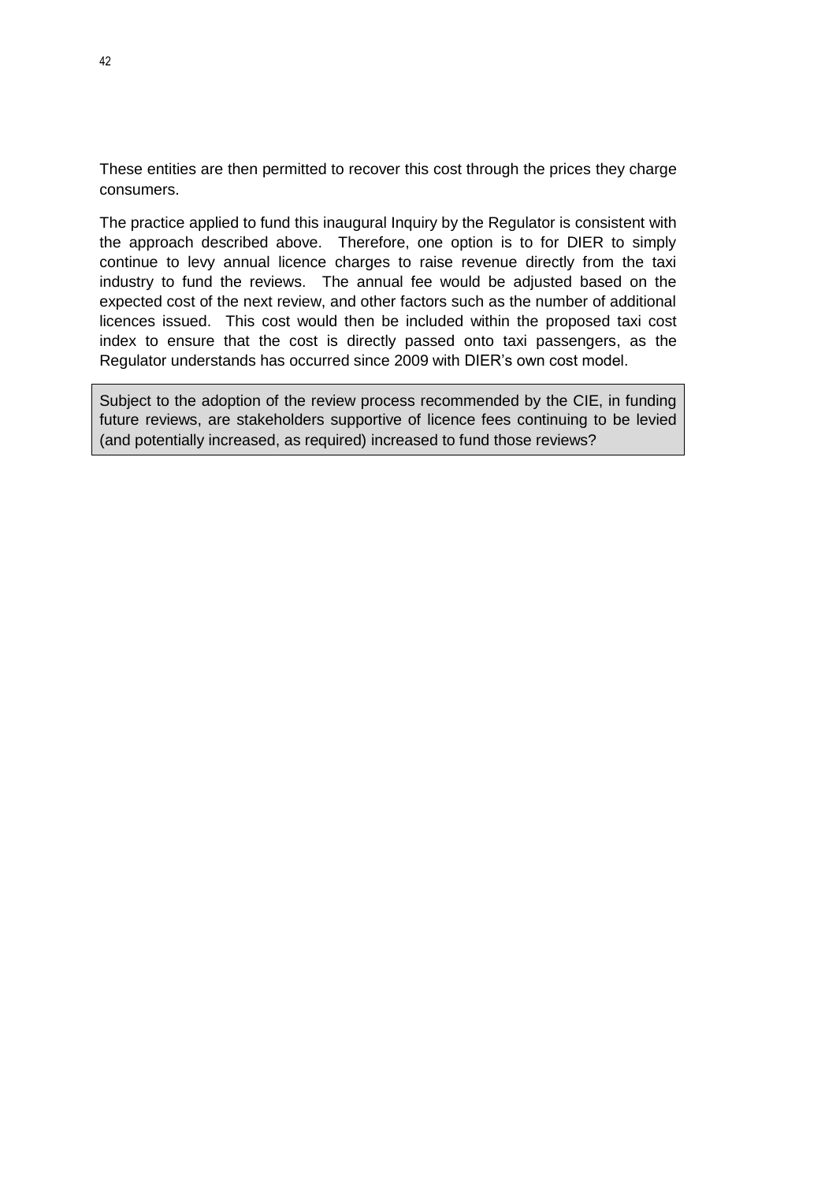These entities are then permitted to recover this cost through the prices they charge consumers.

The practice applied to fund this inaugural Inquiry by the Regulator is consistent with the approach described above. Therefore, one option is to for DIER to simply continue to levy annual licence charges to raise revenue directly from the taxi industry to fund the reviews. The annual fee would be adjusted based on the expected cost of the next review, and other factors such as the number of additional licences issued. This cost would then be included within the proposed taxi cost index to ensure that the cost is directly passed onto taxi passengers, as the Regulator understands has occurred since 2009 with DIER's own cost model.

> Subject to the adoption of the review process recommended by the CIE, in funding future reviews, are stakeholders supportive of licence fees continuing to be levied (and potentially increased, as required) increased to fund those reviews?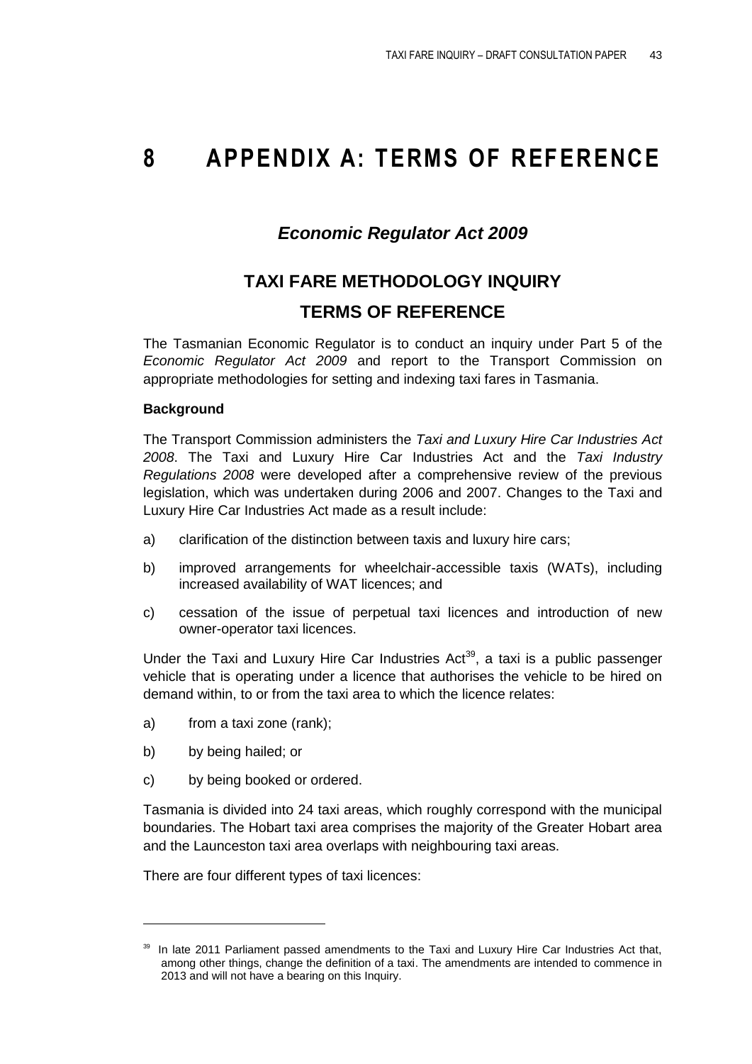# 8 APPENDIX A: TERMS OF REFERENCE

## *Economic Regulator Act 2009*

## TAXI FARE METHODOLOGY INQUIRY

## TERMS OF REFERENCE

The Tasmanian Economic Regulator is to conduct an inquiry under Part 5 of the *Economic Regulator Act 2009* and report to the Transport Commission on appropriate methodologies for setting and indexing taxi fares in Tasmania.

**Background**

The Transport Commission administers the *Taxi and Luxury Hire Car Industries Act 2008*. The Taxi and Luxury Hire Car Industries Act and the *Taxi Industry Regulations 2008* were developed after a comprehensive review of the previous legislation, which was undertaken during 2006 and 2007. Changes to the Taxi and Luxury Hire Car Industries Act made as a result include:

a) clarification of the distinction between taxis and luxury hire cars;

b) improved arrangements for wheelchair-accessible taxis (WATs), including increased availability of WAT licences; and

c) cessation of the issue of perpetual taxi licences and introduction of new owner-operator taxi licences.

Under the Taxi and Luxury Hire Car Industries Act[39], a taxi is a public passenger vehicle that is operating under a licence that authorises the vehicle to be hired on demand within, to or from the taxi area to which the licence relates:

a) from a taxi zone (rank);

b) by being hailed; or

c) by being booked or ordered.

Tasmania is divided into 24 taxi areas, which roughly correspond with the municipal boundaries. The Hobart taxi area comprises the majority of the Greater Hobart area and the Launceston taxi area overlaps with neighbouring taxi areas.

There are four different types of taxi licences:

---

[39] In late 2011 Parliament passed amendments to the Taxi and Luxury Hire Car Industries Act that, among other things, change the definition of a taxi. The amendments are intended to commence in 2013 and will not have a bearing on this Inquiry.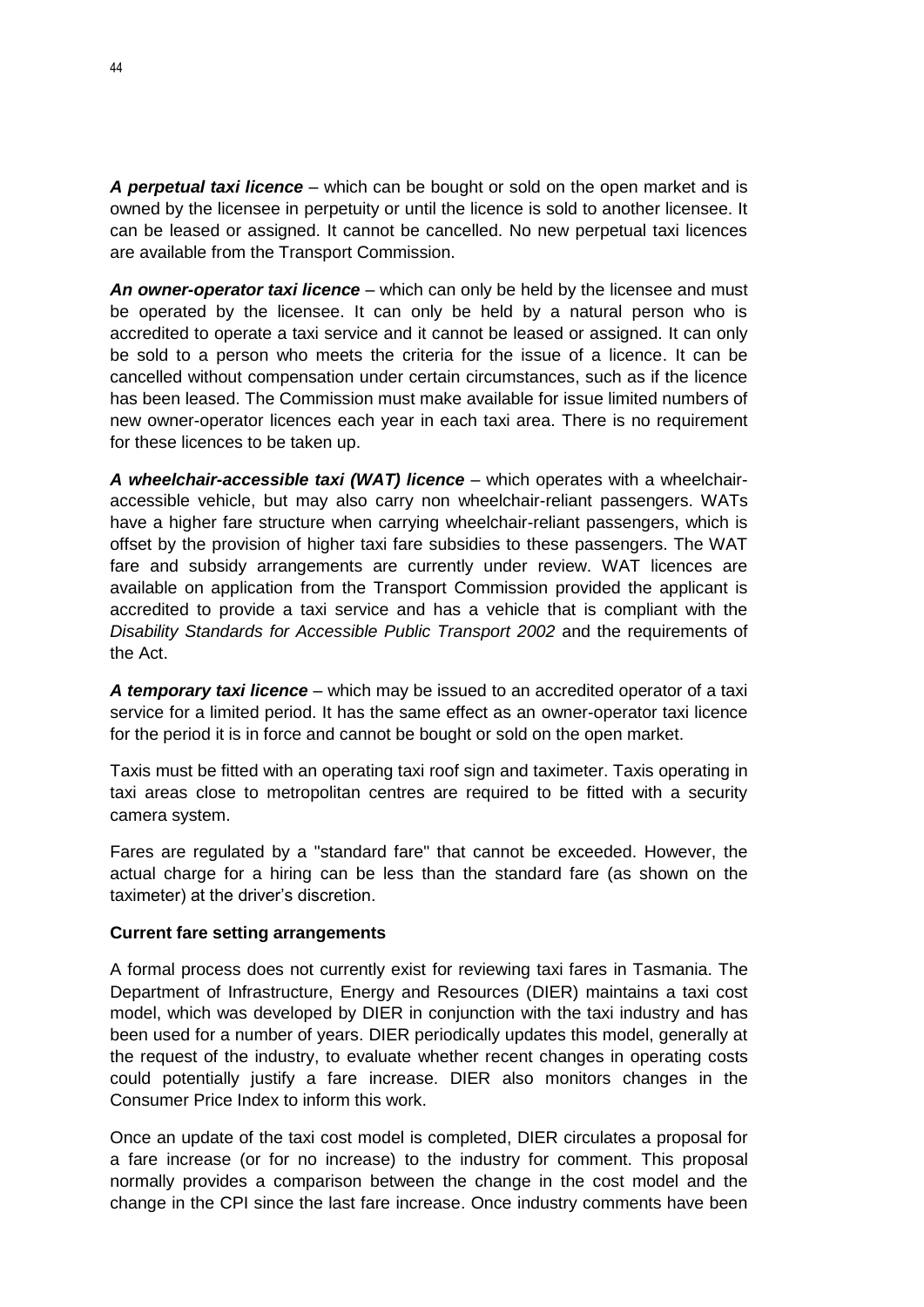***A perpetual taxi licence*** – which can be bought or sold on the open market and is owned by the licensee in perpetuity or until the licence is sold to another licensee. It can be leased or assigned. It cannot be cancelled. No new perpetual taxi licences are available from the Transport Commission.

***An owner-operator taxi licence*** – which can only be held by the licensee and must be operated by the licensee. It can only be held by a natural person who is accredited to operate a taxi service and it cannot be leased or assigned. It can only be sold to a person who meets the criteria for the issue of a licence. It can be cancelled without compensation under certain circumstances, such as if the licence has been leased. The Commission must make available for issue limited numbers of new owner-operator licences each year in each taxi area. There is no requirement for these licences to be taken up.

***A wheelchair-accessible taxi (WAT) licence*** – which operates with a wheelchair-accessible vehicle, but may also carry non wheelchair-reliant passengers. WATs have a higher fare structure when carrying wheelchair-reliant passengers, which is offset by the provision of higher taxi fare subsidies to these passengers. The WAT fare and subsidy arrangements are currently under review. WAT licences are available on application from the Transport Commission provided the applicant is accredited to provide a taxi service and has a vehicle that is compliant with the *Disability Standards for Accessible Public Transport 2002* and the requirements of the Act.

***A temporary taxi licence*** – which may be issued to an accredited operator of a taxi service for a limited period. It has the same effect as an owner-operator taxi licence for the period it is in force and cannot be bought or sold on the open market.

Taxis must be fitted with an operating taxi roof sign and taximeter. Taxis operating in taxi areas close to metropolitan centres are required to be fitted with a security camera system.

Fares are regulated by a "standard fare" that cannot be exceeded. However, the actual charge for a hiring can be less than the standard fare (as shown on the taximeter) at the driver's discretion.

**Current fare setting arrangements**

A formal process does not currently exist for reviewing taxi fares in Tasmania. The Department of Infrastructure, Energy and Resources (DIER) maintains a taxi cost model, which was developed by DIER in conjunction with the taxi industry and has been used for a number of years. DIER periodically updates this model, generally at the request of the industry, to evaluate whether recent changes in operating costs could potentially justify a fare increase. DIER also monitors changes in the Consumer Price Index to inform this work.

Once an update of the taxi cost model is completed, DIER circulates a proposal for a fare increase (or for no increase) to the industry for comment. This proposal normally provides a comparison between the change in the cost model and the change in the CPI since the last fare increase. Once industry comments have been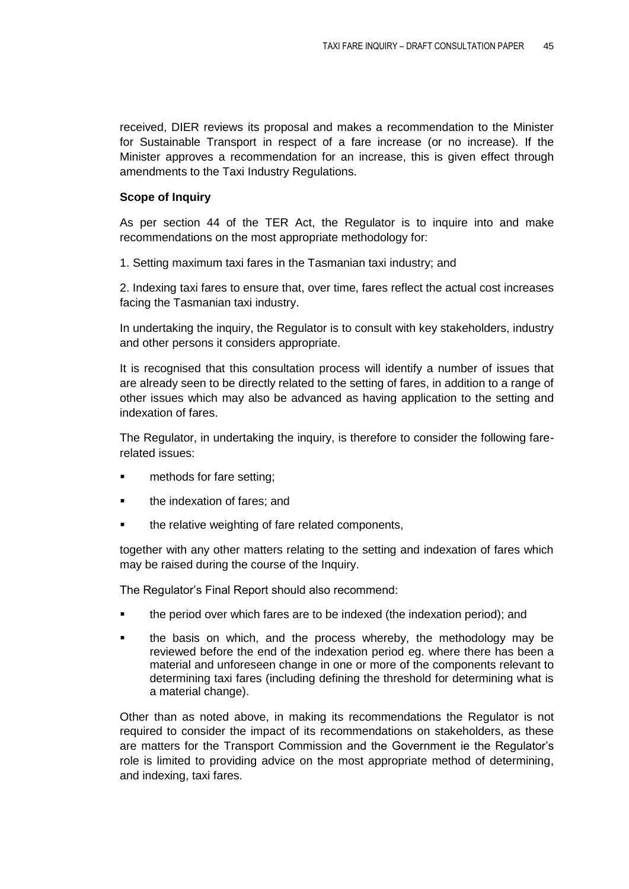received, DIER reviews its proposal and makes a recommendation to the Minister for Sustainable Transport in respect of a fare increase (or no increase). If the Minister approves a recommendation for an increase, this is given effect through amendments to the Taxi Industry Regulations.

**Scope of Inquiry**

As per section 44 of the TER Act, the Regulator is to inquire into and make recommendations on the most appropriate methodology for:

1. Setting maximum taxi fares in the Tasmanian taxi industry; and

2. Indexing taxi fares to ensure that, over time, fares reflect the actual cost increases facing the Tasmanian taxi industry.

In undertaking the inquiry, the Regulator is to consult with key stakeholders, industry and other persons it considers appropriate.

It is recognised that this consultation process will identify a number of issues that are already seen to be directly related to the setting of fares, in addition to a range of other issues which may also be advanced as having application to the setting and indexation of fares.

The Regulator, in undertaking the inquiry, is therefore to consider the following fare-related issues:

- methods for fare setting;
- the indexation of fares; and
- the relative weighting of fare related components,

together with any other matters relating to the setting and indexation of fares which may be raised during the course of the Inquiry.

The Regulator's Final Report should also recommend:

- the period over which fares are to be indexed (the indexation period); and
- the basis on which, and the process whereby, the methodology may be reviewed before the end of the indexation period eg. where there has been a material and unforeseen change in one or more of the components relevant to determining taxi fares (including defining the threshold for determining what is a material change).

Other than as noted above, in making its recommendations the Regulator is not required to consider the impact of its recommendations on stakeholders, as these are matters for the Transport Commission and the Government ie the Regulator's role is limited to providing advice on the most appropriate method of determining, and indexing, taxi fares.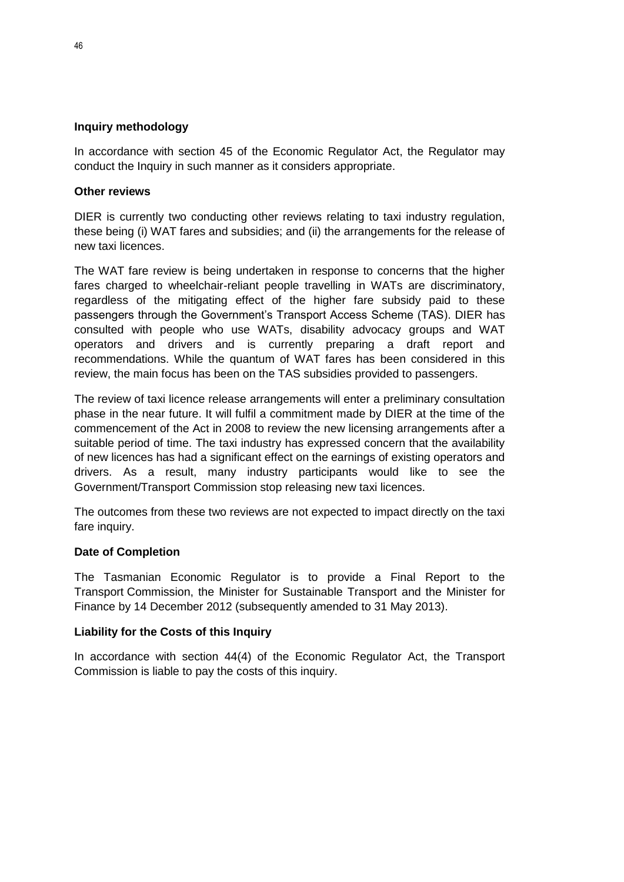**Inquiry methodology**

In accordance with section 45 of the Economic Regulator Act, the Regulator may conduct the Inquiry in such manner as it considers appropriate.

**Other reviews**

DIER is currently two conducting other reviews relating to taxi industry regulation, these being (i) WAT fares and subsidies; and (ii) the arrangements for the release of new taxi licences.

The WAT fare review is being undertaken in response to concerns that the higher fares charged to wheelchair-reliant people travelling in WATs are discriminatory, regardless of the mitigating effect of the higher fare subsidy paid to these passengers through the Government's Transport Access Scheme (TAS). DIER has consulted with people who use WATs, disability advocacy groups and WAT operators and drivers and is currently preparing a draft report and recommendations. While the quantum of WAT fares has been considered in this review, the main focus has been on the TAS subsidies provided to passengers.

The review of taxi licence release arrangements will enter a preliminary consultation phase in the near future. It will fulfil a commitment made by DIER at the time of the commencement of the Act in 2008 to review the new licensing arrangements after a suitable period of time. The taxi industry has expressed concern that the availability of new licences has had a significant effect on the earnings of existing operators and drivers. As a result, many industry participants would like to see the Government/Transport Commission stop releasing new taxi licences.

The outcomes from these two reviews are not expected to impact directly on the taxi fare inquiry.

**Date of Completion**

The Tasmanian Economic Regulator is to provide a Final Report to the Transport Commission, the Minister for Sustainable Transport and the Minister for Finance by 14 December 2012 (subsequently amended to 31 May 2013).

**Liability for the Costs of this Inquiry**

In accordance with section 44(4) of the Economic Regulator Act, the Transport Commission is liable to pay the costs of this inquiry.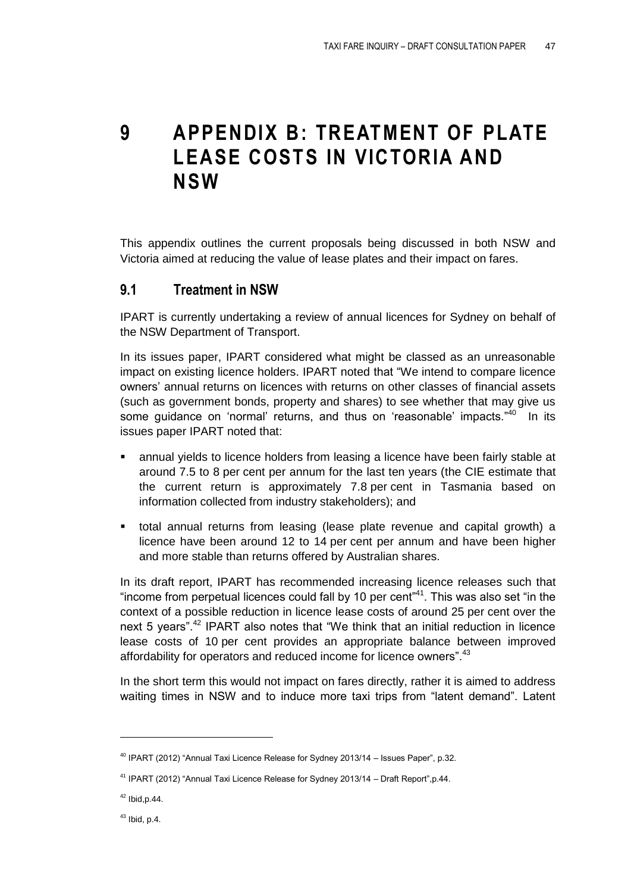# 9 APPENDIX B: TREATMENT OF PLATE LEASE COSTS IN VICTORIA AND NSW

This appendix outlines the current proposals being discussed in both NSW and Victoria aimed at reducing the value of lease plates and their impact on fares.

## 9.1 Treatment in NSW

IPART is currently undertaking a review of annual licences for Sydney on behalf of the NSW Department of Transport.

In its issues paper, IPART considered what might be classed as an unreasonable impact on existing licence holders. IPART noted that "We intend to compare licence owners' annual returns on licences with returns on other classes of financial assets (such as government bonds, property and shares) to see whether that may give us some guidance on 'normal' returns, and thus on 'reasonable' impacts."[40] In its issues paper IPART noted that:

- annual yields to licence holders from leasing a licence have been fairly stable at around 7.5 to 8 per cent per annum for the last ten years (the CIE estimate that the current return is approximately 7.8 per cent in Tasmania based on information collected from industry stakeholders); and
- total annual returns from leasing (lease plate revenue and capital growth) a licence have been around 12 to 14 per cent per annum and have been higher and more stable than returns offered by Australian shares.

In its draft report, IPART has recommended increasing licence releases such that "income from perpetual licences could fall by 10 per cent"[41]. This was also set "in the context of a possible reduction in licence lease costs of around 25 per cent over the next 5 years".[42] IPART also notes that "We think that an initial reduction in licence lease costs of 10 per cent provides an appropriate balance between improved affordability for operators and reduced income for licence owners".[43]

In the short term this would not impact on fares directly, rather it is aimed to address waiting times in NSW and to induce more taxi trips from "latent demand". Latent

---

[40] IPART (2012) "Annual Taxi Licence Release for Sydney 2013/14 – Issues Paper", p.32.

[41] IPART (2012) "Annual Taxi Licence Release for Sydney 2013/14 – Draft Report",p.44.

[42] Ibid,p.44.

[43] Ibid, p.4.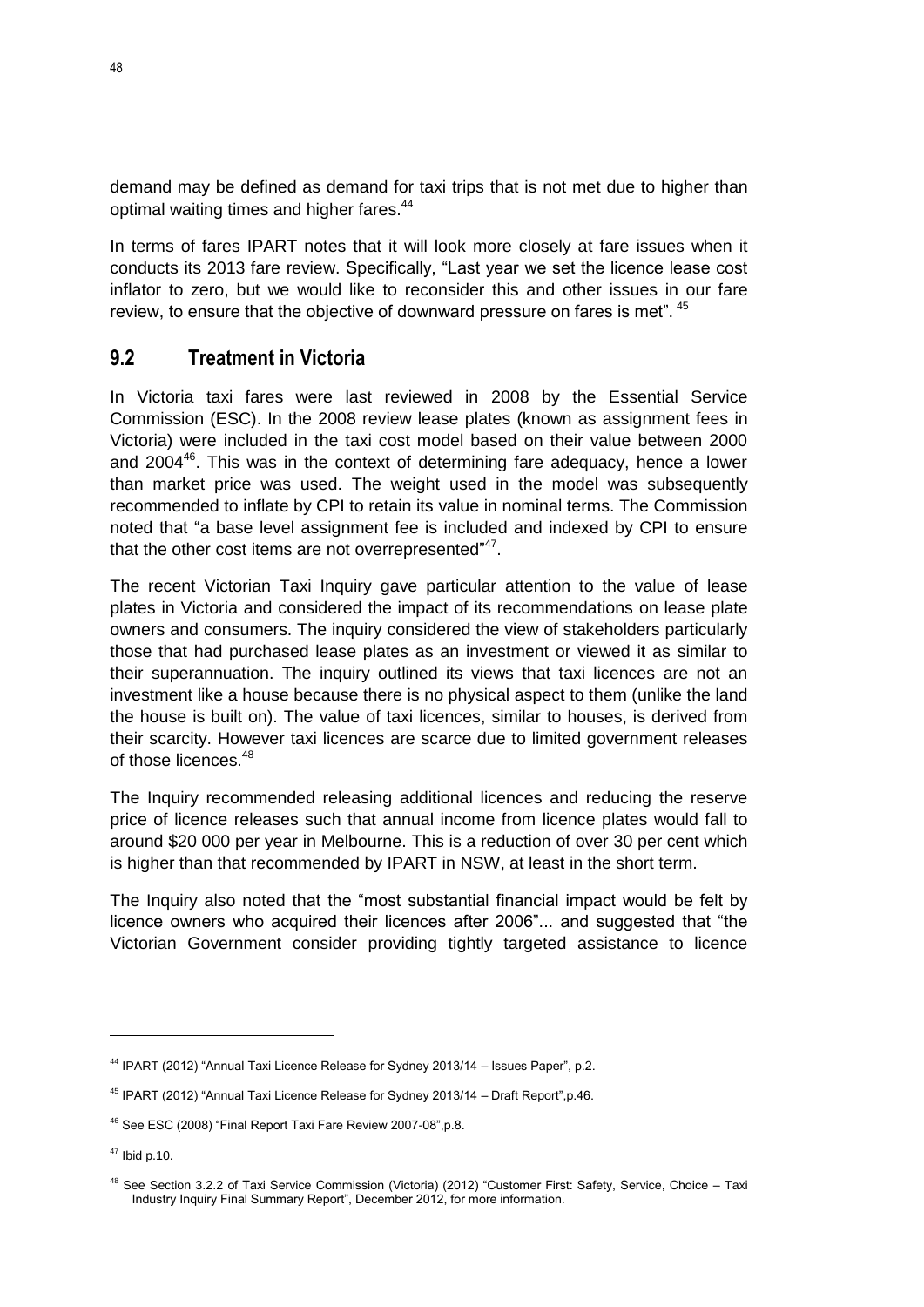demand may be defined as demand for taxi trips that is not met due to higher than optimal waiting times and higher fares.[44]

In terms of fares IPART notes that it will look more closely at fare issues when it conducts its 2013 fare review. Specifically, "Last year we set the licence lease cost inflator to zero, but we would like to reconsider this and other issues in our fare review, to ensure that the objective of downward pressure on fares is met". [45]

## 9.2 Treatment in Victoria

In Victoria taxi fares were last reviewed in 2008 by the Essential Service Commission (ESC). In the 2008 review lease plates (known as assignment fees in Victoria) were included in the taxi cost model based on their value between 2000 and 2004[46]. This was in the context of determining fare adequacy, hence a lower than market price was used. The weight used in the model was subsequently recommended to inflate by CPI to retain its value in nominal terms. The Commission noted that "a base level assignment fee is included and indexed by CPI to ensure that the other cost items are not overrepresented"[47].

The recent Victorian Taxi Inquiry gave particular attention to the value of lease plates in Victoria and considered the impact of its recommendations on lease plate owners and consumers. The inquiry considered the view of stakeholders particularly those that had purchased lease plates as an investment or viewed it as similar to their superannuation. The inquiry outlined its views that taxi licences are not an investment like a house because there is no physical aspect to them (unlike the land the house is built on). The value of taxi licences, similar to houses, is derived from their scarcity. However taxi licences are scarce due to limited government releases of those licences.[48]

The Inquiry recommended releasing additional licences and reducing the reserve price of licence releases such that annual income from licence plates would fall to around $20 000 per year in Melbourne. This is a reduction of over 30 per cent which is higher than that recommended by IPART in NSW, at least in the short term.

The Inquiry also noted that the "most substantial financial impact would be felt by licence owners who acquired their licences after 2006"... and suggested that "the Victorian Government consider providing tightly targeted assistance to licence

---

[44] IPART (2012) "Annual Taxi Licence Release for Sydney 2013/14 – Issues Paper", p.2.

[45] IPART (2012) "Annual Taxi Licence Release for Sydney 2013/14 – Draft Report",p.46.

[46] See ESC (2008) "Final Report Taxi Fare Review 2007-08",p.8.

[47] Ibid p.10.

[48] See Section 3.2.2 of Taxi Service Commission (Victoria) (2012) "Customer First: Safety, Service, Choice – Taxi Industry Inquiry Final Summary Report", December 2012, for more information.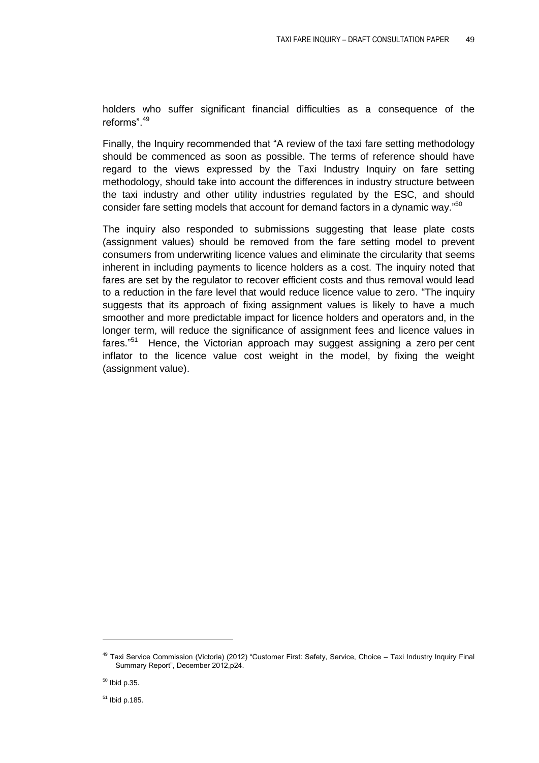holders who suffer significant financial difficulties as a consequence of the reforms".[49]

Finally, the Inquiry recommended that "A review of the taxi fare setting methodology should be commenced as soon as possible. The terms of reference should have regard to the views expressed by the Taxi Industry Inquiry on fare setting methodology, should take into account the differences in industry structure between the taxi industry and other utility industries regulated by the ESC, and should consider fare setting models that account for demand factors in a dynamic way."[50]

The inquiry also responded to submissions suggesting that lease plate costs (assignment values) should be removed from the fare setting model to prevent consumers from underwriting licence values and eliminate the circularity that seems inherent in including payments to licence holders as a cost. The inquiry noted that fares are set by the regulator to recover efficient costs and thus removal would lead to a reduction in the fare level that would reduce licence value to zero. "The inquiry suggests that its approach of fixing assignment values is likely to have a much smoother and more predictable impact for licence holders and operators and, in the longer term, will reduce the significance of assignment fees and licence values in fares."[51] Hence, the Victorian approach may suggest assigning a zero per cent inflator to the licence value cost weight in the model, by fixing the weight (assignment value).

---

[49] Taxi Service Commission (Victoria) (2012) "Customer First: Safety, Service, Choice – Taxi Industry Inquiry Final Summary Report", December 2012,p24.

[50] Ibid p.35.

[51] Ibid p.185.